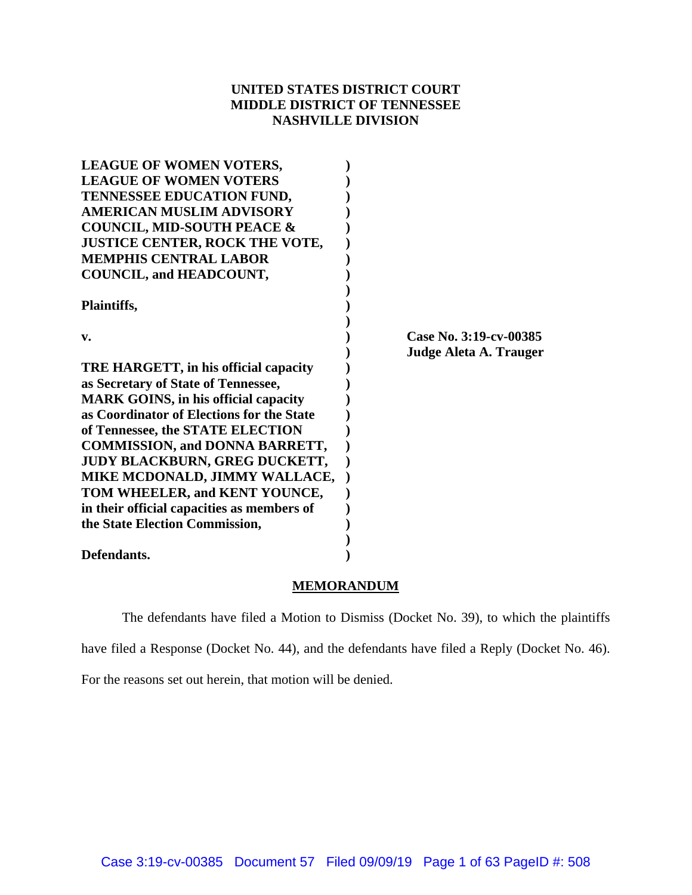**UNITED STATES DISTRICT COURT**
**MIDDLE DISTRICT OF TENNESSEE**
**NASHVILLE DIVISION**

**LEAGUE OF WOMEN VOTERS, LEAGUE OF WOMEN VOTERS TENNESSEE EDUCATION FUND, AMERICAN MUSLIM ADVISORY COUNCIL, MID-SOUTH PEACE & JUSTICE CENTER, ROCK THE VOTE, MEMPHIS CENTRAL LABOR COUNCIL, and HEADCOUNT,**

**Plaintiffs,**

**v.**

**TRE HARGETT, in his official capacity as Secretary of State of Tennessee, MARK GOINS, in his official capacity as Coordinator of Elections for the State of Tennessee, the STATE ELECTION COMMISSION, and DONNA BARRETT, JUDY BLACKBURN, GREG DUCKETT, MIKE MCDONALD, JIMMY WALLACE, TOM WHEELER, and KENT YOUNCE, in their official capacities as members of the State Election Commission,**

**Defendants.**

**Case No. 3:19-cv-00385**
**Judge Aleta A. Trauger**

**MEMORANDUM**

The defendants have filed a Motion to Dismiss (Docket No. 39), to which the plaintiffs have filed a Response (Docket No. 44), and the defendants have filed a Reply (Docket No. 46). For the reasons set out herein, that motion will be denied.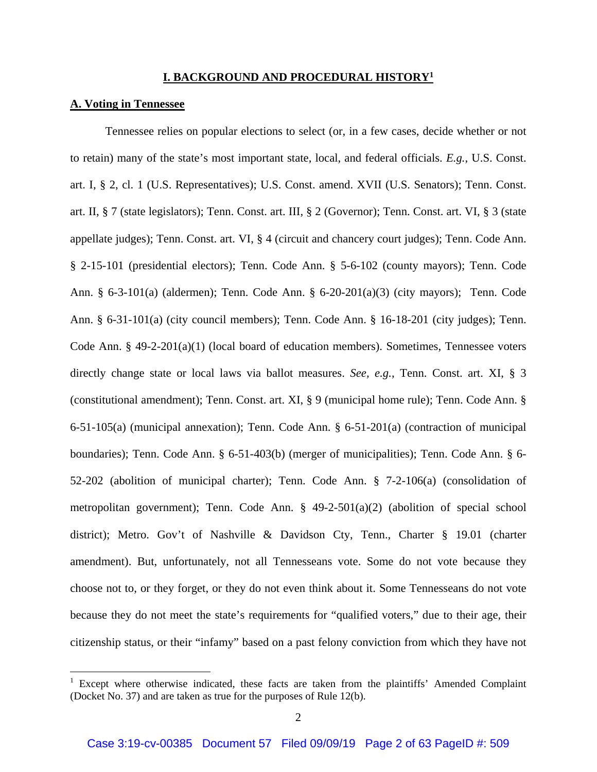# I. BACKGROUND AND PROCEDURAL HISTORY[1]

## A. Voting in Tennessee

Tennessee relies on popular elections to select (or, in a few cases, decide whether or not to retain) many of the state's most important state, local, and federal officials. *E.g.*, U.S. Const. art. I, § 2, cl. 1 (U.S. Representatives); U.S. Const. amend. XVII (U.S. Senators); Tenn. Const. art. II, § 7 (state legislators); Tenn. Const. art. III, § 2 (Governor); Tenn. Const. art. VI, § 3 (state appellate judges); Tenn. Const. art. VI, § 4 (circuit and chancery court judges); Tenn. Code Ann. § 2-15-101 (presidential electors); Tenn. Code Ann. § 5-6-102 (county mayors); Tenn. Code Ann. § 6-3-101(a) (aldermen); Tenn. Code Ann. § 6-20-201(a)(3) (city mayors); Tenn. Code Ann. § 6-31-101(a) (city council members); Tenn. Code Ann. § 16-18-201 (city judges); Tenn. Code Ann. § 49-2-201(a)(1) (local board of education members). Sometimes, Tennessee voters directly change state or local laws via ballot measures. *See, e.g.*, Tenn. Const. art. XI, § 3 (constitutional amendment); Tenn. Const. art. XI, § 9 (municipal home rule); Tenn. Code Ann. § 6-51-105(a) (municipal annexation); Tenn. Code Ann. § 6-51-201(a) (contraction of municipal boundaries); Tenn. Code Ann. § 6-51-403(b) (merger of municipalities); Tenn. Code Ann. § 6-52-202 (abolition of municipal charter); Tenn. Code Ann. § 7-2-106(a) (consolidation of metropolitan government); Tenn. Code Ann. § 49-2-501(a)(2) (abolition of special school district); Metro. Gov't of Nashville & Davidson Cty, Tenn., Charter § 19.01 (charter amendment). But, unfortunately, not all Tennesseans vote. Some do not vote because they choose not to, or they forget, or they do not even think about it. Some Tennesseans do not vote because they do not meet the state's requirements for "qualified voters," due to their age, their citizenship status, or their "infamy" based on a past felony conviction from which they have not

---

[1] Except where otherwise indicated, these facts are taken from the plaintiffs' Amended Complaint (Docket No. 37) and are taken as true for the purposes of Rule 12(b).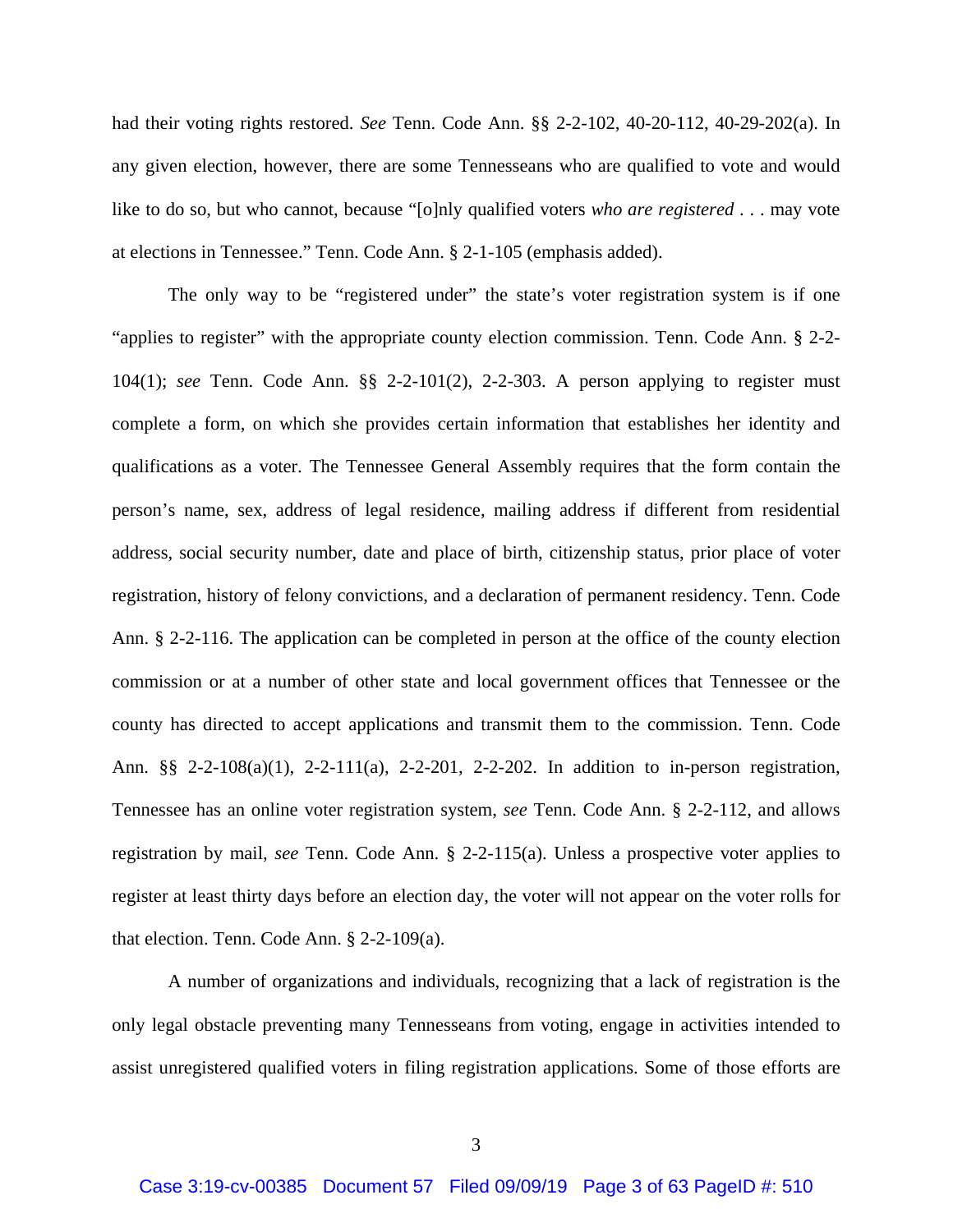had their voting rights restored. *See* Tenn. Code Ann. §§ 2-2-102, 40-20-112, 40-29-202(a). In any given election, however, there are some Tennesseans who are qualified to vote and would like to do so, but who cannot, because "[o]nly qualified voters *who are registered* . . . may vote at elections in Tennessee." Tenn. Code Ann. § 2-1-105 (emphasis added).

The only way to be "registered under" the state's voter registration system is if one "applies to register" with the appropriate county election commission. Tenn. Code Ann. § 2-2-104(1); *see* Tenn. Code Ann. §§ 2-2-101(2), 2-2-303. A person applying to register must complete a form, on which she provides certain information that establishes her identity and qualifications as a voter. The Tennessee General Assembly requires that the form contain the person's name, sex, address of legal residence, mailing address if different from residential address, social security number, date and place of birth, citizenship status, prior place of voter registration, history of felony convictions, and a declaration of permanent residency. Tenn. Code Ann. § 2-2-116. The application can be completed in person at the office of the county election commission or at a number of other state and local government offices that Tennessee or the county has directed to accept applications and transmit them to the commission. Tenn. Code Ann. §§ 2-2-108(a)(1), 2-2-111(a), 2-2-201, 2-2-202. In addition to in-person registration, Tennessee has an online voter registration system, *see* Tenn. Code Ann. § 2-2-112, and allows registration by mail, *see* Tenn. Code Ann. § 2-2-115(a). Unless a prospective voter applies to register at least thirty days before an election day, the voter will not appear on the voter rolls for that election. Tenn. Code Ann. § 2-2-109(a).

A number of organizations and individuals, recognizing that a lack of registration is the only legal obstacle preventing many Tennesseans from voting, engage in activities intended to assist unregistered qualified voters in filing registration applications. Some of those efforts are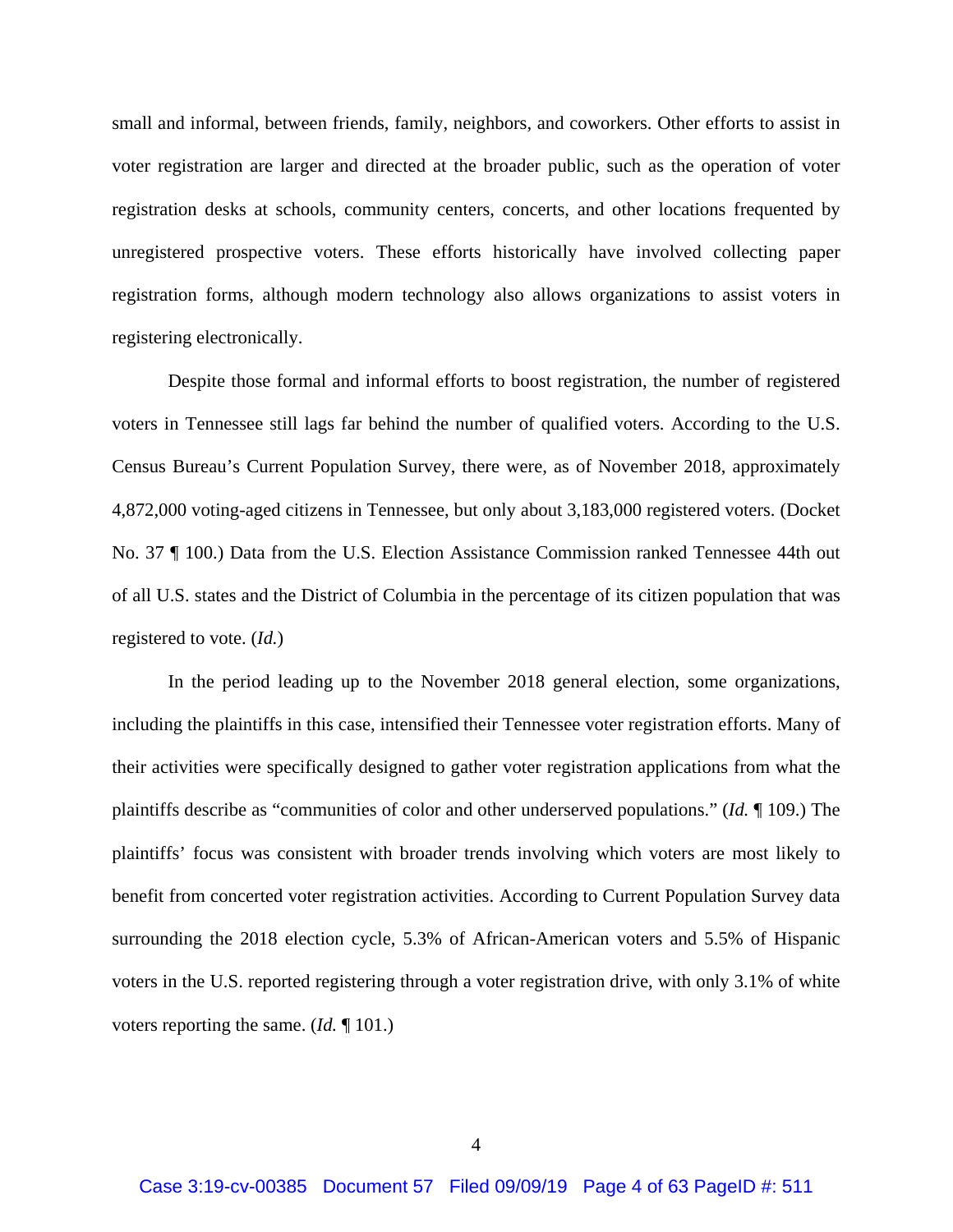small and informal, between friends, family, neighbors, and coworkers. Other efforts to assist in voter registration are larger and directed at the broader public, such as the operation of voter registration desks at schools, community centers, concerts, and other locations frequented by unregistered prospective voters. These efforts historically have involved collecting paper registration forms, although modern technology also allows organizations to assist voters in registering electronically.

Despite those formal and informal efforts to boost registration, the number of registered voters in Tennessee still lags far behind the number of qualified voters. According to the U.S. Census Bureau's Current Population Survey, there were, as of November 2018, approximately 4,872,000 voting-aged citizens in Tennessee, but only about 3,183,000 registered voters. (Docket No. 37 ¶ 100.) Data from the U.S. Election Assistance Commission ranked Tennessee 44th out of all U.S. states and the District of Columbia in the percentage of its citizen population that was registered to vote. (*Id.*)

In the period leading up to the November 2018 general election, some organizations, including the plaintiffs in this case, intensified their Tennessee voter registration efforts. Many of their activities were specifically designed to gather voter registration applications from what the plaintiffs describe as "communities of color and other underserved populations." (*Id.* ¶ 109.) The plaintiffs' focus was consistent with broader trends involving which voters are most likely to benefit from concerted voter registration activities. According to Current Population Survey data surrounding the 2018 election cycle, 5.3% of African-American voters and 5.5% of Hispanic voters in the U.S. reported registering through a voter registration drive, with only 3.1% of white voters reporting the same. (*Id.* ¶ 101.)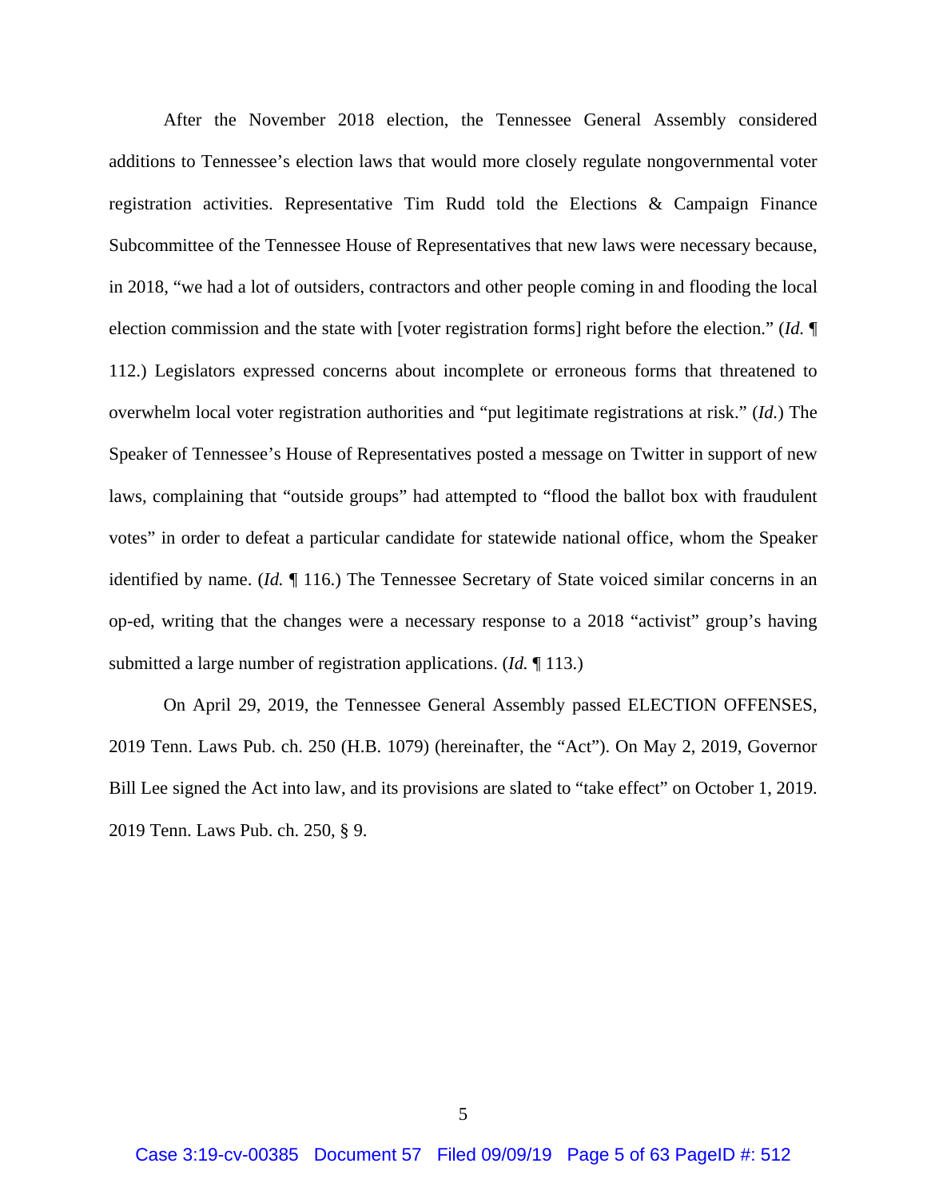After the November 2018 election, the Tennessee General Assembly considered additions to Tennessee's election laws that would more closely regulate nongovernmental voter registration activities. Representative Tim Rudd told the Elections & Campaign Finance Subcommittee of the Tennessee House of Representatives that new laws were necessary because, in 2018, "we had a lot of outsiders, contractors and other people coming in and flooding the local election commission and the state with [voter registration forms] right before the election." (*Id.* ¶ 112.) Legislators expressed concerns about incomplete or erroneous forms that threatened to overwhelm local voter registration authorities and "put legitimate registrations at risk." (*Id.*) The Speaker of Tennessee's House of Representatives posted a message on Twitter in support of new laws, complaining that "outside groups" had attempted to "flood the ballot box with fraudulent votes" in order to defeat a particular candidate for statewide national office, whom the Speaker identified by name. (*Id.* ¶ 116.) The Tennessee Secretary of State voiced similar concerns in an op-ed, writing that the changes were a necessary response to a 2018 "activist" group's having submitted a large number of registration applications. (*Id.* ¶ 113.)

On April 29, 2019, the Tennessee General Assembly passed ELECTION OFFENSES, 2019 Tenn. Laws Pub. ch. 250 (H.B. 1079) (hereinafter, the "Act"). On May 2, 2019, Governor Bill Lee signed the Act into law, and its provisions are slated to "take effect" on October 1, 2019. 2019 Tenn. Laws Pub. ch. 250, § 9.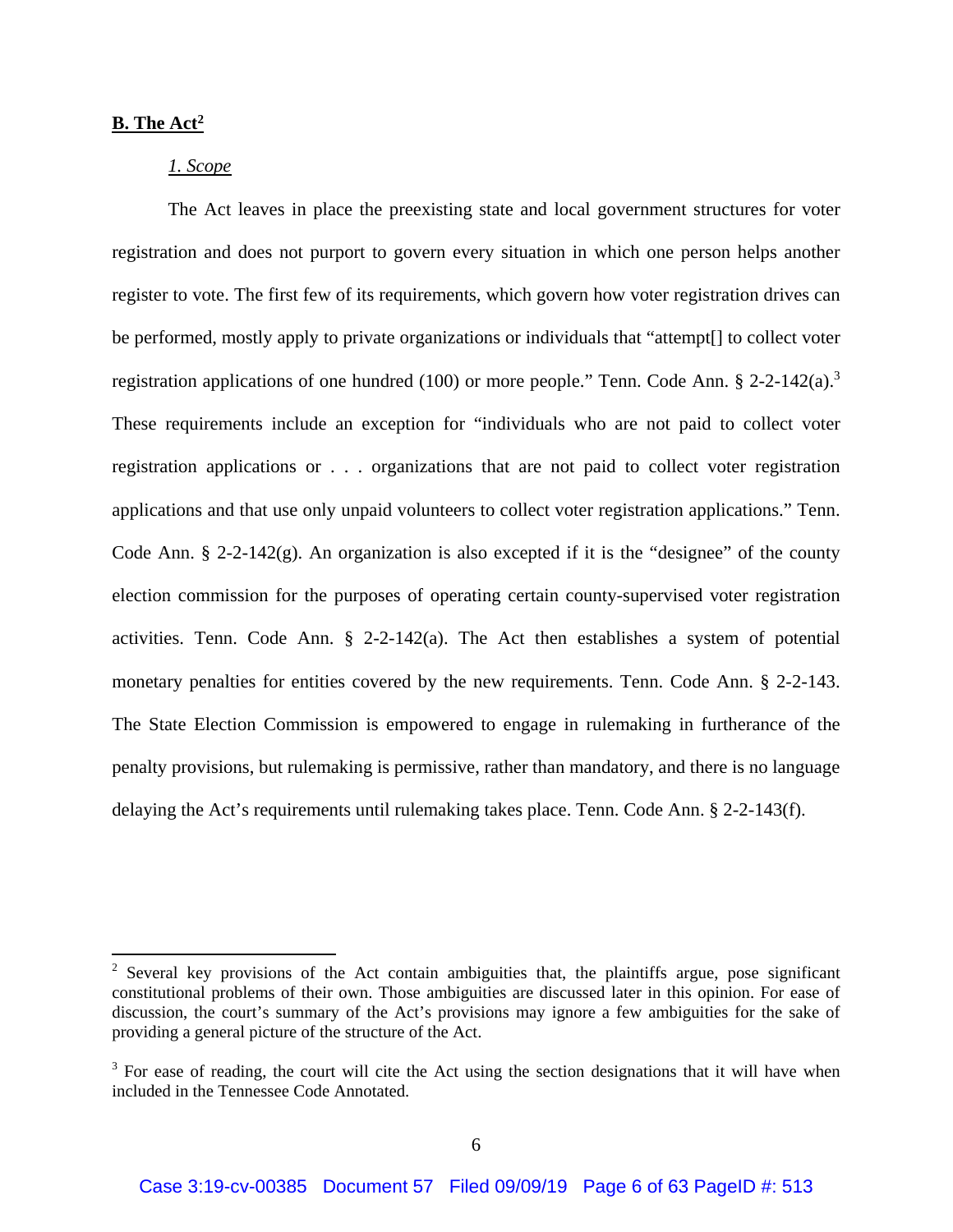**B. The Act**[2]

*1. Scope*

The Act leaves in place the preexisting state and local government structures for voter registration and does not purport to govern every situation in which one person helps another register to vote. The first few of its requirements, which govern how voter registration drives can be performed, mostly apply to private organizations or individuals that "attempt[] to collect voter registration applications of one hundred (100) or more people." Tenn. Code Ann. § 2-2-142(a).[3] These requirements include an exception for "individuals who are not paid to collect voter registration applications or . . . organizations that are not paid to collect voter registration applications and that use only unpaid volunteers to collect voter registration applications." Tenn. Code Ann. § 2-2-142(g). An organization is also excepted if it is the "designee" of the county election commission for the purposes of operating certain county-supervised voter registration activities. Tenn. Code Ann. § 2-2-142(a). The Act then establishes a system of potential monetary penalties for entities covered by the new requirements. Tenn. Code Ann. § 2-2-143. The State Election Commission is empowered to engage in rulemaking in furtherance of the penalty provisions, but rulemaking is permissive, rather than mandatory, and there is no language delaying the Act's requirements until rulemaking takes place. Tenn. Code Ann. § 2-2-143(f).

---

[2] Several key provisions of the Act contain ambiguities that, the plaintiffs argue, pose significant constitutional problems of their own. Those ambiguities are discussed later in this opinion. For ease of discussion, the court's summary of the Act's provisions may ignore a few ambiguities for the sake of providing a general picture of the structure of the Act.

[3] For ease of reading, the court will cite the Act using the section designations that it will have when included in the Tennessee Code Annotated.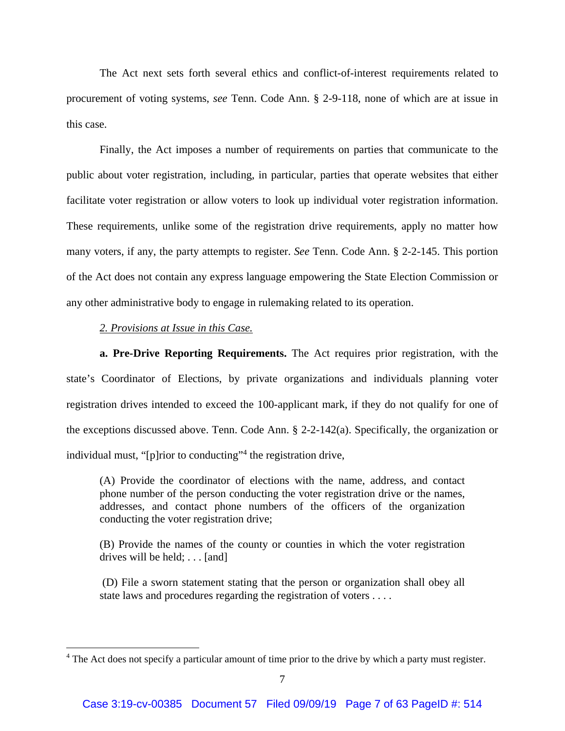The Act next sets forth several ethics and conflict-of-interest requirements related to procurement of voting systems, *see* Tenn. Code Ann. § 2-9-118, none of which are at issue in this case.

Finally, the Act imposes a number of requirements on parties that communicate to the public about voter registration, including, in particular, parties that operate websites that either facilitate voter registration or allow voters to look up individual voter registration information. These requirements, unlike some of the registration drive requirements, apply no matter how many voters, if any, the party attempts to register. *See* Tenn. Code Ann. § 2-2-145. This portion of the Act does not contain any express language empowering the State Election Commission or any other administrative body to engage in rulemaking related to its operation.

*2. Provisions at Issue in this Case.*

**a. Pre-Drive Reporting Requirements.** The Act requires prior registration, with the state's Coordinator of Elections, by private organizations and individuals planning voter registration drives intended to exceed the 100-applicant mark, if they do not qualify for one of the exceptions discussed above. Tenn. Code Ann. § 2-2-142(a). Specifically, the organization or individual must, "[p]rior to conducting"[4] the registration drive,

> (A) Provide the coordinator of elections with the name, address, and contact phone number of the person conducting the voter registration drive or the names, addresses, and contact phone numbers of the officers of the organization conducting the voter registration drive;
>
> (B) Provide the names of the county or counties in which the voter registration drives will be held; . . . [and]
>
> (D) File a sworn statement stating that the person or organization shall obey all state laws and procedures regarding the registration of voters . . . .

[4] The Act does not specify a particular amount of time prior to the drive by which a party must register.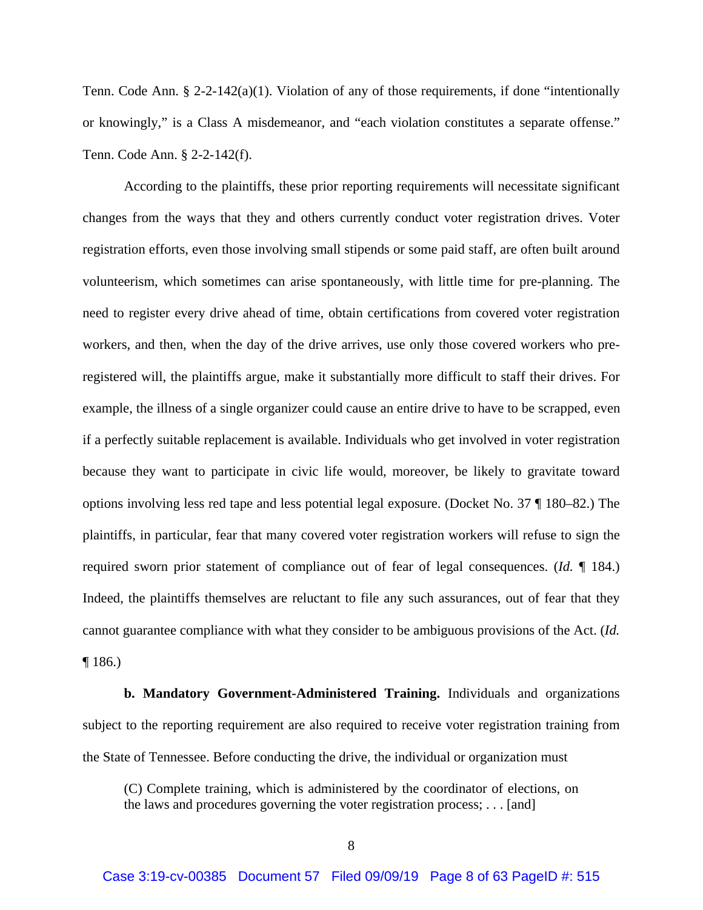Tenn. Code Ann. § 2-2-142(a)(1). Violation of any of those requirements, if done "intentionally or knowingly," is a Class A misdemeanor, and "each violation constitutes a separate offense." Tenn. Code Ann. § 2-2-142(f).

According to the plaintiffs, these prior reporting requirements will necessitate significant changes from the ways that they and others currently conduct voter registration drives. Voter registration efforts, even those involving small stipends or some paid staff, are often built around volunteerism, which sometimes can arise spontaneously, with little time for pre-planning. The need to register every drive ahead of time, obtain certifications from covered voter registration workers, and then, when the day of the drive arrives, use only those covered workers who pre-registered will, the plaintiffs argue, make it substantially more difficult to staff their drives. For example, the illness of a single organizer could cause an entire drive to have to be scrapped, even if a perfectly suitable replacement is available. Individuals who get involved in voter registration because they want to participate in civic life would, moreover, be likely to gravitate toward options involving less red tape and less potential legal exposure. (Docket No. 37 ¶ 180–82.) The plaintiffs, in particular, fear that many covered voter registration workers will refuse to sign the required sworn prior statement of compliance out of fear of legal consequences. (*Id.* ¶ 184.) Indeed, the plaintiffs themselves are reluctant to file any such assurances, out of fear that they cannot guarantee compliance with what they consider to be ambiguous provisions of the Act. (*Id.* ¶ 186.)

**b. Mandatory Government-Administered Training.** Individuals and organizations subject to the reporting requirement are also required to receive voter registration training from the State of Tennessee. Before conducting the drive, the individual or organization must

> (C) Complete training, which is administered by the coordinator of elections, on the laws and procedures governing the voter registration process; . . . [and]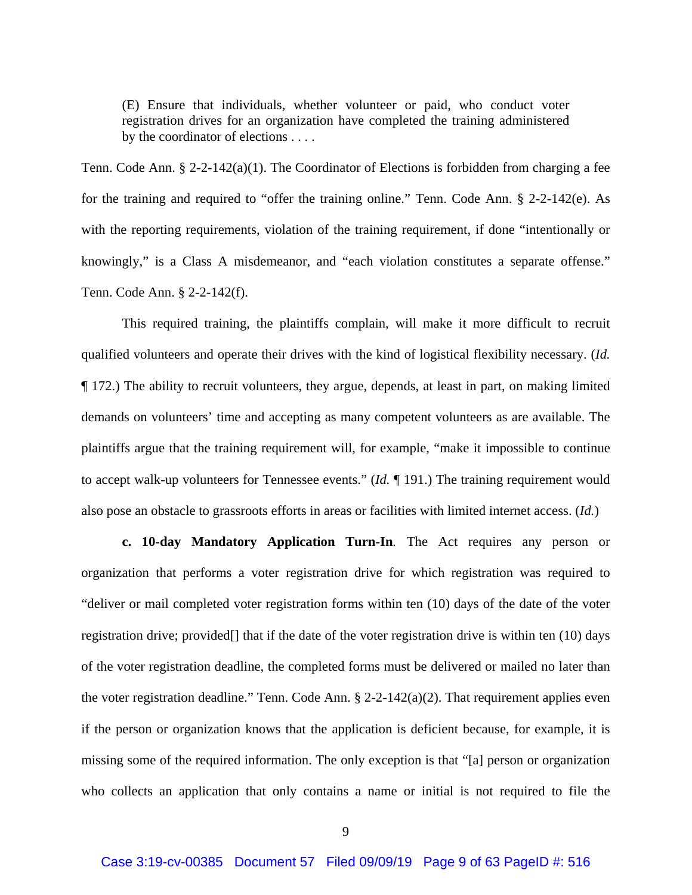> (E) Ensure that individuals, whether volunteer or paid, who conduct voter registration drives for an organization have completed the training administered by the coordinator of elections . . . .

Tenn. Code Ann. § 2-2-142(a)(1). The Coordinator of Elections is forbidden from charging a fee for the training and required to "offer the training online." Tenn. Code Ann. § 2-2-142(e). As with the reporting requirements, violation of the training requirement, if done "intentionally or knowingly," is a Class A misdemeanor, and "each violation constitutes a separate offense." Tenn. Code Ann. § 2-2-142(f).

This required training, the plaintiffs complain, will make it more difficult to recruit qualified volunteers and operate their drives with the kind of logistical flexibility necessary. (*Id.* ¶ 172.) The ability to recruit volunteers, they argue, depends, at least in part, on making limited demands on volunteers' time and accepting as many competent volunteers as are available. The plaintiffs argue that the training requirement will, for example, "make it impossible to continue to accept walk-up volunteers for Tennessee events." (*Id.* ¶ 191.) The training requirement would also pose an obstacle to grassroots efforts in areas or facilities with limited internet access. (*Id.*)

**c. 10-day Mandatory Application Turn-In**. The Act requires any person or organization that performs a voter registration drive for which registration was required to "deliver or mail completed voter registration forms within ten (10) days of the date of the voter registration drive; provided[] that if the date of the voter registration drive is within ten (10) days of the voter registration deadline, the completed forms must be delivered or mailed no later than the voter registration deadline." Tenn. Code Ann. § 2-2-142(a)(2). That requirement applies even if the person or organization knows that the application is deficient because, for example, it is missing some of the required information. The only exception is that "[a] person or organization who collects an application that only contains a name or initial is not required to file the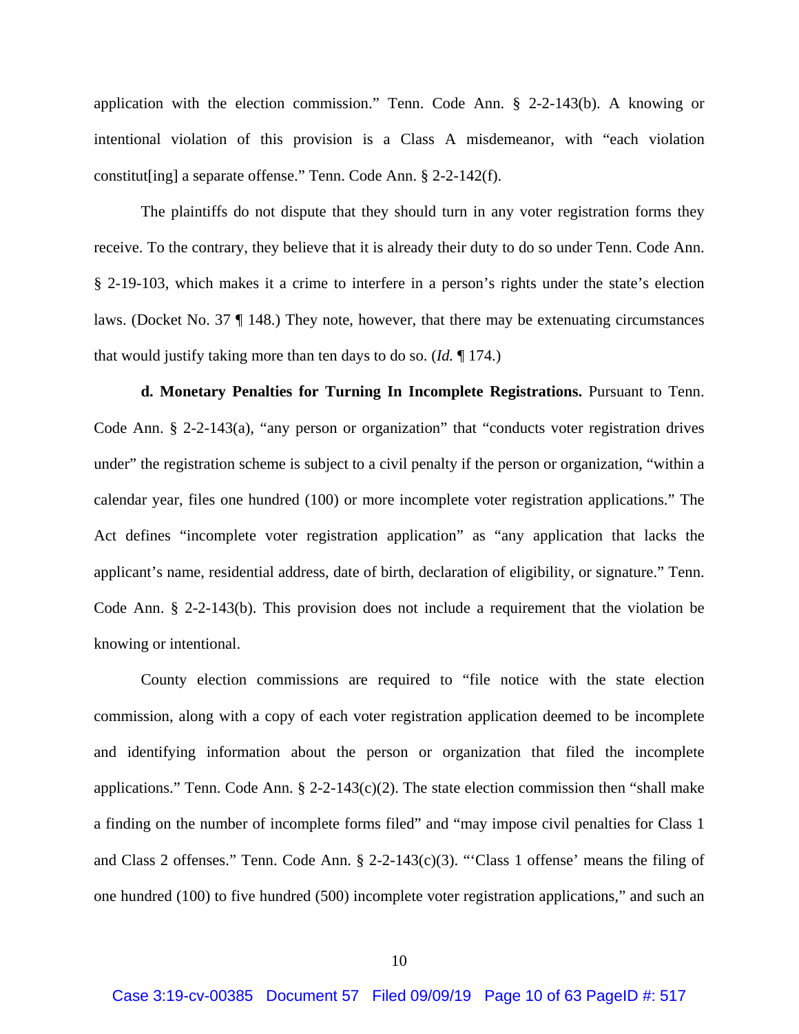application with the election commission." Tenn. Code Ann. § 2-2-143(b). A knowing or intentional violation of this provision is a Class A misdemeanor, with "each violation constitut[ing] a separate offense." Tenn. Code Ann. § 2-2-142(f).

The plaintiffs do not dispute that they should turn in any voter registration forms they receive. To the contrary, they believe that it is already their duty to do so under Tenn. Code Ann. § 2-19-103, which makes it a crime to interfere in a person's rights under the state's election laws. (Docket No. 37 ¶ 148.) They note, however, that there may be extenuating circumstances that would justify taking more than ten days to do so. (*Id.* ¶ 174.)

**d. Monetary Penalties for Turning In Incomplete Registrations.** Pursuant to Tenn. Code Ann. § 2-2-143(a), "any person or organization" that "conducts voter registration drives under" the registration scheme is subject to a civil penalty if the person or organization, "within a calendar year, files one hundred (100) or more incomplete voter registration applications." The Act defines "incomplete voter registration application" as "any application that lacks the applicant's name, residential address, date of birth, declaration of eligibility, or signature." Tenn. Code Ann. § 2-2-143(b). This provision does not include a requirement that the violation be knowing or intentional.

County election commissions are required to "file notice with the state election commission, along with a copy of each voter registration application deemed to be incomplete and identifying information about the person or organization that filed the incomplete applications." Tenn. Code Ann. § 2-2-143(c)(2). The state election commission then "shall make a finding on the number of incomplete forms filed" and "may impose civil penalties for Class 1 and Class 2 offenses." Tenn. Code Ann. § 2-2-143(c)(3). "'Class 1 offense' means the filing of one hundred (100) to five hundred (500) incomplete voter registration applications," and such an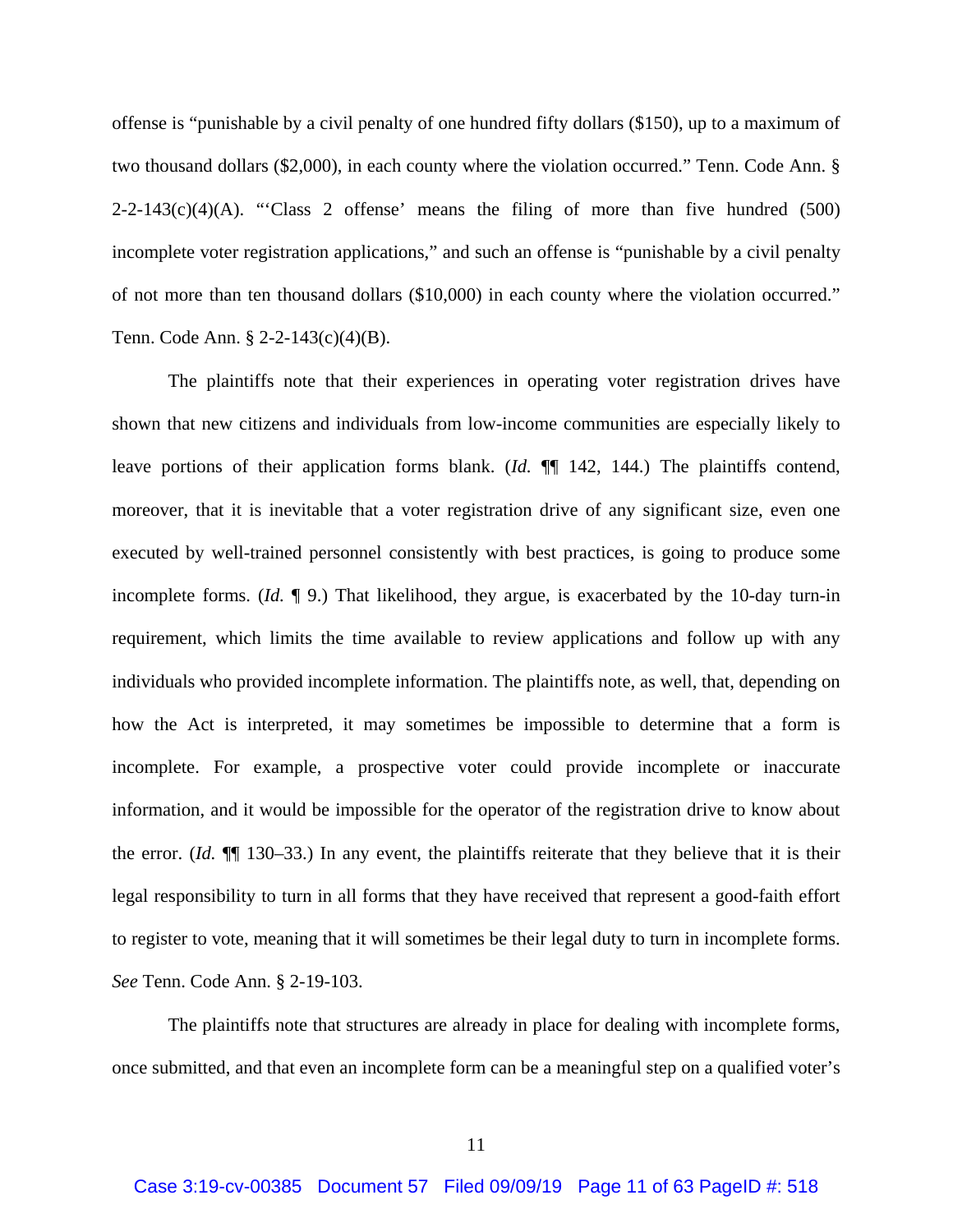offense is "punishable by a civil penalty of one hundred fifty dollars ($150), up to a maximum of two thousand dollars ($2,000), in each county where the violation occurred." Tenn. Code Ann. § 2-2-143(c)(4)(A). "'Class 2 offense' means the filing of more than five hundred (500) incomplete voter registration applications," and such an offense is "punishable by a civil penalty of not more than ten thousand dollars ($10,000) in each county where the violation occurred." Tenn. Code Ann. § 2-2-143(c)(4)(B).

The plaintiffs note that their experiences in operating voter registration drives have shown that new citizens and individuals from low-income communities are especially likely to leave portions of their application forms blank. (*Id.* ¶¶ 142, 144.) The plaintiffs contend, moreover, that it is inevitable that a voter registration drive of any significant size, even one executed by well-trained personnel consistently with best practices, is going to produce some incomplete forms. (*Id.* ¶ 9.) That likelihood, they argue, is exacerbated by the 10-day turn-in requirement, which limits the time available to review applications and follow up with any individuals who provided incomplete information. The plaintiffs note, as well, that, depending on how the Act is interpreted, it may sometimes be impossible to determine that a form is incomplete. For example, a prospective voter could provide incomplete or inaccurate information, and it would be impossible for the operator of the registration drive to know about the error. (*Id.* ¶¶ 130–33.) In any event, the plaintiffs reiterate that they believe that it is their legal responsibility to turn in all forms that they have received that represent a good-faith effort to register to vote, meaning that it will sometimes be their legal duty to turn in incomplete forms. *See* Tenn. Code Ann. § 2-19-103.

The plaintiffs note that structures are already in place for dealing with incomplete forms, once submitted, and that even an incomplete form can be a meaningful step on a qualified voter's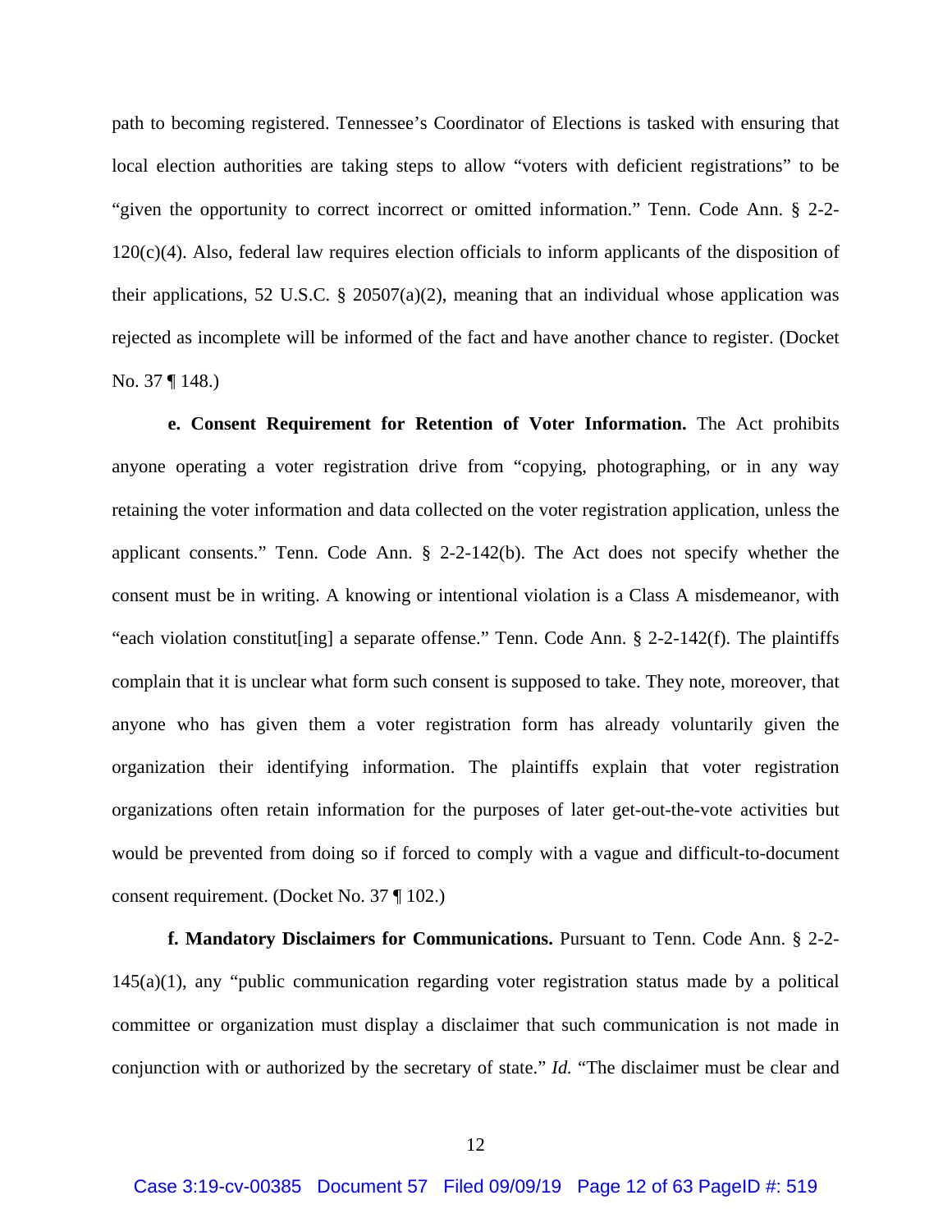path to becoming registered. Tennessee's Coordinator of Elections is tasked with ensuring that local election authorities are taking steps to allow "voters with deficient registrations" to be "given the opportunity to correct incorrect or omitted information." Tenn. Code Ann. § 2-2-120(c)(4). Also, federal law requires election officials to inform applicants of the disposition of their applications, 52 U.S.C. § 20507(a)(2), meaning that an individual whose application was rejected as incomplete will be informed of the fact and have another chance to register. (Docket No. 37 ¶ 148.)

**e. Consent Requirement for Retention of Voter Information.** The Act prohibits anyone operating a voter registration drive from "copying, photographing, or in any way retaining the voter information and data collected on the voter registration application, unless the applicant consents." Tenn. Code Ann. § 2-2-142(b). The Act does not specify whether the consent must be in writing. A knowing or intentional violation is a Class A misdemeanor, with "each violation constitut[ing] a separate offense." Tenn. Code Ann. § 2-2-142(f). The plaintiffs complain that it is unclear what form such consent is supposed to take. They note, moreover, that anyone who has given them a voter registration form has already voluntarily given the organization their identifying information. The plaintiffs explain that voter registration organizations often retain information for the purposes of later get-out-the-vote activities but would be prevented from doing so if forced to comply with a vague and difficult-to-document consent requirement. (Docket No. 37 ¶ 102.)

**f. Mandatory Disclaimers for Communications.** Pursuant to Tenn. Code Ann. § 2-2-145(a)(1), any "public communication regarding voter registration status made by a political committee or organization must display a disclaimer that such communication is not made in conjunction with or authorized by the secretary of state." *Id.* "The disclaimer must be clear and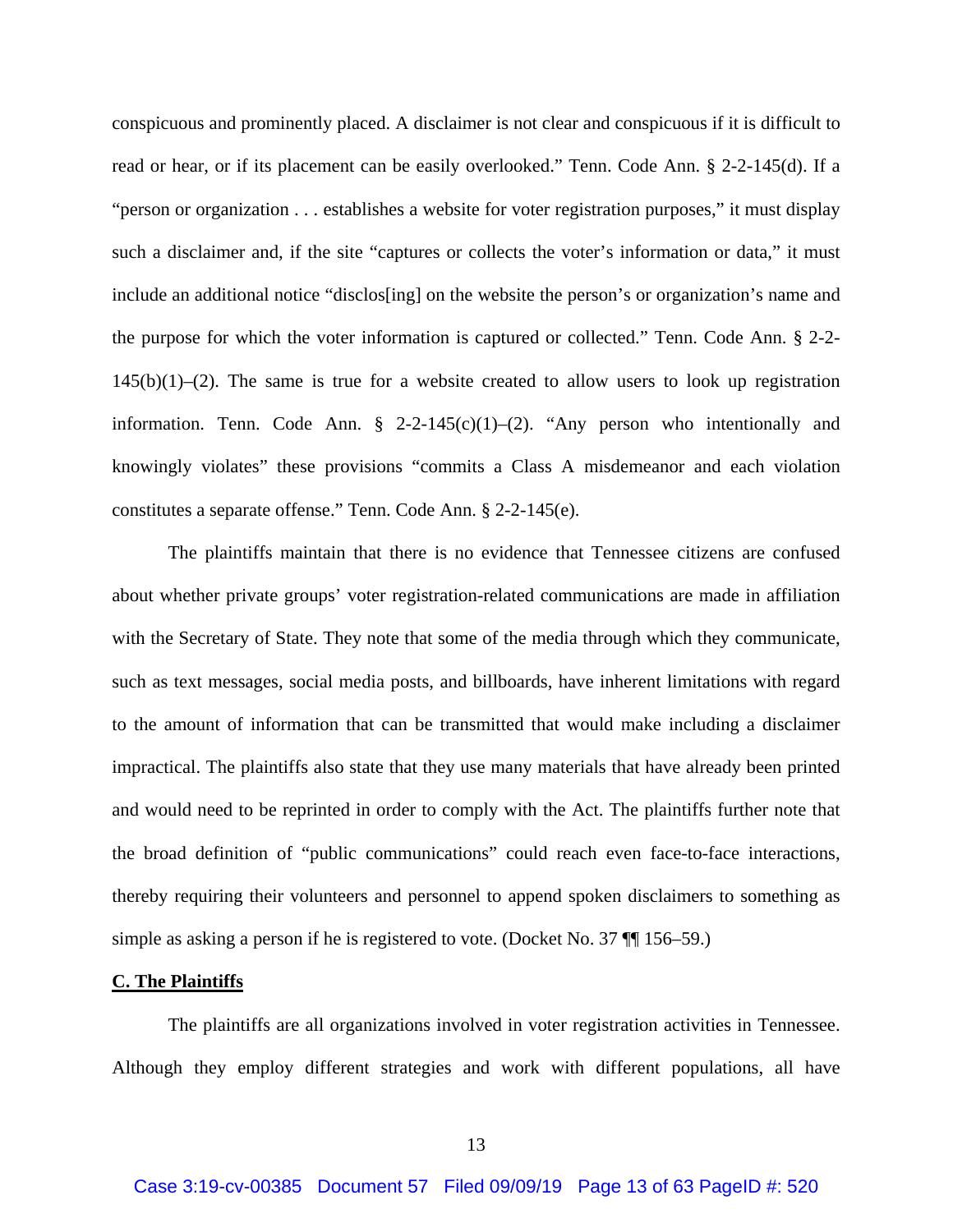conspicuous and prominently placed. A disclaimer is not clear and conspicuous if it is difficult to read or hear, or if its placement can be easily overlooked." Tenn. Code Ann. § 2-2-145(d). If a "person or organization . . . establishes a website for voter registration purposes," it must display such a disclaimer and, if the site "captures or collects the voter's information or data," it must include an additional notice "disclos[ing] on the website the person's or organization's name and the purpose for which the voter information is captured or collected." Tenn. Code Ann. § 2-2-145(b)(1)–(2). The same is true for a website created to allow users to look up registration information. Tenn. Code Ann. § 2-2-145(c)(1)–(2). "Any person who intentionally and knowingly violates" these provisions "commits a Class A misdemeanor and each violation constitutes a separate offense." Tenn. Code Ann. § 2-2-145(e).

The plaintiffs maintain that there is no evidence that Tennessee citizens are confused about whether private groups' voter registration-related communications are made in affiliation with the Secretary of State. They note that some of the media through which they communicate, such as text messages, social media posts, and billboards, have inherent limitations with regard to the amount of information that can be transmitted that would make including a disclaimer impractical. The plaintiffs also state that they use many materials that have already been printed and would need to be reprinted in order to comply with the Act. The plaintiffs further note that the broad definition of "public communications" could reach even face-to-face interactions, thereby requiring their volunteers and personnel to append spoken disclaimers to something as simple as asking a person if he is registered to vote. (Docket No. 37 ¶¶ 156–59.)

**C. The Plaintiffs**

The plaintiffs are all organizations involved in voter registration activities in Tennessee. Although they employ different strategies and work with different populations, all have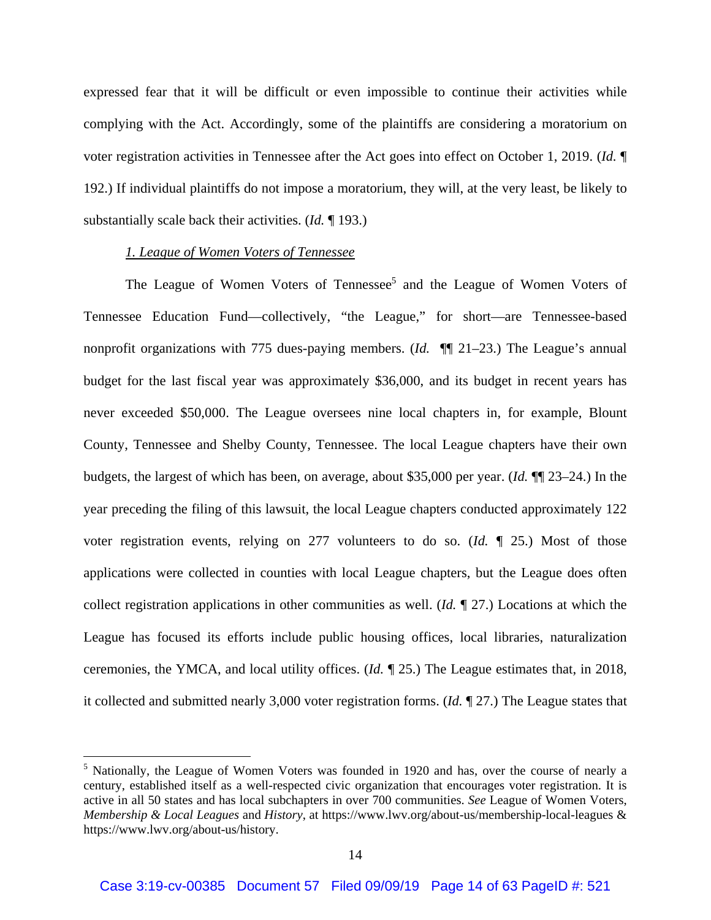expressed fear that it will be difficult or even impossible to continue their activities while complying with the Act. Accordingly, some of the plaintiffs are considering a moratorium on voter registration activities in Tennessee after the Act goes into effect on October 1, 2019. (*Id.* ¶ 192.) If individual plaintiffs do not impose a moratorium, they will, at the very least, be likely to substantially scale back their activities. (*Id.* ¶ 193.)

*1. League of Women Voters of Tennessee*

The League of Women Voters of Tennessee[5] and the League of Women Voters of Tennessee Education Fund—collectively, "the League," for short—are Tennessee-based nonprofit organizations with 775 dues-paying members. (*Id.* ¶¶ 21–23.) The League's annual budget for the last fiscal year was approximately $36,000, and its budget in recent years has never exceeded $50,000. The League oversees nine local chapters in, for example, Blount County, Tennessee and Shelby County, Tennessee. The local League chapters have their own budgets, the largest of which has been, on average, about $35,000 per year. (*Id.* ¶¶ 23–24.) In the year preceding the filing of this lawsuit, the local League chapters conducted approximately 122 voter registration events, relying on 277 volunteers to do so. (*Id.* ¶ 25.) Most of those applications were collected in counties with local League chapters, but the League does often collect registration applications in other communities as well. (*Id.* ¶ 27.) Locations at which the League has focused its efforts include public housing offices, local libraries, naturalization ceremonies, the YMCA, and local utility offices. (*Id.* ¶ 25.) The League estimates that, in 2018, it collected and submitted nearly 3,000 voter registration forms. (*Id.* ¶ 27.) The League states that

---

[5] Nationally, the League of Women Voters was founded in 1920 and has, over the course of nearly a century, established itself as a well-respected civic organization that encourages voter registration. It is active in all 50 states and has local subchapters in over 700 communities. *See* League of Women Voters, *Membership & Local Leagues* and *History*, at https://www.lwv.org/about-us/membership-local-leagues & https://www.lwv.org/about-us/history.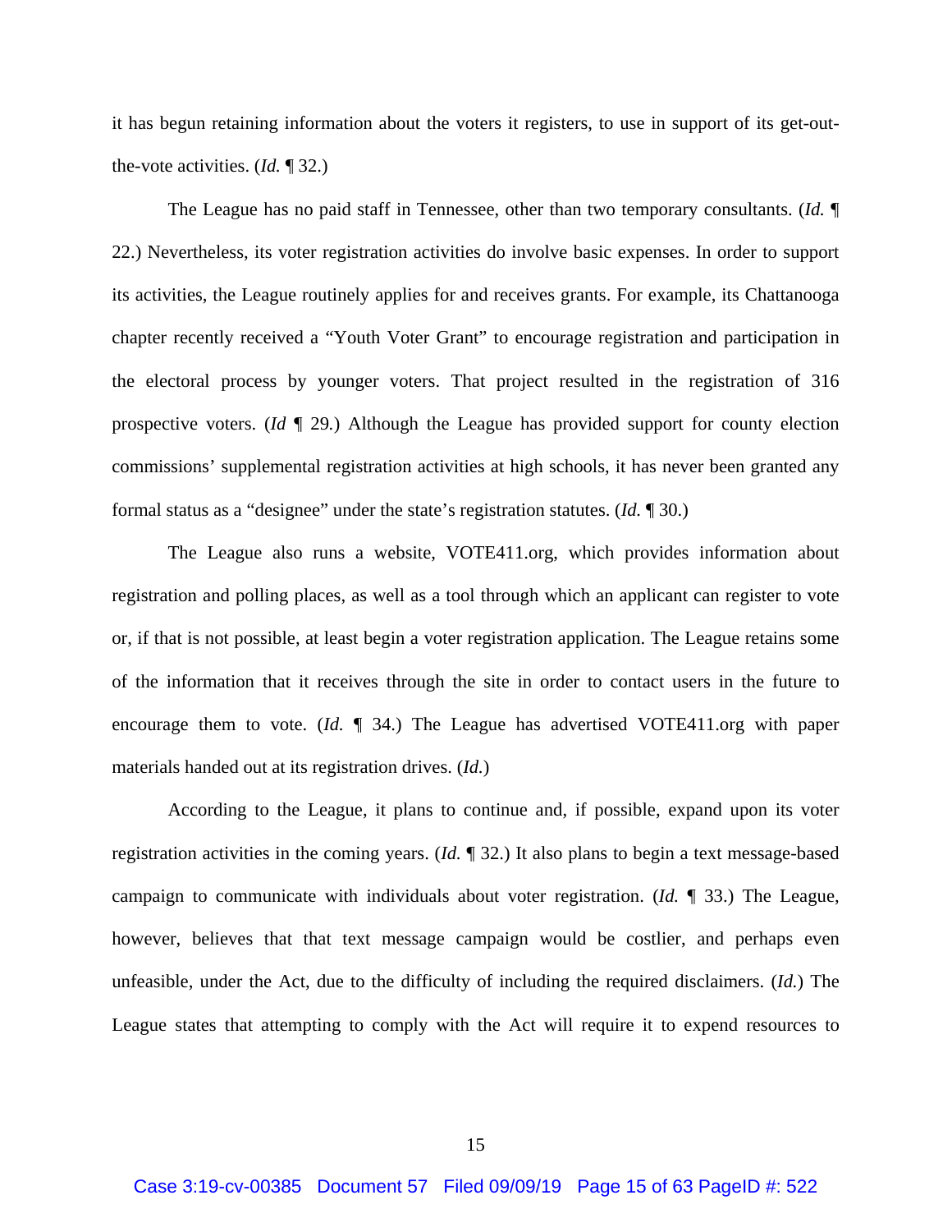it has begun retaining information about the voters it registers, to use in support of its get-out-the-vote activities. (*Id.* ¶ 32.)

The League has no paid staff in Tennessee, other than two temporary consultants. (*Id.* ¶ 22.) Nevertheless, its voter registration activities do involve basic expenses. In order to support its activities, the League routinely applies for and receives grants. For example, its Chattanooga chapter recently received a "Youth Voter Grant" to encourage registration and participation in the electoral process by younger voters. That project resulted in the registration of 316 prospective voters. (*Id* ¶ 29.) Although the League has provided support for county election commissions' supplemental registration activities at high schools, it has never been granted any formal status as a "designee" under the state's registration statutes. (*Id.* ¶ 30.)

The League also runs a website, VOTE411.org, which provides information about registration and polling places, as well as a tool through which an applicant can register to vote or, if that is not possible, at least begin a voter registration application. The League retains some of the information that it receives through the site in order to contact users in the future to encourage them to vote. (*Id.* ¶ 34.) The League has advertised VOTE411.org with paper materials handed out at its registration drives. (*Id.*)

According to the League, it plans to continue and, if possible, expand upon its voter registration activities in the coming years. (*Id.* ¶ 32.) It also plans to begin a text message-based campaign to communicate with individuals about voter registration. (*Id.* ¶ 33.) The League, however, believes that that text message campaign would be costlier, and perhaps even unfeasible, under the Act, due to the difficulty of including the required disclaimers. (*Id.*) The League states that attempting to comply with the Act will require it to expend resources to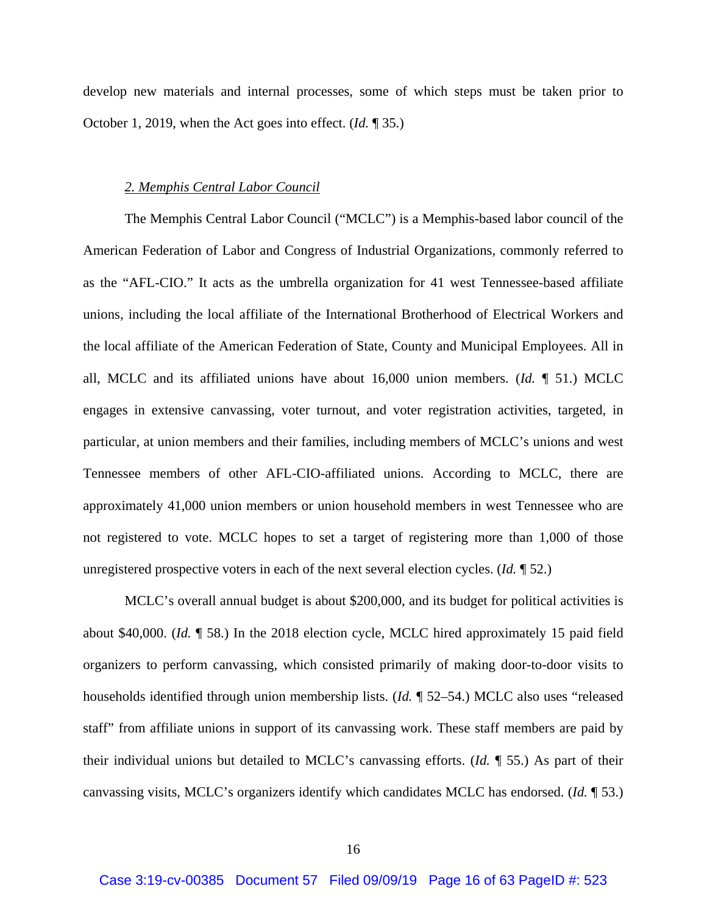develop new materials and internal processes, some of which steps must be taken prior to October 1, 2019, when the Act goes into effect. (*Id.* ¶ 35.)

### *2. Memphis Central Labor Council*

The Memphis Central Labor Council ("MCLC") is a Memphis-based labor council of the American Federation of Labor and Congress of Industrial Organizations, commonly referred to as the "AFL-CIO." It acts as the umbrella organization for 41 west Tennessee-based affiliate unions, including the local affiliate of the International Brotherhood of Electrical Workers and the local affiliate of the American Federation of State, County and Municipal Employees. All in all, MCLC and its affiliated unions have about 16,000 union members. (*Id.* ¶ 51.) MCLC engages in extensive canvassing, voter turnout, and voter registration activities, targeted, in particular, at union members and their families, including members of MCLC's unions and west Tennessee members of other AFL-CIO-affiliated unions. According to MCLC, there are approximately 41,000 union members or union household members in west Tennessee who are not registered to vote. MCLC hopes to set a target of registering more than 1,000 of those unregistered prospective voters in each of the next several election cycles. (*Id.* ¶ 52.)

MCLC's overall annual budget is about $200,000, and its budget for political activities is about $40,000. (*Id.* ¶ 58.) In the 2018 election cycle, MCLC hired approximately 15 paid field organizers to perform canvassing, which consisted primarily of making door-to-door visits to households identified through union membership lists. (*Id.* ¶ 52–54.) MCLC also uses "released staff" from affiliate unions in support of its canvassing work. These staff members are paid by their individual unions but detailed to MCLC's canvassing efforts. (*Id.* ¶ 55.) As part of their canvassing visits, MCLC's organizers identify which candidates MCLC has endorsed. (*Id.* ¶ 53.)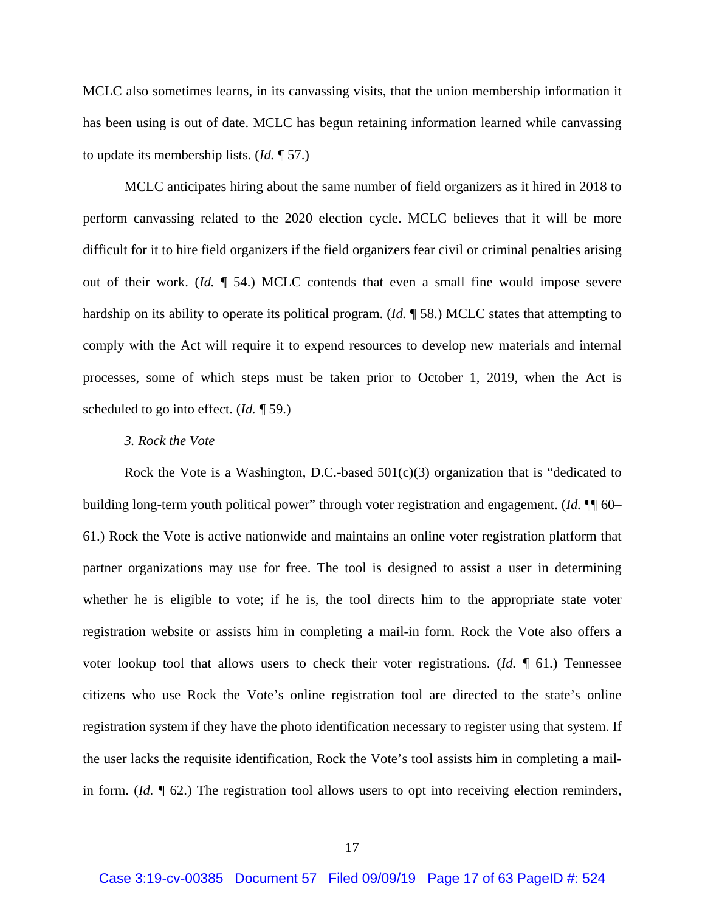MCLC also sometimes learns, in its canvassing visits, that the union membership information it has been using is out of date. MCLC has begun retaining information learned while canvassing to update its membership lists. (*Id.* ¶ 57.)

MCLC anticipates hiring about the same number of field organizers as it hired in 2018 to perform canvassing related to the 2020 election cycle. MCLC believes that it will be more difficult for it to hire field organizers if the field organizers fear civil or criminal penalties arising out of their work. (*Id.* ¶ 54.) MCLC contends that even a small fine would impose severe hardship on its ability to operate its political program. (*Id.* ¶ 58.) MCLC states that attempting to comply with the Act will require it to expend resources to develop new materials and internal processes, some of which steps must be taken prior to October 1, 2019, when the Act is scheduled to go into effect. (*Id.* ¶ 59.)

*3. Rock the Vote*

Rock the Vote is a Washington, D.C.-based 501(c)(3) organization that is "dedicated to building long-term youth political power" through voter registration and engagement. (*Id.* ¶¶ 60–61.) Rock the Vote is active nationwide and maintains an online voter registration platform that partner organizations may use for free. The tool is designed to assist a user in determining whether he is eligible to vote; if he is, the tool directs him to the appropriate state voter registration website or assists him in completing a mail-in form. Rock the Vote also offers a voter lookup tool that allows users to check their voter registrations. (*Id.* ¶ 61.) Tennessee citizens who use Rock the Vote's online registration tool are directed to the state's online registration system if they have the photo identification necessary to register using that system. If the user lacks the requisite identification, Rock the Vote's tool assists him in completing a mail-in form. (*Id.* ¶ 62.) The registration tool allows users to opt into receiving election reminders,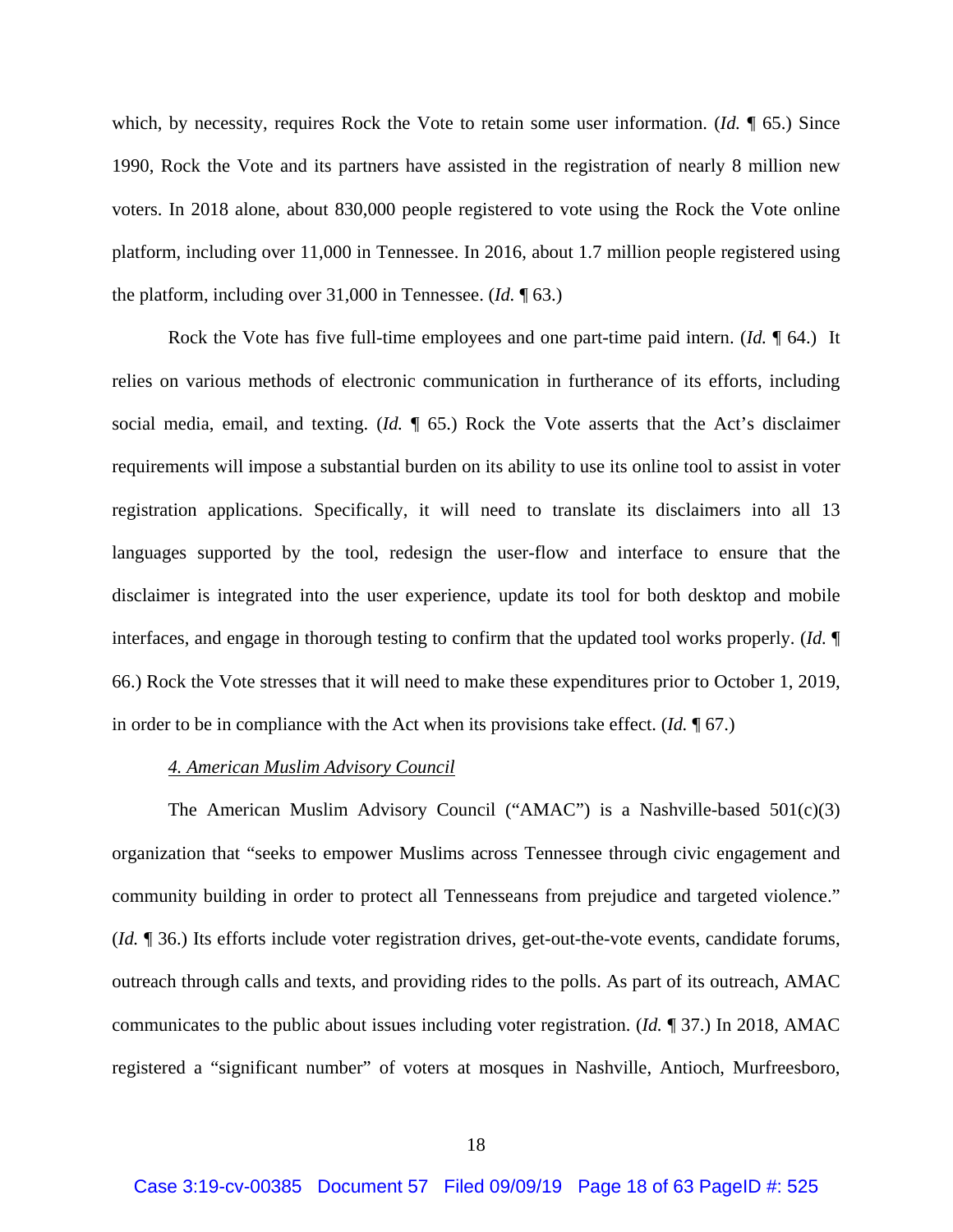which, by necessity, requires Rock the Vote to retain some user information. (*Id.* ¶ 65.) Since 1990, Rock the Vote and its partners have assisted in the registration of nearly 8 million new voters. In 2018 alone, about 830,000 people registered to vote using the Rock the Vote online platform, including over 11,000 in Tennessee. In 2016, about 1.7 million people registered using the platform, including over 31,000 in Tennessee. (*Id.* ¶ 63.)

Rock the Vote has five full-time employees and one part-time paid intern. (*Id.* ¶ 64.) It relies on various methods of electronic communication in furtherance of its efforts, including social media, email, and texting. (*Id.* ¶ 65.) Rock the Vote asserts that the Act's disclaimer requirements will impose a substantial burden on its ability to use its online tool to assist in voter registration applications. Specifically, it will need to translate its disclaimers into all 13 languages supported by the tool, redesign the user-flow and interface to ensure that the disclaimer is integrated into the user experience, update its tool for both desktop and mobile interfaces, and engage in thorough testing to confirm that the updated tool works properly. (*Id.* ¶ 66.) Rock the Vote stresses that it will need to make these expenditures prior to October 1, 2019, in order to be in compliance with the Act when its provisions take effect. (*Id.* ¶ 67.)

### 4. American Muslim Advisory Council

The American Muslim Advisory Council ("AMAC") is a Nashville-based 501(c)(3) organization that "seeks to empower Muslims across Tennessee through civic engagement and community building in order to protect all Tennesseans from prejudice and targeted violence." (*Id.* ¶ 36.) Its efforts include voter registration drives, get-out-the-vote events, candidate forums, outreach through calls and texts, and providing rides to the polls. As part of its outreach, AMAC communicates to the public about issues including voter registration. (*Id.* ¶ 37.) In 2018, AMAC registered a "significant number" of voters at mosques in Nashville, Antioch, Murfreesboro,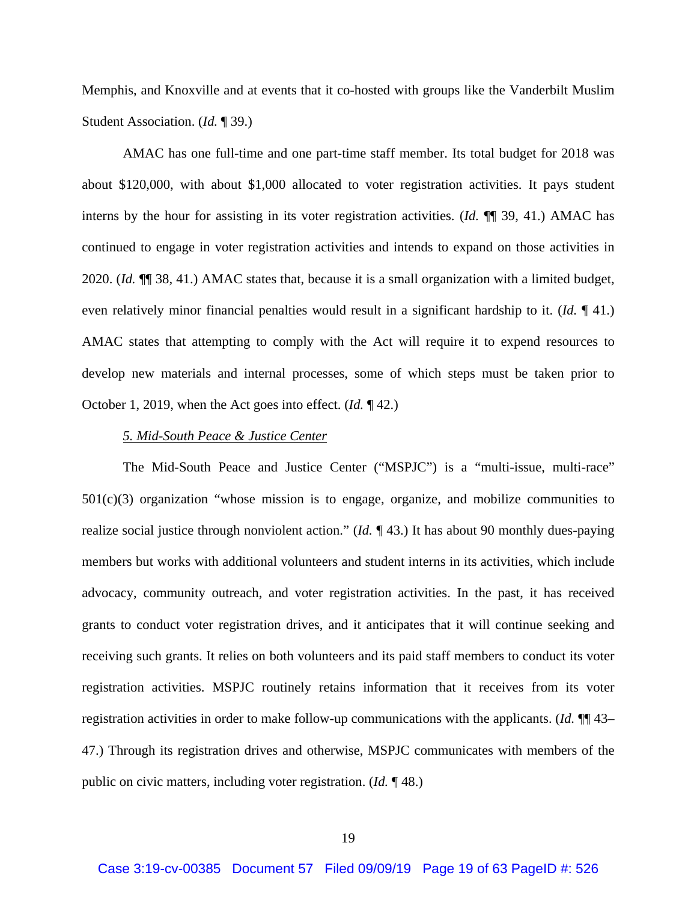Memphis, and Knoxville and at events that it co-hosted with groups like the Vanderbilt Muslim Student Association. (*Id.* ¶ 39.)

AMAC has one full-time and one part-time staff member. Its total budget for 2018 was about $120,000, with about $1,000 allocated to voter registration activities. It pays student interns by the hour for assisting in its voter registration activities. (*Id.* ¶¶ 39, 41.) AMAC has continued to engage in voter registration activities and intends to expand on those activities in 2020. (*Id.* ¶¶ 38, 41.) AMAC states that, because it is a small organization with a limited budget, even relatively minor financial penalties would result in a significant hardship to it. (*Id.* ¶ 41.) AMAC states that attempting to comply with the Act will require it to expend resources to develop new materials and internal processes, some of which steps must be taken prior to October 1, 2019, when the Act goes into effect. (*Id.* ¶ 42.)

*5. Mid-South Peace & Justice Center*

The Mid-South Peace and Justice Center ("MSPJC") is a "multi-issue, multi-race" 501(c)(3) organization "whose mission is to engage, organize, and mobilize communities to realize social justice through nonviolent action." (*Id.* ¶ 43.) It has about 90 monthly dues-paying members but works with additional volunteers and student interns in its activities, which include advocacy, community outreach, and voter registration activities. In the past, it has received grants to conduct voter registration drives, and it anticipates that it will continue seeking and receiving such grants. It relies on both volunteers and its paid staff members to conduct its voter registration activities. MSPJC routinely retains information that it receives from its voter registration activities in order to make follow-up communications with the applicants. (*Id.* ¶¶ 43–47.) Through its registration drives and otherwise, MSPJC communicates with members of the public on civic matters, including voter registration. (*Id.* ¶ 48.)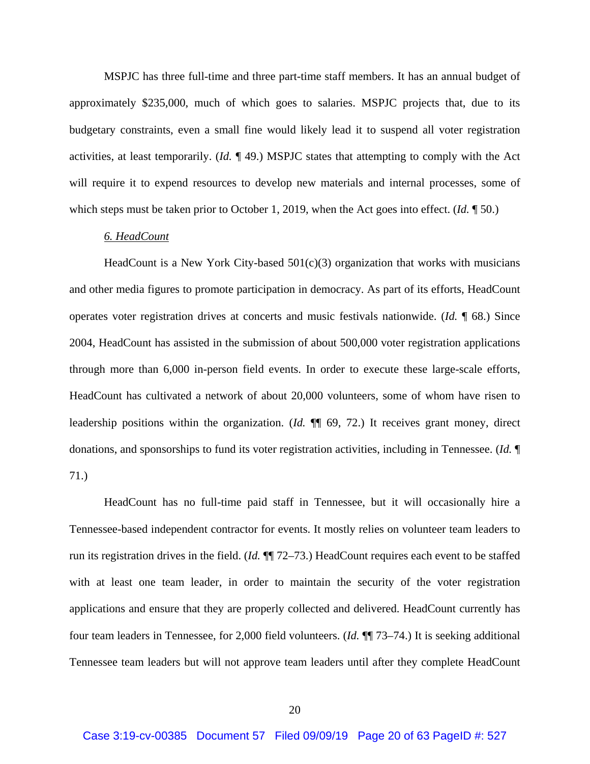MSPJC has three full-time and three part-time staff members. It has an annual budget of approximately $235,000, much of which goes to salaries. MSPJC projects that, due to its budgetary constraints, even a small fine would likely lead it to suspend all voter registration activities, at least temporarily. (*Id.* ¶ 49.) MSPJC states that attempting to comply with the Act will require it to expend resources to develop new materials and internal processes, some of which steps must be taken prior to October 1, 2019, when the Act goes into effect. (*Id.* ¶ 50.)

*6. HeadCount*

HeadCount is a New York City-based 501(c)(3) organization that works with musicians and other media figures to promote participation in democracy. As part of its efforts, HeadCount operates voter registration drives at concerts and music festivals nationwide. (*Id.* ¶ 68.) Since 2004, HeadCount has assisted in the submission of about 500,000 voter registration applications through more than 6,000 in-person field events. In order to execute these large-scale efforts, HeadCount has cultivated a network of about 20,000 volunteers, some of whom have risen to leadership positions within the organization. (*Id.* ¶¶ 69, 72.) It receives grant money, direct donations, and sponsorships to fund its voter registration activities, including in Tennessee. (*Id.* ¶ 71.)

HeadCount has no full-time paid staff in Tennessee, but it will occasionally hire a Tennessee-based independent contractor for events. It mostly relies on volunteer team leaders to run its registration drives in the field. (*Id.* ¶¶ 72–73.) HeadCount requires each event to be staffed with at least one team leader, in order to maintain the security of the voter registration applications and ensure that they are properly collected and delivered. HeadCount currently has four team leaders in Tennessee, for 2,000 field volunteers. (*Id.* ¶¶ 73–74.) It is seeking additional Tennessee team leaders but will not approve team leaders until after they complete HeadCount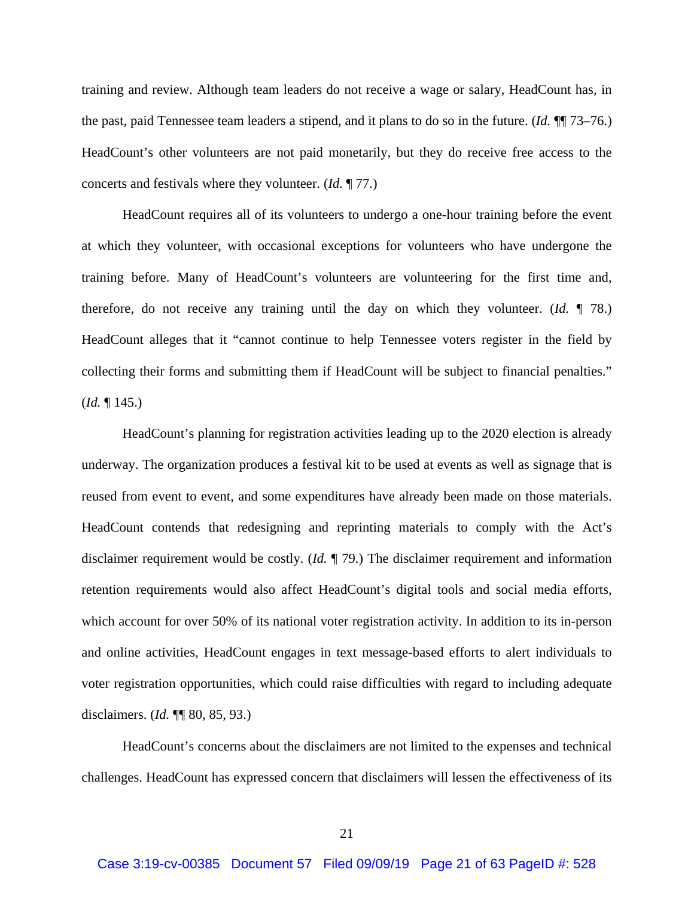training and review. Although team leaders do not receive a wage or salary, HeadCount has, in the past, paid Tennessee team leaders a stipend, and it plans to do so in the future. (*Id.* ¶¶ 73–76.) HeadCount's other volunteers are not paid monetarily, but they do receive free access to the concerts and festivals where they volunteer. (*Id.* ¶ 77.)

HeadCount requires all of its volunteers to undergo a one-hour training before the event at which they volunteer, with occasional exceptions for volunteers who have undergone the training before. Many of HeadCount's volunteers are volunteering for the first time and, therefore, do not receive any training until the day on which they volunteer. (*Id.* ¶ 78.) HeadCount alleges that it "cannot continue to help Tennessee voters register in the field by collecting their forms and submitting them if HeadCount will be subject to financial penalties." (*Id.* ¶ 145.)

HeadCount's planning for registration activities leading up to the 2020 election is already underway. The organization produces a festival kit to be used at events as well as signage that is reused from event to event, and some expenditures have already been made on those materials. HeadCount contends that redesigning and reprinting materials to comply with the Act's disclaimer requirement would be costly. (*Id.* ¶ 79.) The disclaimer requirement and information retention requirements would also affect HeadCount's digital tools and social media efforts, which account for over 50% of its national voter registration activity. In addition to its in-person and online activities, HeadCount engages in text message-based efforts to alert individuals to voter registration opportunities, which could raise difficulties with regard to including adequate disclaimers. (*Id.* ¶¶ 80, 85, 93.)

HeadCount's concerns about the disclaimers are not limited to the expenses and technical challenges. HeadCount has expressed concern that disclaimers will lessen the effectiveness of its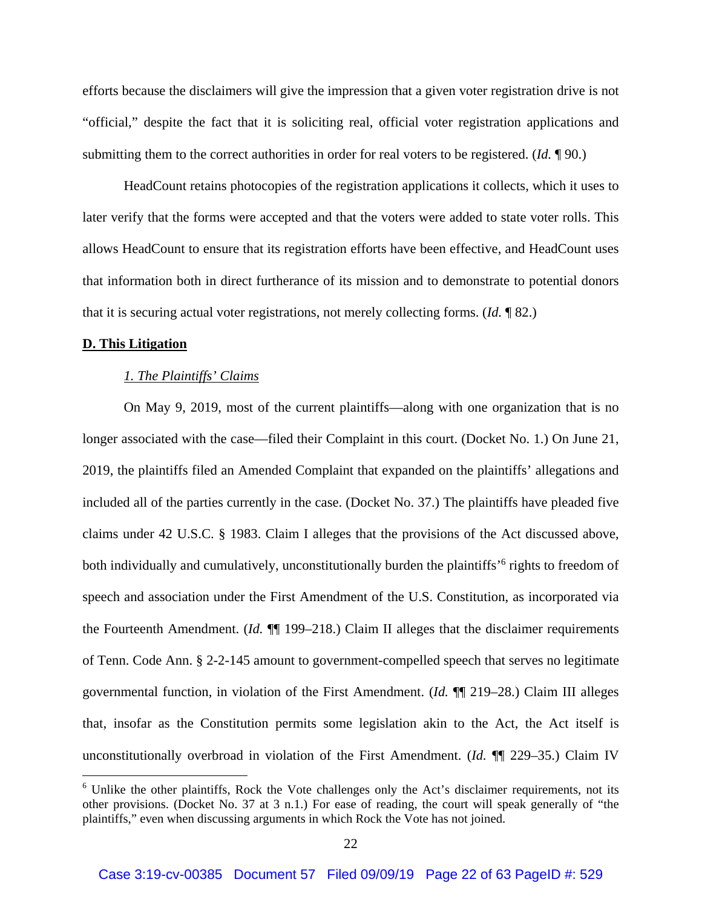efforts because the disclaimers will give the impression that a given voter registration drive is not "official," despite the fact that it is soliciting real, official voter registration applications and submitting them to the correct authorities in order for real voters to be registered. (*Id.* ¶ 90.)

HeadCount retains photocopies of the registration applications it collects, which it uses to later verify that the forms were accepted and that the voters were added to state voter rolls. This allows HeadCount to ensure that its registration efforts have been effective, and HeadCount uses that information both in direct furtherance of its mission and to demonstrate to potential donors that it is securing actual voter registrations, not merely collecting forms. (*Id.* ¶ 82.)

## D. This Litigation

### *1. The Plaintiffs' Claims*

On May 9, 2019, most of the current plaintiffs—along with one organization that is no longer associated with the case—filed their Complaint in this court. (Docket No. 1.) On June 21, 2019, the plaintiffs filed an Amended Complaint that expanded on the plaintiffs' allegations and included all of the parties currently in the case. (Docket No. 37.) The plaintiffs have pleaded five claims under 42 U.S.C. § 1983. Claim I alleges that the provisions of the Act discussed above, both individually and cumulatively, unconstitutionally burden the plaintiffs'[6] rights to freedom of speech and association under the First Amendment of the U.S. Constitution, as incorporated via the Fourteenth Amendment. (*Id.* ¶¶ 199–218.) Claim II alleges that the disclaimer requirements of Tenn. Code Ann. § 2-2-145 amount to government-compelled speech that serves no legitimate governmental function, in violation of the First Amendment. (*Id.* ¶¶ 219–28.) Claim III alleges that, insofar as the Constitution permits some legislation akin to the Act, the Act itself is unconstitutionally overbroad in violation of the First Amendment. (*Id.* ¶¶ 229–35.) Claim IV

[6] Unlike the other plaintiffs, Rock the Vote challenges only the Act's disclaimer requirements, not its other provisions. (Docket No. 37 at 3 n.1.) For ease of reading, the court will speak generally of "the plaintiffs," even when discussing arguments in which Rock the Vote has not joined.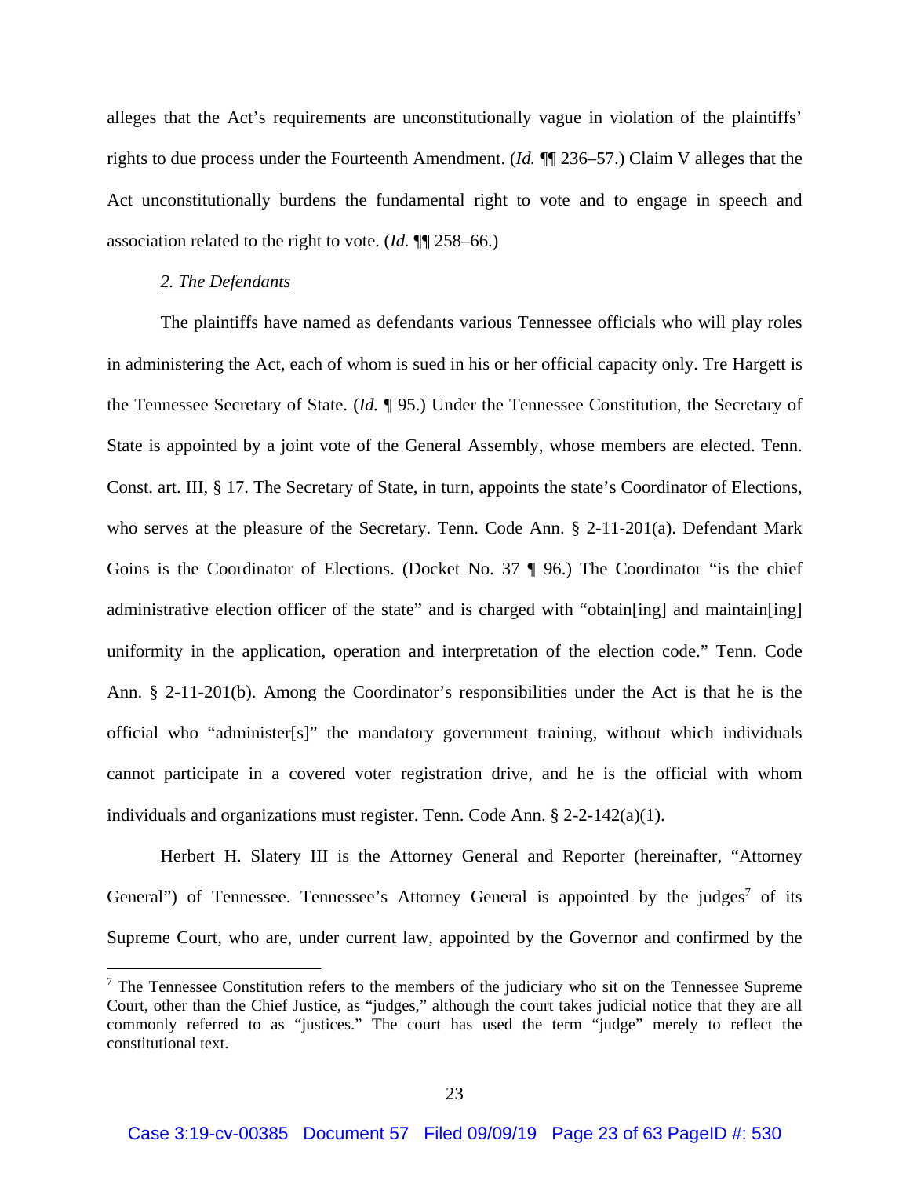alleges that the Act's requirements are unconstitutionally vague in violation of the plaintiffs' rights to due process under the Fourteenth Amendment. (*Id.* ¶¶ 236–57.) Claim V alleges that the Act unconstitutionally burdens the fundamental right to vote and to engage in speech and association related to the right to vote. (*Id.* ¶¶ 258–66.)

*2. The Defendants*

The plaintiffs have named as defendants various Tennessee officials who will play roles in administering the Act, each of whom is sued in his or her official capacity only. Tre Hargett is the Tennessee Secretary of State. (*Id.* ¶ 95.) Under the Tennessee Constitution, the Secretary of State is appointed by a joint vote of the General Assembly, whose members are elected. Tenn. Const. art. III, § 17. The Secretary of State, in turn, appoints the state's Coordinator of Elections, who serves at the pleasure of the Secretary. Tenn. Code Ann. § 2-11-201(a). Defendant Mark Goins is the Coordinator of Elections. (Docket No. 37 ¶ 96.) The Coordinator "is the chief administrative election officer of the state" and is charged with "obtain[ing] and maintain[ing] uniformity in the application, operation and interpretation of the election code." Tenn. Code Ann. § 2-11-201(b). Among the Coordinator's responsibilities under the Act is that he is the official who "administer[s]" the mandatory government training, without which individuals cannot participate in a covered voter registration drive, and he is the official with whom individuals and organizations must register. Tenn. Code Ann. § 2-2-142(a)(1).

Herbert H. Slatery III is the Attorney General and Reporter (hereinafter, "Attorney General") of Tennessee. Tennessee's Attorney General is appointed by the judges[7] of its Supreme Court, who are, under current law, appointed by the Governor and confirmed by the

---

[7] The Tennessee Constitution refers to the members of the judiciary who sit on the Tennessee Supreme Court, other than the Chief Justice, as "judges," although the court takes judicial notice that they are all commonly referred to as "justices." The court has used the term "judge" merely to reflect the constitutional text.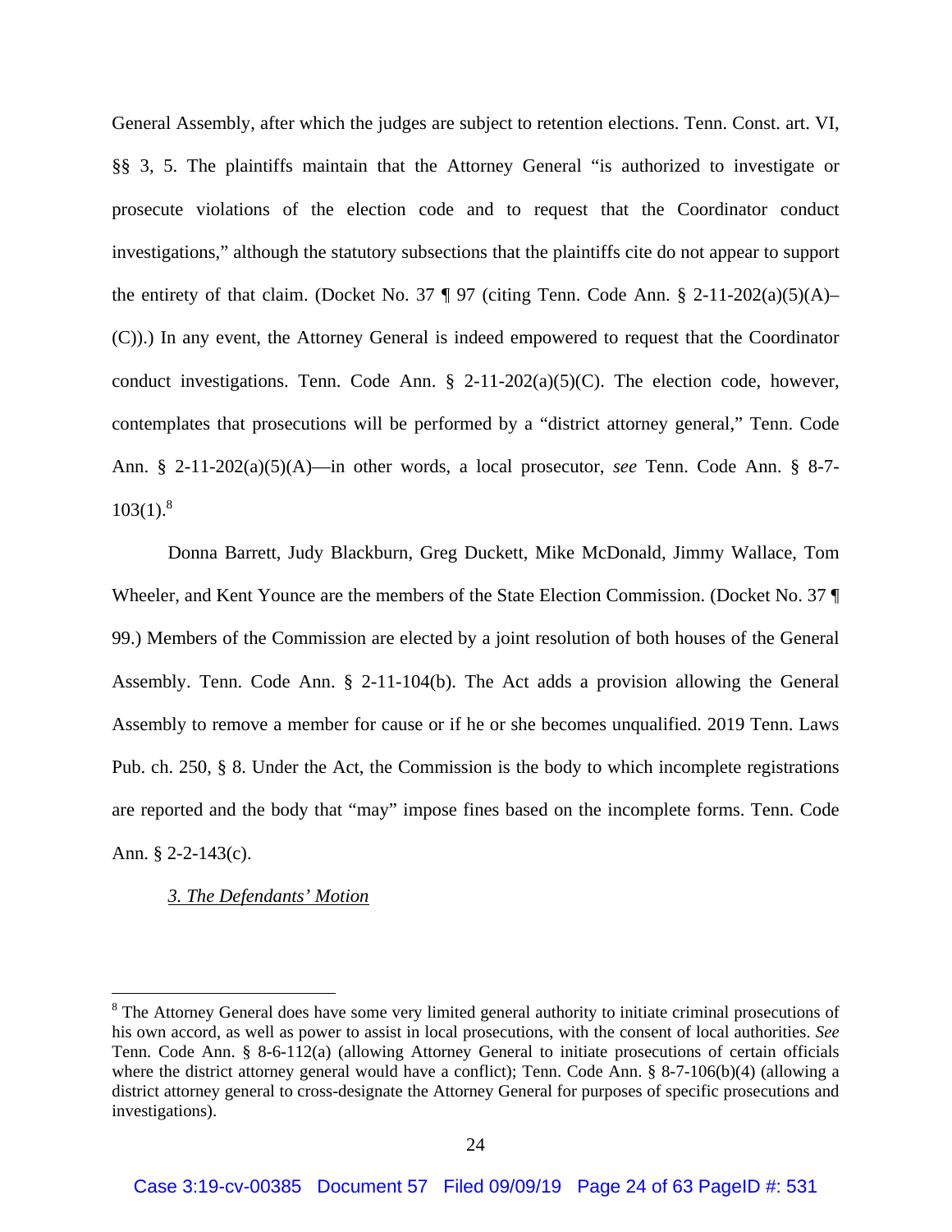General Assembly, after which the judges are subject to retention elections. Tenn. Const. art. VI, §§ 3, 5. The plaintiffs maintain that the Attorney General "is authorized to investigate or prosecute violations of the election code and to request that the Coordinator conduct investigations," although the statutory subsections that the plaintiffs cite do not appear to support the entirety of that claim. (Docket No. 37 ¶ 97 (citing Tenn. Code Ann. § 2-11-202(a)(5)(A)–(C)).) In any event, the Attorney General is indeed empowered to request that the Coordinator conduct investigations. Tenn. Code Ann. § 2-11-202(a)(5)(C). The election code, however, contemplates that prosecutions will be performed by a "district attorney general," Tenn. Code Ann. § 2-11-202(a)(5)(A)—in other words, a local prosecutor, *see* Tenn. Code Ann. § 8-7-103(1).[8]

Donna Barrett, Judy Blackburn, Greg Duckett, Mike McDonald, Jimmy Wallace, Tom Wheeler, and Kent Younce are the members of the State Election Commission. (Docket No. 37 ¶ 99.) Members of the Commission are elected by a joint resolution of both houses of the General Assembly. Tenn. Code Ann. § 2-11-104(b). The Act adds a provision allowing the General Assembly to remove a member for cause or if he or she becomes unqualified. 2019 Tenn. Laws Pub. ch. 250, § 8. Under the Act, the Commission is the body to which incomplete registrations are reported and the body that "may" impose fines based on the incomplete forms. Tenn. Code Ann. § 2-2-143(c).

*3. The Defendants' Motion*

---

[8] The Attorney General does have some very limited general authority to initiate criminal prosecutions of his own accord, as well as power to assist in local prosecutions, with the consent of local authorities. *See* Tenn. Code Ann. § 8-6-112(a) (allowing Attorney General to initiate prosecutions of certain officials where the district attorney general would have a conflict); Tenn. Code Ann. § 8-7-106(b)(4) (allowing a district attorney general to cross-designate the Attorney General for purposes of specific prosecutions and investigations).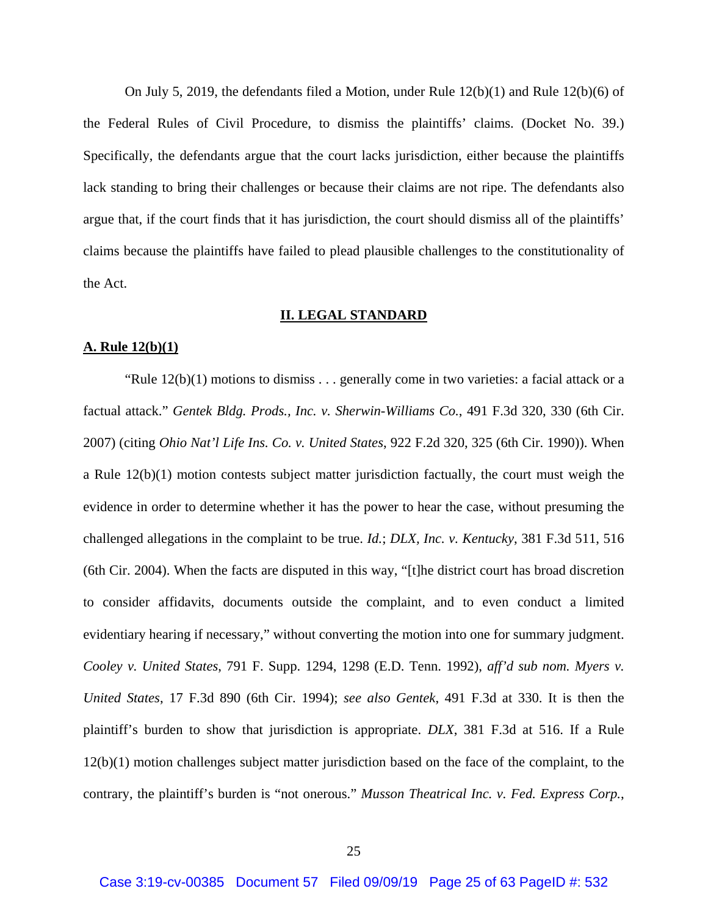On July 5, 2019, the defendants filed a Motion, under Rule 12(b)(1) and Rule 12(b)(6) of the Federal Rules of Civil Procedure, to dismiss the plaintiffs' claims. (Docket No. 39.) Specifically, the defendants argue that the court lacks jurisdiction, either because the plaintiffs lack standing to bring their challenges or because their claims are not ripe. The defendants also argue that, if the court finds that it has jurisdiction, the court should dismiss all of the plaintiffs' claims because the plaintiffs have failed to plead plausible challenges to the constitutionality of the Act.

## II. LEGAL STANDARD

### A. Rule 12(b)(1)

"Rule 12(b)(1) motions to dismiss . . . generally come in two varieties: a facial attack or a factual attack." *Gentek Bldg. Prods., Inc. v. Sherwin-Williams Co.*, 491 F.3d 320, 330 (6th Cir. 2007) (citing *Ohio Nat'l Life Ins. Co. v. United States*, 922 F.2d 320, 325 (6th Cir. 1990)). When a Rule 12(b)(1) motion contests subject matter jurisdiction factually, the court must weigh the evidence in order to determine whether it has the power to hear the case, without presuming the challenged allegations in the complaint to be true. *Id.*; *DLX, Inc. v. Kentucky*, 381 F.3d 511, 516 (6th Cir. 2004). When the facts are disputed in this way, "[t]he district court has broad discretion to consider affidavits, documents outside the complaint, and to even conduct a limited evidentiary hearing if necessary," without converting the motion into one for summary judgment. *Cooley v. United States*, 791 F. Supp. 1294, 1298 (E.D. Tenn. 1992), *aff'd sub nom. Myers v. United States*, 17 F.3d 890 (6th Cir. 1994); *see also Gentek*, 491 F.3d at 330. It is then the plaintiff's burden to show that jurisdiction is appropriate. *DLX*, 381 F.3d at 516. If a Rule 12(b)(1) motion challenges subject matter jurisdiction based on the face of the complaint, to the contrary, the plaintiff's burden is "not onerous." *Musson Theatrical Inc. v. Fed. Express Corp.*,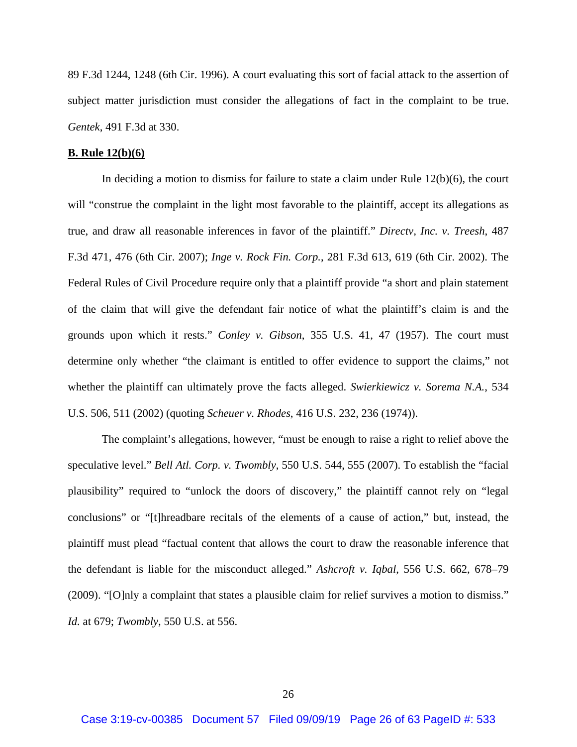89 F.3d 1244, 1248 (6th Cir. 1996). A court evaluating this sort of facial attack to the assertion of subject matter jurisdiction must consider the allegations of fact in the complaint to be true. *Gentek*, 491 F.3d at 330.

**B. Rule 12(b)(6)**

In deciding a motion to dismiss for failure to state a claim under Rule 12(b)(6), the court will "construe the complaint in the light most favorable to the plaintiff, accept its allegations as true, and draw all reasonable inferences in favor of the plaintiff." *Directv, Inc. v. Treesh*, 487 F.3d 471, 476 (6th Cir. 2007); *Inge v. Rock Fin. Corp.*, 281 F.3d 613, 619 (6th Cir. 2002). The Federal Rules of Civil Procedure require only that a plaintiff provide "a short and plain statement of the claim that will give the defendant fair notice of what the plaintiff's claim is and the grounds upon which it rests." *Conley v. Gibson*, 355 U.S. 41, 47 (1957). The court must determine only whether "the claimant is entitled to offer evidence to support the claims," not whether the plaintiff can ultimately prove the facts alleged. *Swierkiewicz v. Sorema N.A.*, 534 U.S. 506, 511 (2002) (quoting *Scheuer v. Rhodes*, 416 U.S. 232, 236 (1974)).

The complaint's allegations, however, "must be enough to raise a right to relief above the speculative level." *Bell Atl. Corp. v. Twombly*, 550 U.S. 544, 555 (2007). To establish the "facial plausibility" required to "unlock the doors of discovery," the plaintiff cannot rely on "legal conclusions" or "[t]hreadbare recitals of the elements of a cause of action," but, instead, the plaintiff must plead "factual content that allows the court to draw the reasonable inference that the defendant is liable for the misconduct alleged." *Ashcroft v. Iqbal*, 556 U.S. 662, 678–79 (2009). "[O]nly a complaint that states a plausible claim for relief survives a motion to dismiss." *Id.* at 679; *Twombly*, 550 U.S. at 556.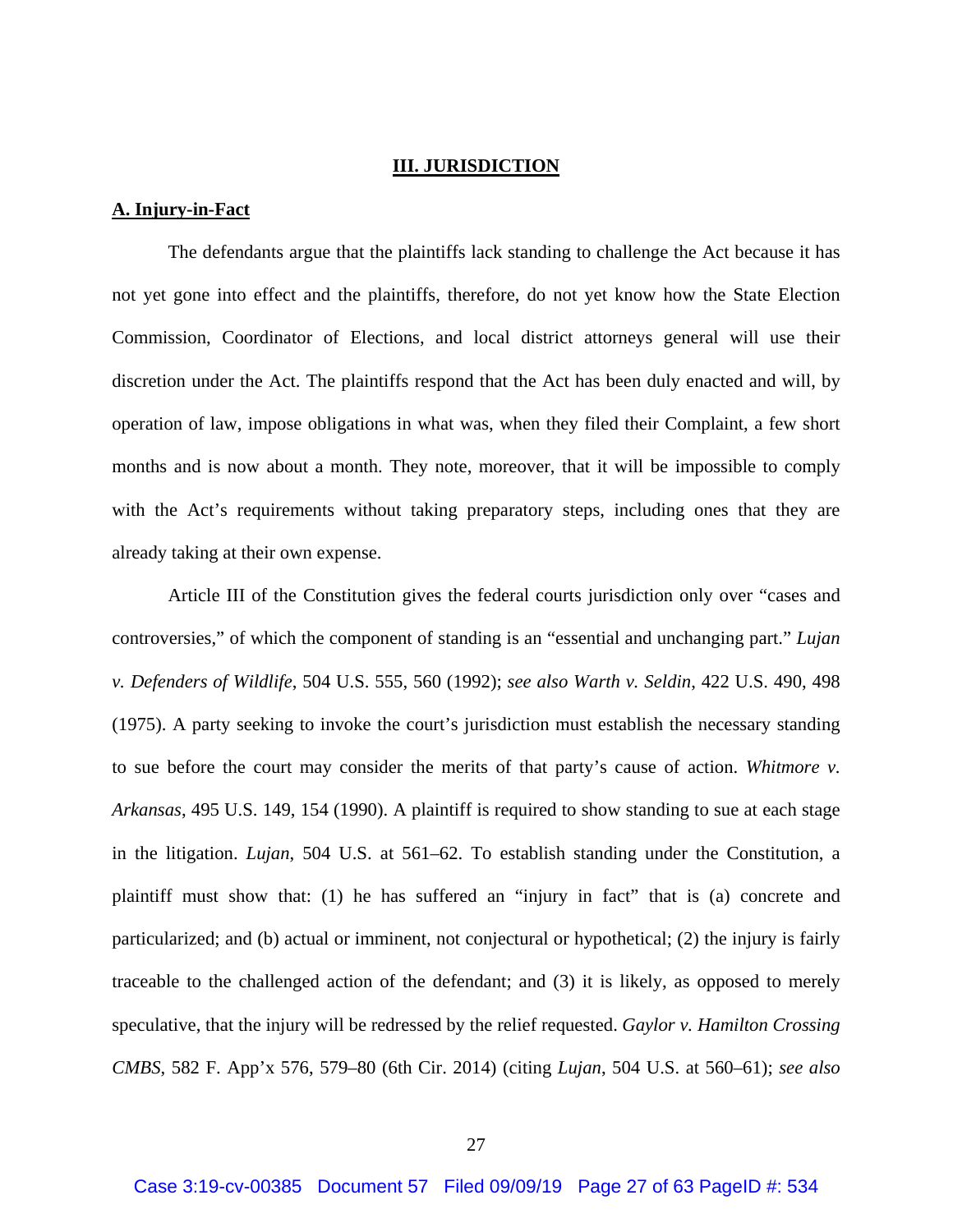## III. JURISDICTION

### A. Injury-in-Fact

The defendants argue that the plaintiffs lack standing to challenge the Act because it has not yet gone into effect and the plaintiffs, therefore, do not yet know how the State Election Commission, Coordinator of Elections, and local district attorneys general will use their discretion under the Act. The plaintiffs respond that the Act has been duly enacted and will, by operation of law, impose obligations in what was, when they filed their Complaint, a few short months and is now about a month. They note, moreover, that it will be impossible to comply with the Act's requirements without taking preparatory steps, including ones that they are already taking at their own expense.

Article III of the Constitution gives the federal courts jurisdiction only over "cases and controversies," of which the component of standing is an "essential and unchanging part." *Lujan v. Defenders of Wildlife*, 504 U.S. 555, 560 (1992); *see also Warth v. Seldin*, 422 U.S. 490, 498 (1975). A party seeking to invoke the court's jurisdiction must establish the necessary standing to sue before the court may consider the merits of that party's cause of action. *Whitmore v. Arkansas*, 495 U.S. 149, 154 (1990). A plaintiff is required to show standing to sue at each stage in the litigation. *Lujan*, 504 U.S. at 561–62. To establish standing under the Constitution, a plaintiff must show that: (1) he has suffered an "injury in fact" that is (a) concrete and particularized; and (b) actual or imminent, not conjectural or hypothetical; (2) the injury is fairly traceable to the challenged action of the defendant; and (3) it is likely, as opposed to merely speculative, that the injury will be redressed by the relief requested. *Gaylor v. Hamilton Crossing CMBS*, 582 F. App'x 576, 579–80 (6th Cir. 2014) (citing *Lujan*, 504 U.S. at 560–61); *see also*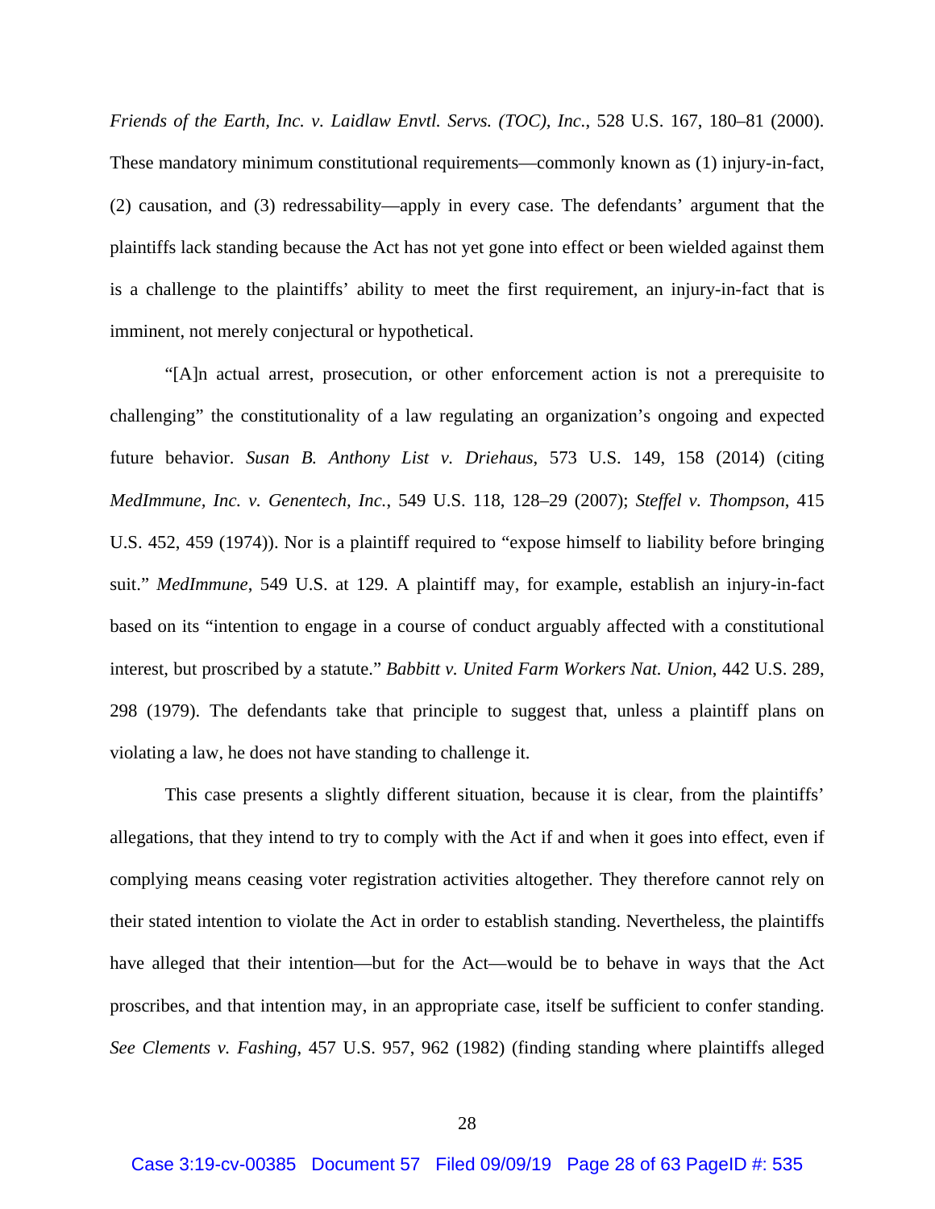*Friends of the Earth, Inc. v. Laidlaw Envtl. Servs. (TOC), Inc.*, 528 U.S. 167, 180–81 (2000). These mandatory minimum constitutional requirements—commonly known as (1) injury-in-fact, (2) causation, and (3) redressability—apply in every case. The defendants' argument that the plaintiffs lack standing because the Act has not yet gone into effect or been wielded against them is a challenge to the plaintiffs' ability to meet the first requirement, an injury-in-fact that is imminent, not merely conjectural or hypothetical.

"[A]n actual arrest, prosecution, or other enforcement action is not a prerequisite to challenging" the constitutionality of a law regulating an organization's ongoing and expected future behavior. *Susan B. Anthony List v. Driehaus*, 573 U.S. 149, 158 (2014) (citing *MedImmune, Inc. v. Genentech, Inc.*, 549 U.S. 118, 128–29 (2007); *Steffel v. Thompson*, 415 U.S. 452, 459 (1974)). Nor is a plaintiff required to "expose himself to liability before bringing suit." *MedImmune*, 549 U.S. at 129. A plaintiff may, for example, establish an injury-in-fact based on its "intention to engage in a course of conduct arguably affected with a constitutional interest, but proscribed by a statute." *Babbitt v. United Farm Workers Nat. Union*, 442 U.S. 289, 298 (1979). The defendants take that principle to suggest that, unless a plaintiff plans on violating a law, he does not have standing to challenge it.

This case presents a slightly different situation, because it is clear, from the plaintiffs' allegations, that they intend to try to comply with the Act if and when it goes into effect, even if complying means ceasing voter registration activities altogether. They therefore cannot rely on their stated intention to violate the Act in order to establish standing. Nevertheless, the plaintiffs have alleged that their intention—but for the Act—would be to behave in ways that the Act proscribes, and that intention may, in an appropriate case, itself be sufficient to confer standing. *See Clements v. Fashing*, 457 U.S. 957, 962 (1982) (finding standing where plaintiffs alleged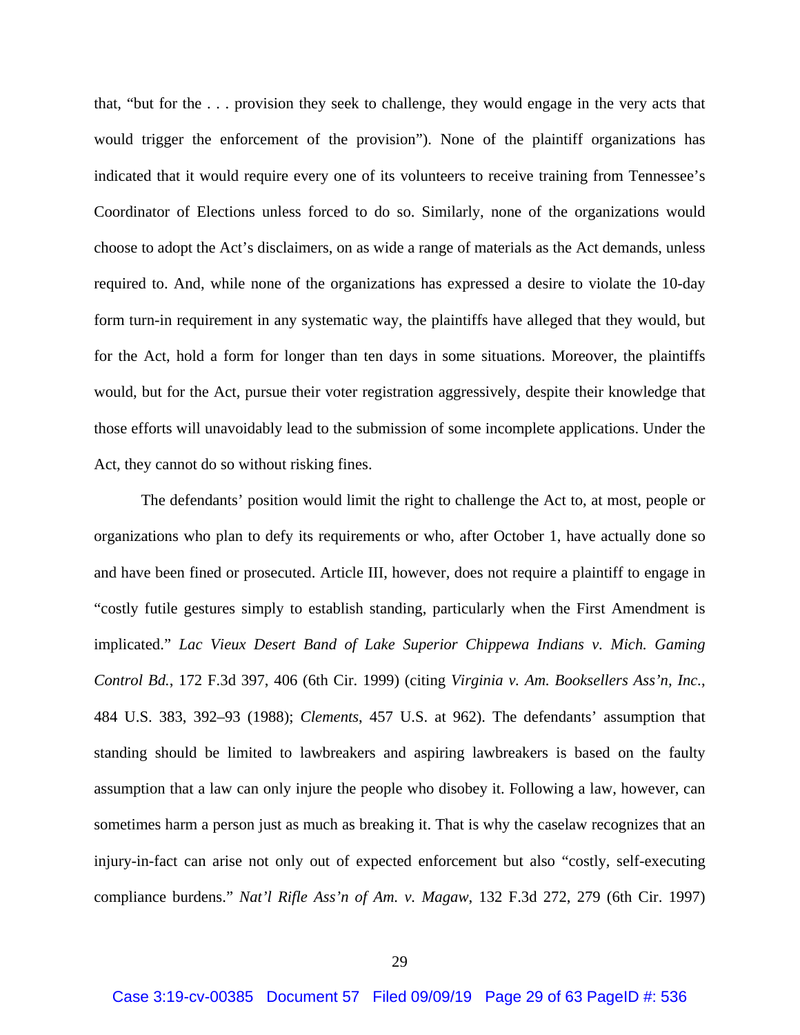that, "but for the . . . provision they seek to challenge, they would engage in the very acts that would trigger the enforcement of the provision"). None of the plaintiff organizations has indicated that it would require every one of its volunteers to receive training from Tennessee's Coordinator of Elections unless forced to do so. Similarly, none of the organizations would choose to adopt the Act's disclaimers, on as wide a range of materials as the Act demands, unless required to. And, while none of the organizations has expressed a desire to violate the 10-day form turn-in requirement in any systematic way, the plaintiffs have alleged that they would, but for the Act, hold a form for longer than ten days in some situations. Moreover, the plaintiffs would, but for the Act, pursue their voter registration aggressively, despite their knowledge that those efforts will unavoidably lead to the submission of some incomplete applications. Under the Act, they cannot do so without risking fines.

The defendants' position would limit the right to challenge the Act to, at most, people or organizations who plan to defy its requirements or who, after October 1, have actually done so and have been fined or prosecuted. Article III, however, does not require a plaintiff to engage in "costly futile gestures simply to establish standing, particularly when the First Amendment is implicated." *Lac Vieux Desert Band of Lake Superior Chippewa Indians v. Mich. Gaming Control Bd.*, 172 F.3d 397, 406 (6th Cir. 1999) (citing *Virginia v. Am. Booksellers Ass'n, Inc.*, 484 U.S. 383, 392–93 (1988); *Clements*, 457 U.S. at 962). The defendants' assumption that standing should be limited to lawbreakers and aspiring lawbreakers is based on the faulty assumption that a law can only injure the people who disobey it. Following a law, however, can sometimes harm a person just as much as breaking it. That is why the caselaw recognizes that an injury-in-fact can arise not only out of expected enforcement but also "costly, self-executing compliance burdens." *Nat'l Rifle Ass'n of Am. v. Magaw*, 132 F.3d 272, 279 (6th Cir. 1997)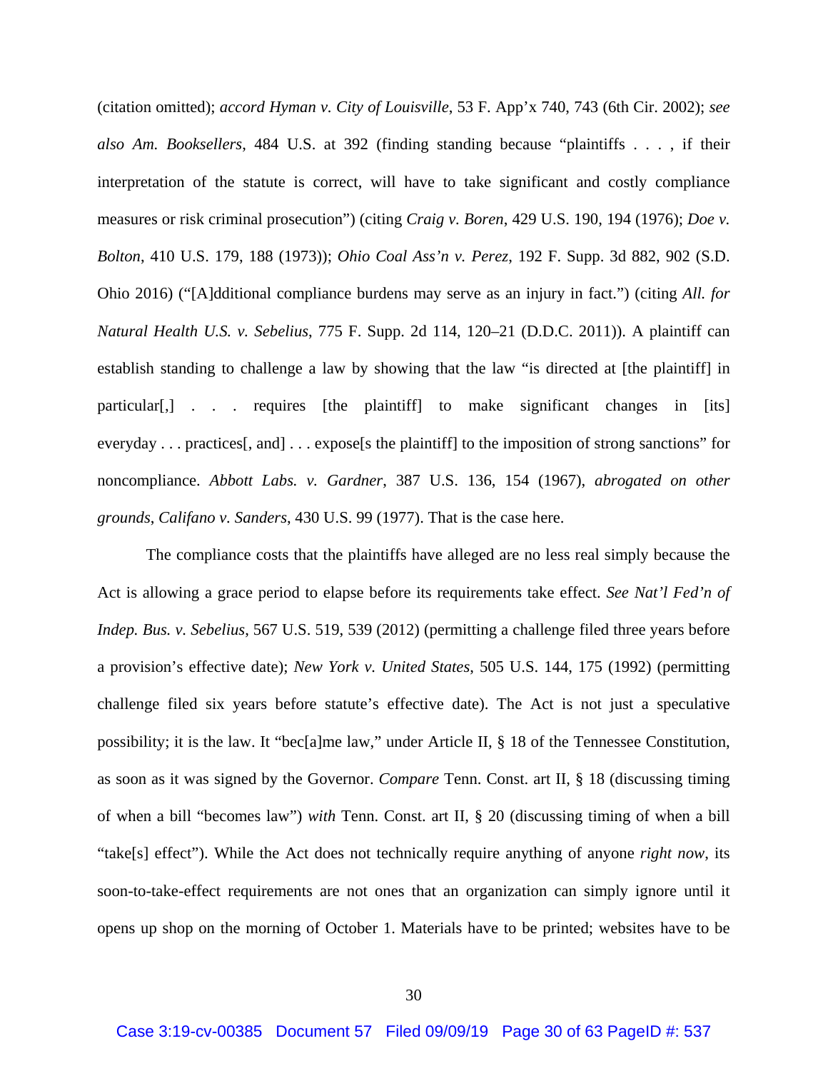(citation omitted); *accord Hyman v. City of Louisville*, 53 F. App'x 740, 743 (6th Cir. 2002); *see also Am. Booksellers*, 484 U.S. at 392 (finding standing because "plaintiffs . . . , if their interpretation of the statute is correct, will have to take significant and costly compliance measures or risk criminal prosecution") (citing *Craig v. Boren*, 429 U.S. 190, 194 (1976); *Doe v. Bolton*, 410 U.S. 179, 188 (1973)); *Ohio Coal Ass'n v. Perez*, 192 F. Supp. 3d 882, 902 (S.D. Ohio 2016) ("[A]dditional compliance burdens may serve as an injury in fact.") (citing *All. for Natural Health U.S. v. Sebelius*, 775 F. Supp. 2d 114, 120–21 (D.D.C. 2011)). A plaintiff can establish standing to challenge a law by showing that the law "is directed at [the plaintiff] in particular[,] . . . requires [the plaintiff] to make significant changes in [its] everyday . . . practices[, and] . . . expose[s the plaintiff] to the imposition of strong sanctions" for noncompliance. *Abbott Labs. v. Gardner*, 387 U.S. 136, 154 (1967), *abrogated on other grounds*, *Califano v. Sanders*, 430 U.S. 99 (1977). That is the case here.

The compliance costs that the plaintiffs have alleged are no less real simply because the Act is allowing a grace period to elapse before its requirements take effect. *See Nat'l Fed'n of Indep. Bus. v. Sebelius*, 567 U.S. 519, 539 (2012) (permitting a challenge filed three years before a provision's effective date); *New York v. United States*, 505 U.S. 144, 175 (1992) (permitting challenge filed six years before statute's effective date). The Act is not just a speculative possibility; it is the law. It "bec[a]me law," under Article II, § 18 of the Tennessee Constitution, as soon as it was signed by the Governor. *Compare* Tenn. Const. art II, § 18 (discussing timing of when a bill "becomes law") *with* Tenn. Const. art II, § 20 (discussing timing of when a bill "take[s] effect"). While the Act does not technically require anything of anyone *right now*, its soon-to-take-effect requirements are not ones that an organization can simply ignore until it opens up shop on the morning of October 1. Materials have to be printed; websites have to be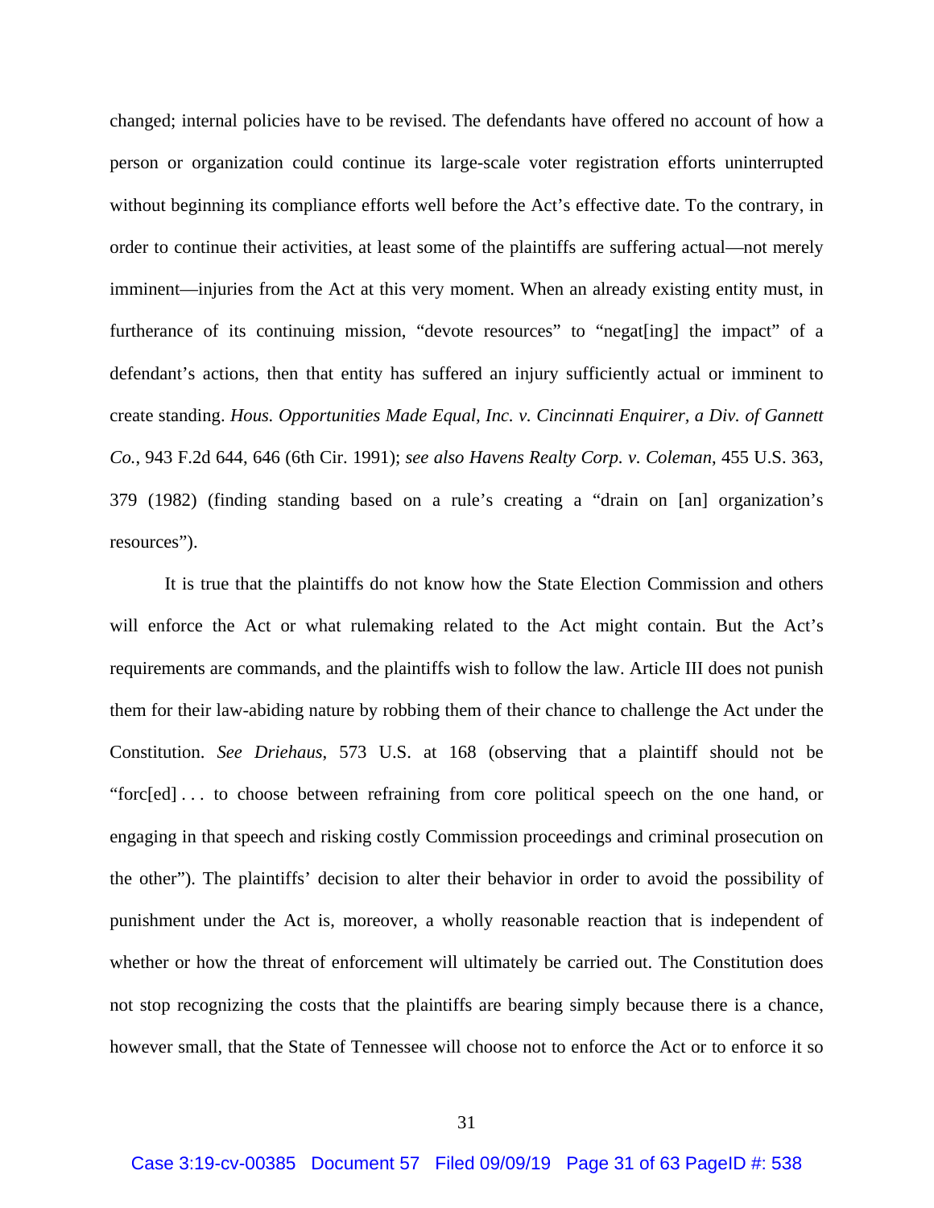changed; internal policies have to be revised. The defendants have offered no account of how a person or organization could continue its large-scale voter registration efforts uninterrupted without beginning its compliance efforts well before the Act's effective date. To the contrary, in order to continue their activities, at least some of the plaintiffs are suffering actual—not merely imminent—injuries from the Act at this very moment. When an already existing entity must, in furtherance of its continuing mission, "devote resources" to "negat[ing] the impact" of a defendant's actions, then that entity has suffered an injury sufficiently actual or imminent to create standing. *Hous. Opportunities Made Equal, Inc. v. Cincinnati Enquirer, a Div. of Gannett Co.*, 943 F.2d 644, 646 (6th Cir. 1991); *see also Havens Realty Corp. v. Coleman*, 455 U.S. 363, 379 (1982) (finding standing based on a rule's creating a "drain on [an] organization's resources").

It is true that the plaintiffs do not know how the State Election Commission and others will enforce the Act or what rulemaking related to the Act might contain. But the Act's requirements are commands, and the plaintiffs wish to follow the law. Article III does not punish them for their law-abiding nature by robbing them of their chance to challenge the Act under the Constitution. *See Driehaus*, 573 U.S. at 168 (observing that a plaintiff should not be "forc[ed] . . . to choose between refraining from core political speech on the one hand, or engaging in that speech and risking costly Commission proceedings and criminal prosecution on the other"). The plaintiffs' decision to alter their behavior in order to avoid the possibility of punishment under the Act is, moreover, a wholly reasonable reaction that is independent of whether or how the threat of enforcement will ultimately be carried out. The Constitution does not stop recognizing the costs that the plaintiffs are bearing simply because there is a chance, however small, that the State of Tennessee will choose not to enforce the Act or to enforce it so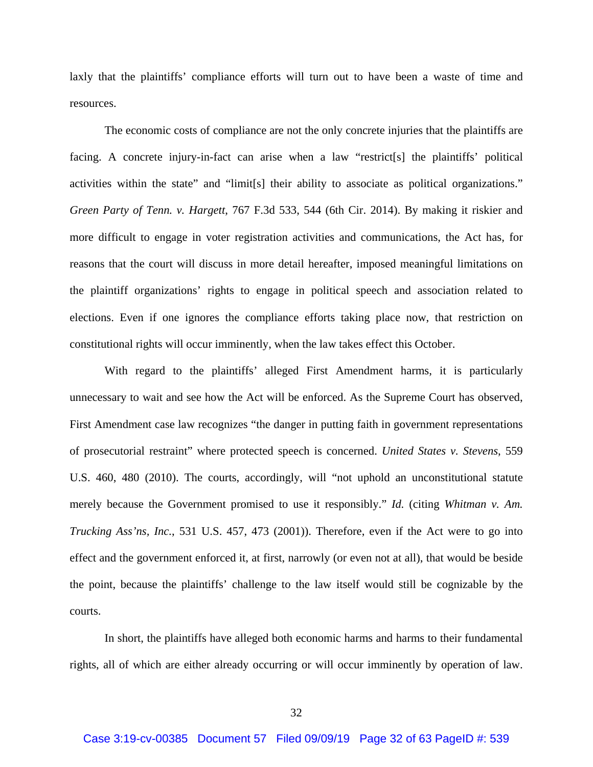laxly that the plaintiffs' compliance efforts will turn out to have been a waste of time and resources.

The economic costs of compliance are not the only concrete injuries that the plaintiffs are facing. A concrete injury-in-fact can arise when a law "restrict[s] the plaintiffs' political activities within the state" and "limit[s] their ability to associate as political organizations." *Green Party of Tenn. v. Hargett*, 767 F.3d 533, 544 (6th Cir. 2014). By making it riskier and more difficult to engage in voter registration activities and communications, the Act has, for reasons that the court will discuss in more detail hereafter, imposed meaningful limitations on the plaintiff organizations' rights to engage in political speech and association related to elections. Even if one ignores the compliance efforts taking place now, that restriction on constitutional rights will occur imminently, when the law takes effect this October.

With regard to the plaintiffs' alleged First Amendment harms, it is particularly unnecessary to wait and see how the Act will be enforced. As the Supreme Court has observed, First Amendment case law recognizes "the danger in putting faith in government representations of prosecutorial restraint" where protected speech is concerned. *United States v. Stevens*, 559 U.S. 460, 480 (2010). The courts, accordingly, will "not uphold an unconstitutional statute merely because the Government promised to use it responsibly." *Id.* (citing *Whitman v. Am. Trucking Ass'ns, Inc.*, 531 U.S. 457, 473 (2001)). Therefore, even if the Act were to go into effect and the government enforced it, at first, narrowly (or even not at all), that would be beside the point, because the plaintiffs' challenge to the law itself would still be cognizable by the courts.

In short, the plaintiffs have alleged both economic harms and harms to their fundamental rights, all of which are either already occurring or will occur imminently by operation of law.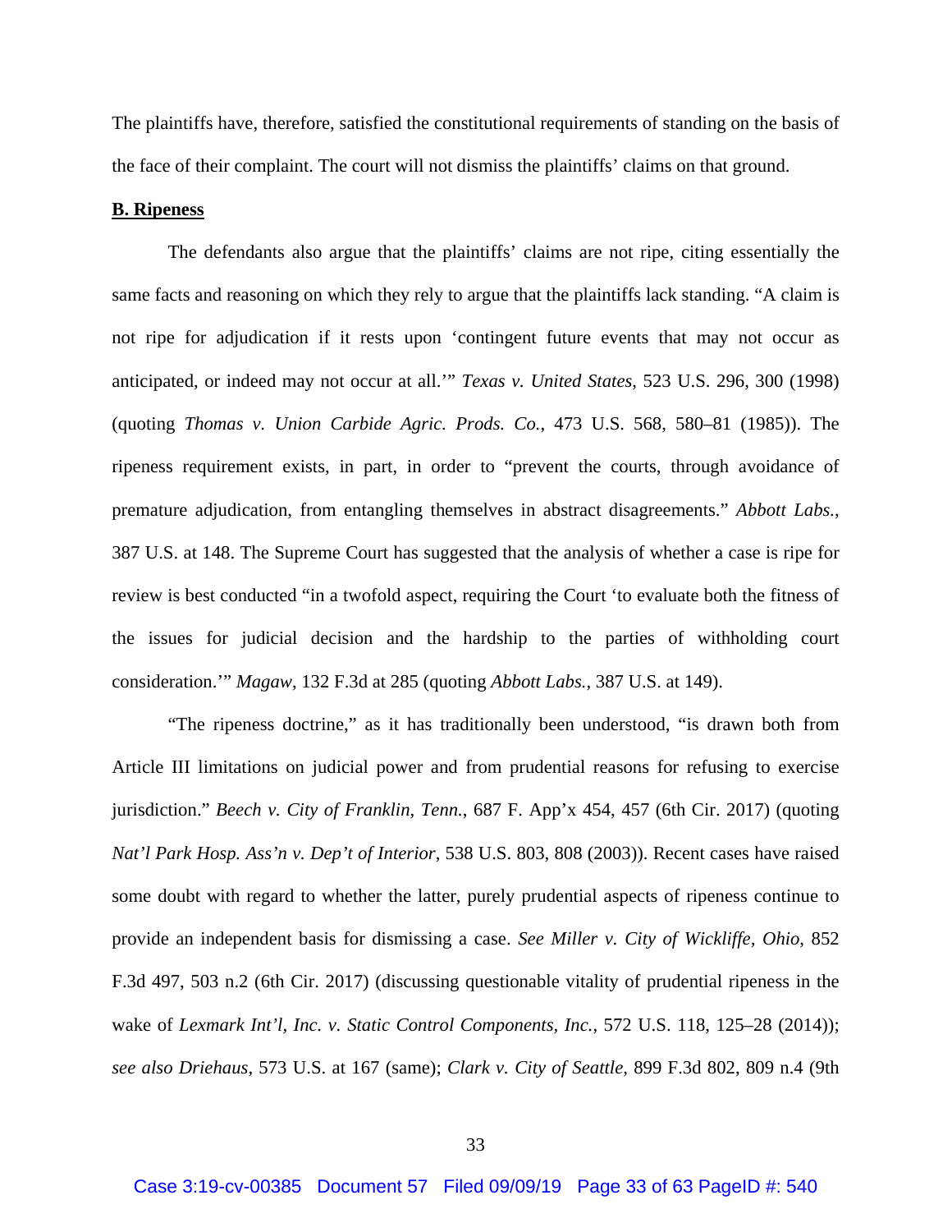The plaintiffs have, therefore, satisfied the constitutional requirements of standing on the basis of the face of their complaint. The court will not dismiss the plaintiffs' claims on that ground.

**B. Ripeness**

The defendants also argue that the plaintiffs' claims are not ripe, citing essentially the same facts and reasoning on which they rely to argue that the plaintiffs lack standing. "A claim is not ripe for adjudication if it rests upon 'contingent future events that may not occur as anticipated, or indeed may not occur at all.'" *Texas v. United States*, 523 U.S. 296, 300 (1998) (quoting *Thomas v. Union Carbide Agric. Prods. Co.*, 473 U.S. 568, 580–81 (1985)). The ripeness requirement exists, in part, in order to "prevent the courts, through avoidance of premature adjudication, from entangling themselves in abstract disagreements." *Abbott Labs.*, 387 U.S. at 148. The Supreme Court has suggested that the analysis of whether a case is ripe for review is best conducted "in a twofold aspect, requiring the Court 'to evaluate both the fitness of the issues for judicial decision and the hardship to the parties of withholding court consideration.'" *Magaw*, 132 F.3d at 285 (quoting *Abbott Labs.*, 387 U.S. at 149).

"The ripeness doctrine," as it has traditionally been understood, "is drawn both from Article III limitations on judicial power and from prudential reasons for refusing to exercise jurisdiction." *Beech v. City of Franklin, Tenn.*, 687 F. App'x 454, 457 (6th Cir. 2017) (quoting *Nat'l Park Hosp. Ass'n v. Dep't of Interior*, 538 U.S. 803, 808 (2003)). Recent cases have raised some doubt with regard to whether the latter, purely prudential aspects of ripeness continue to provide an independent basis for dismissing a case. *See Miller v. City of Wickliffe, Ohio*, 852 F.3d 497, 503 n.2 (6th Cir. 2017) (discussing questionable vitality of prudential ripeness in the wake of *Lexmark Int'l, Inc. v. Static Control Components, Inc.*, 572 U.S. 118, 125–28 (2014)); *see also Driehaus*, 573 U.S. at 167 (same); *Clark v. City of Seattle*, 899 F.3d 802, 809 n.4 (9th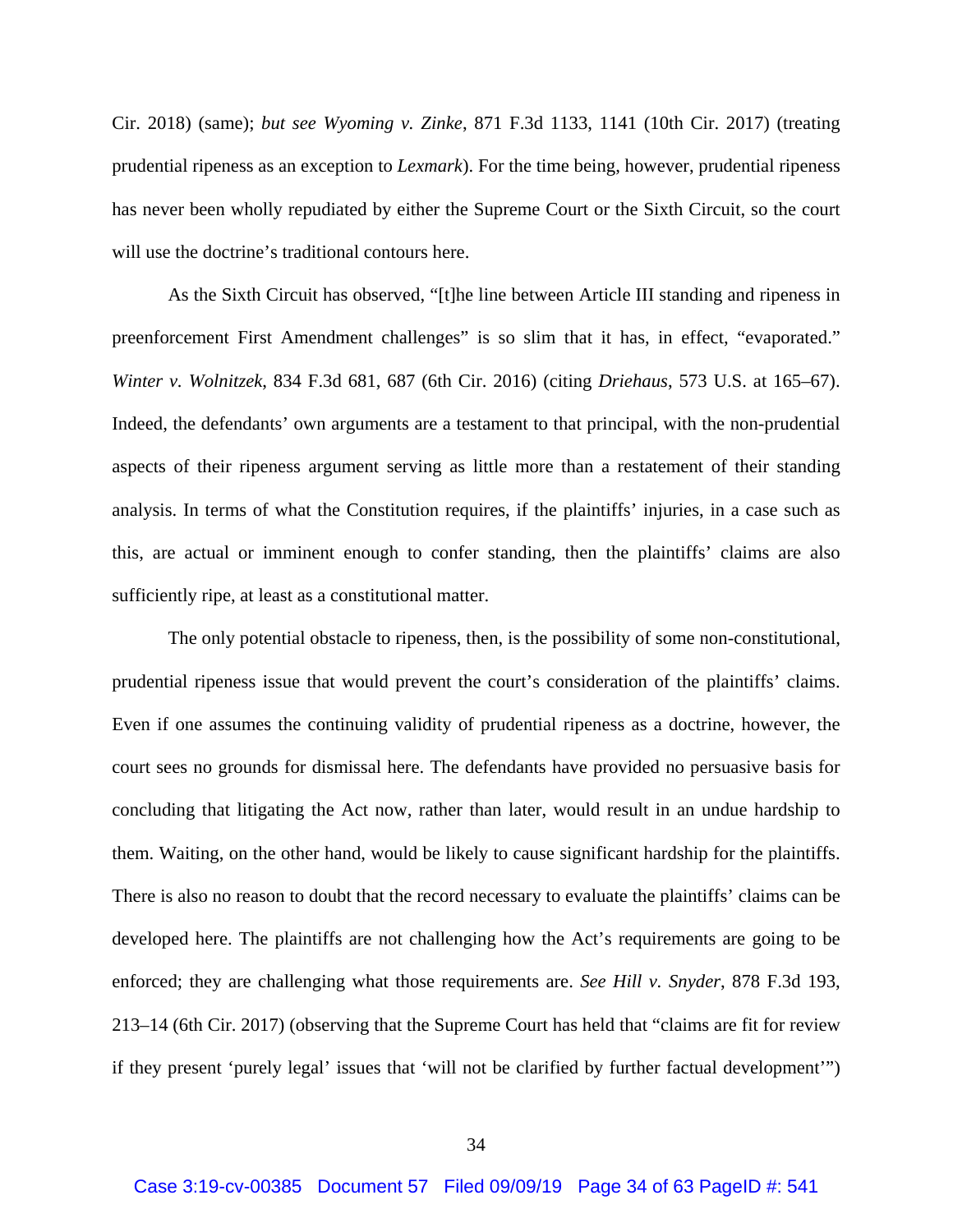Cir. 2018) (same); *but see Wyoming v. Zinke*, 871 F.3d 1133, 1141 (10th Cir. 2017) (treating prudential ripeness as an exception to *Lexmark*). For the time being, however, prudential ripeness has never been wholly repudiated by either the Supreme Court or the Sixth Circuit, so the court will use the doctrine's traditional contours here.

As the Sixth Circuit has observed, "[t]he line between Article III standing and ripeness in preenforcement First Amendment challenges" is so slim that it has, in effect, "evaporated." *Winter v. Wolnitzek*, 834 F.3d 681, 687 (6th Cir. 2016) (citing *Driehaus*, 573 U.S. at 165–67). Indeed, the defendants' own arguments are a testament to that principal, with the non-prudential aspects of their ripeness argument serving as little more than a restatement of their standing analysis. In terms of what the Constitution requires, if the plaintiffs' injuries, in a case such as this, are actual or imminent enough to confer standing, then the plaintiffs' claims are also sufficiently ripe, at least as a constitutional matter.

The only potential obstacle to ripeness, then, is the possibility of some non-constitutional, prudential ripeness issue that would prevent the court's consideration of the plaintiffs' claims. Even if one assumes the continuing validity of prudential ripeness as a doctrine, however, the court sees no grounds for dismissal here. The defendants have provided no persuasive basis for concluding that litigating the Act now, rather than later, would result in an undue hardship to them. Waiting, on the other hand, would be likely to cause significant hardship for the plaintiffs. There is also no reason to doubt that the record necessary to evaluate the plaintiffs' claims can be developed here. The plaintiffs are not challenging how the Act's requirements are going to be enforced; they are challenging what those requirements are. *See Hill v. Snyder*, 878 F.3d 193, 213–14 (6th Cir. 2017) (observing that the Supreme Court has held that "claims are fit for review if they present 'purely legal' issues that 'will not be clarified by further factual development'")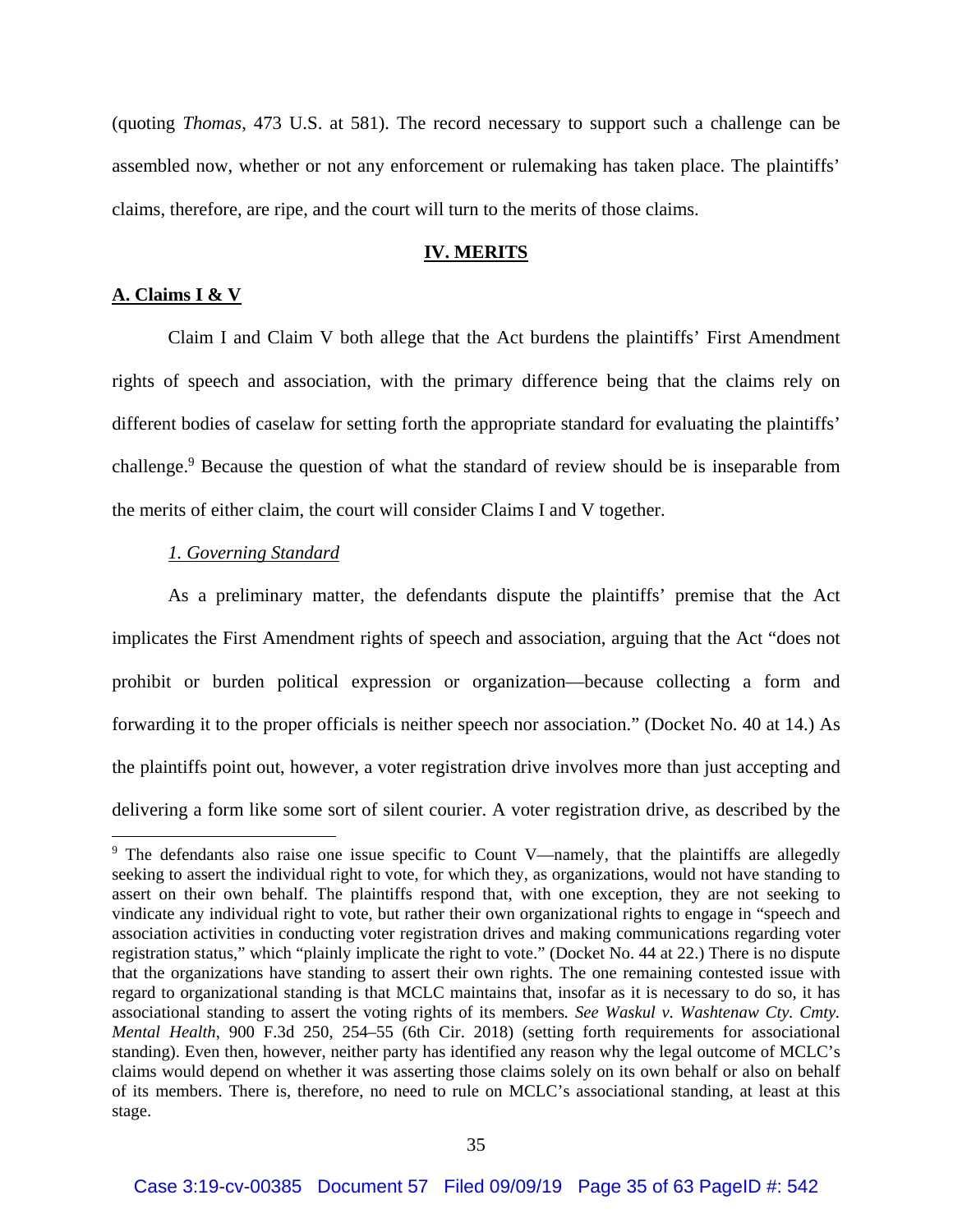(quoting *Thomas*, 473 U.S. at 581). The record necessary to support such a challenge can be assembled now, whether or not any enforcement or rulemaking has taken place. The plaintiffs' claims, therefore, are ripe, and the court will turn to the merits of those claims.

## IV. MERITS

### A. Claims I & V

Claim I and Claim V both allege that the Act burdens the plaintiffs' First Amendment rights of speech and association, with the primary difference being that the claims rely on different bodies of caselaw for setting forth the appropriate standard for evaluating the plaintiffs' challenge.[9] Because the question of what the standard of review should be is inseparable from the merits of either claim, the court will consider Claims I and V together.

#### *1. Governing Standard*

As a preliminary matter, the defendants dispute the plaintiffs' premise that the Act implicates the First Amendment rights of speech and association, arguing that the Act "does not prohibit or burden political expression or organization—because collecting a form and forwarding it to the proper officials is neither speech nor association." (Docket No. 40 at 14.) As the plaintiffs point out, however, a voter registration drive involves more than just accepting and delivering a form like some sort of silent courier. A voter registration drive, as described by the

---

[9] The defendants also raise one issue specific to Count V—namely, that the plaintiffs are allegedly seeking to assert the individual right to vote, for which they, as organizations, would not have standing to assert on their own behalf. The plaintiffs respond that, with one exception, they are not seeking to vindicate any individual right to vote, but rather their own organizational rights to engage in "speech and association activities in conducting voter registration drives and making communications regarding voter registration status," which "plainly implicate the right to vote." (Docket No. 44 at 22.) There is no dispute that the organizations have standing to assert their own rights. The one remaining contested issue with regard to organizational standing is that MCLC maintains that, insofar as it is necessary to do so, it has associational standing to assert the voting rights of its members. *See Waskul v. Washtenaw Cty. Cmty. Mental Health*, 900 F.3d 250, 254–55 (6th Cir. 2018) (setting forth requirements for associational standing). Even then, however, neither party has identified any reason why the legal outcome of MCLC's claims would depend on whether it was asserting those claims solely on its own behalf or also on behalf of its members. There is, therefore, no need to rule on MCLC's associational standing, at least at this stage.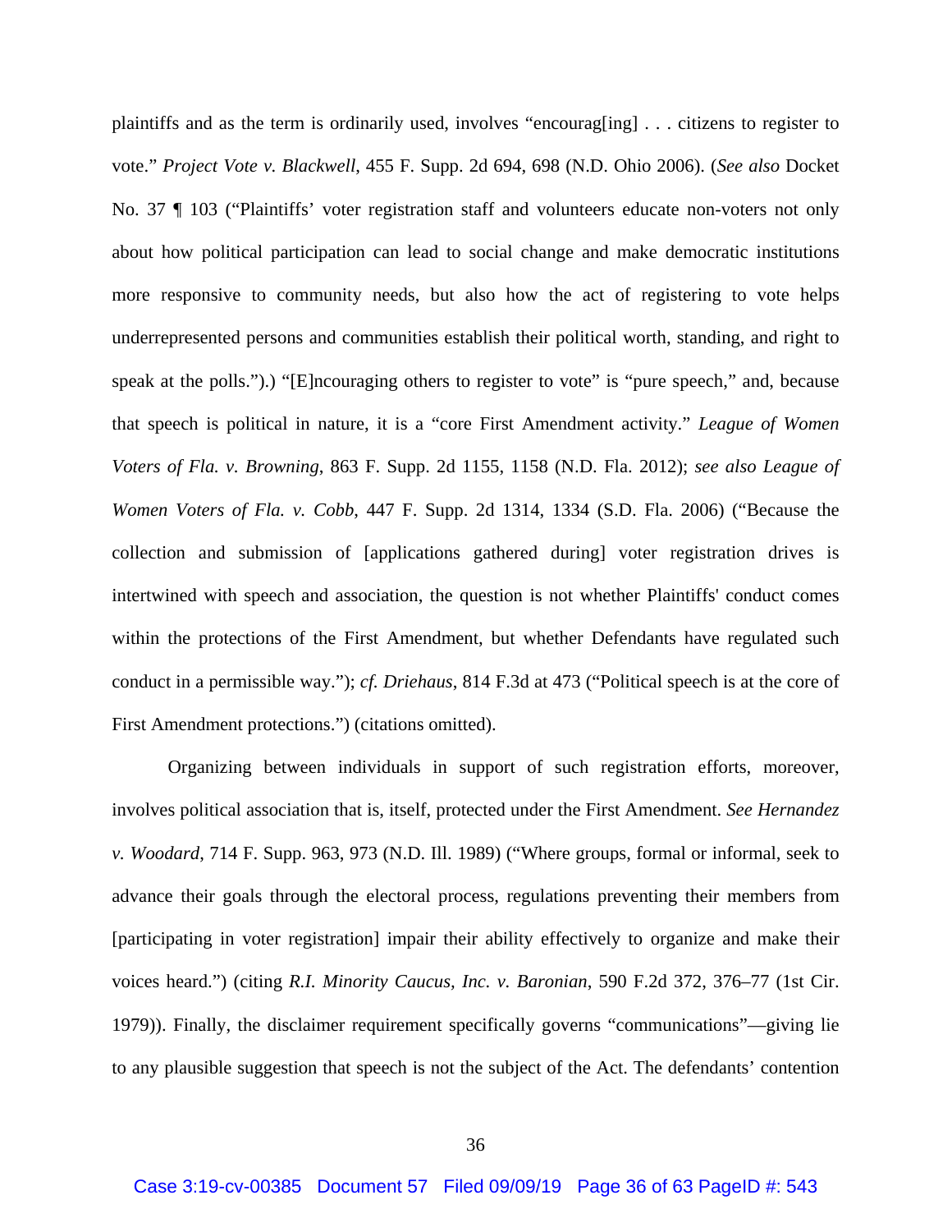plaintiffs and as the term is ordinarily used, involves "encourag[ing] . . . citizens to register to vote." *Project Vote v. Blackwell*, 455 F. Supp. 2d 694, 698 (N.D. Ohio 2006). (*See also* Docket No. 37 ¶ 103 ("Plaintiffs' voter registration staff and volunteers educate non-voters not only about how political participation can lead to social change and make democratic institutions more responsive to community needs, but also how the act of registering to vote helps underrepresented persons and communities establish their political worth, standing, and right to speak at the polls.").) "[E]ncouraging others to register to vote" is "pure speech," and, because that speech is political in nature, it is a "core First Amendment activity." *League of Women Voters of Fla. v. Browning*, 863 F. Supp. 2d 1155, 1158 (N.D. Fla. 2012); *see also League of Women Voters of Fla. v. Cobb*, 447 F. Supp. 2d 1314, 1334 (S.D. Fla. 2006) ("Because the collection and submission of [applications gathered during] voter registration drives is intertwined with speech and association, the question is not whether Plaintiffs' conduct comes within the protections of the First Amendment, but whether Defendants have regulated such conduct in a permissible way."); *cf. Driehaus*, 814 F.3d at 473 ("Political speech is at the core of First Amendment protections.") (citations omitted).

Organizing between individuals in support of such registration efforts, moreover, involves political association that is, itself, protected under the First Amendment. *See Hernandez v. Woodard*, 714 F. Supp. 963, 973 (N.D. Ill. 1989) ("Where groups, formal or informal, seek to advance their goals through the electoral process, regulations preventing their members from [participating in voter registration] impair their ability effectively to organize and make their voices heard.") (citing *R.I. Minority Caucus, Inc. v. Baronian*, 590 F.2d 372, 376–77 (1st Cir. 1979)). Finally, the disclaimer requirement specifically governs "communications"—giving lie to any plausible suggestion that speech is not the subject of the Act. The defendants' contention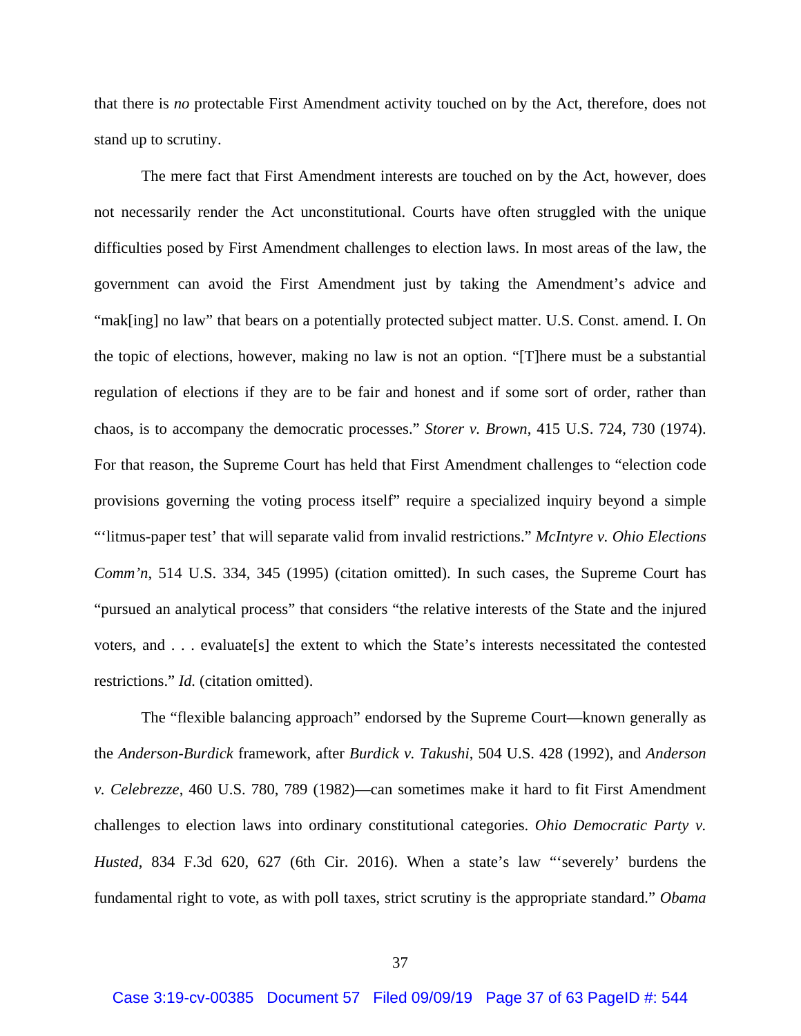that there is *no* protectable First Amendment activity touched on by the Act, therefore, does not stand up to scrutiny.

The mere fact that First Amendment interests are touched on by the Act, however, does not necessarily render the Act unconstitutional. Courts have often struggled with the unique difficulties posed by First Amendment challenges to election laws. In most areas of the law, the government can avoid the First Amendment just by taking the Amendment's advice and "mak[ing] no law" that bears on a potentially protected subject matter. U.S. Const. amend. I. On the topic of elections, however, making no law is not an option. "[T]here must be a substantial regulation of elections if they are to be fair and honest and if some sort of order, rather than chaos, is to accompany the democratic processes." *Storer v. Brown*, 415 U.S. 724, 730 (1974). For that reason, the Supreme Court has held that First Amendment challenges to "election code provisions governing the voting process itself" require a specialized inquiry beyond a simple "'litmus-paper test' that will separate valid from invalid restrictions." *McIntyre v. Ohio Elections Comm'n*, 514 U.S. 334, 345 (1995) (citation omitted). In such cases, the Supreme Court has "pursued an analytical process" that considers "the relative interests of the State and the injured voters, and . . . evaluate[s] the extent to which the State's interests necessitated the contested restrictions." *Id.* (citation omitted).

The "flexible balancing approach" endorsed by the Supreme Court—known generally as the *Anderson-Burdick* framework, after *Burdick v. Takushi*, 504 U.S. 428 (1992), and *Anderson v. Celebrezze*, 460 U.S. 780, 789 (1982)—can sometimes make it hard to fit First Amendment challenges to election laws into ordinary constitutional categories. *Ohio Democratic Party v. Husted*, 834 F.3d 620, 627 (6th Cir. 2016). When a state's law "'severely' burdens the fundamental right to vote, as with poll taxes, strict scrutiny is the appropriate standard." *Obama*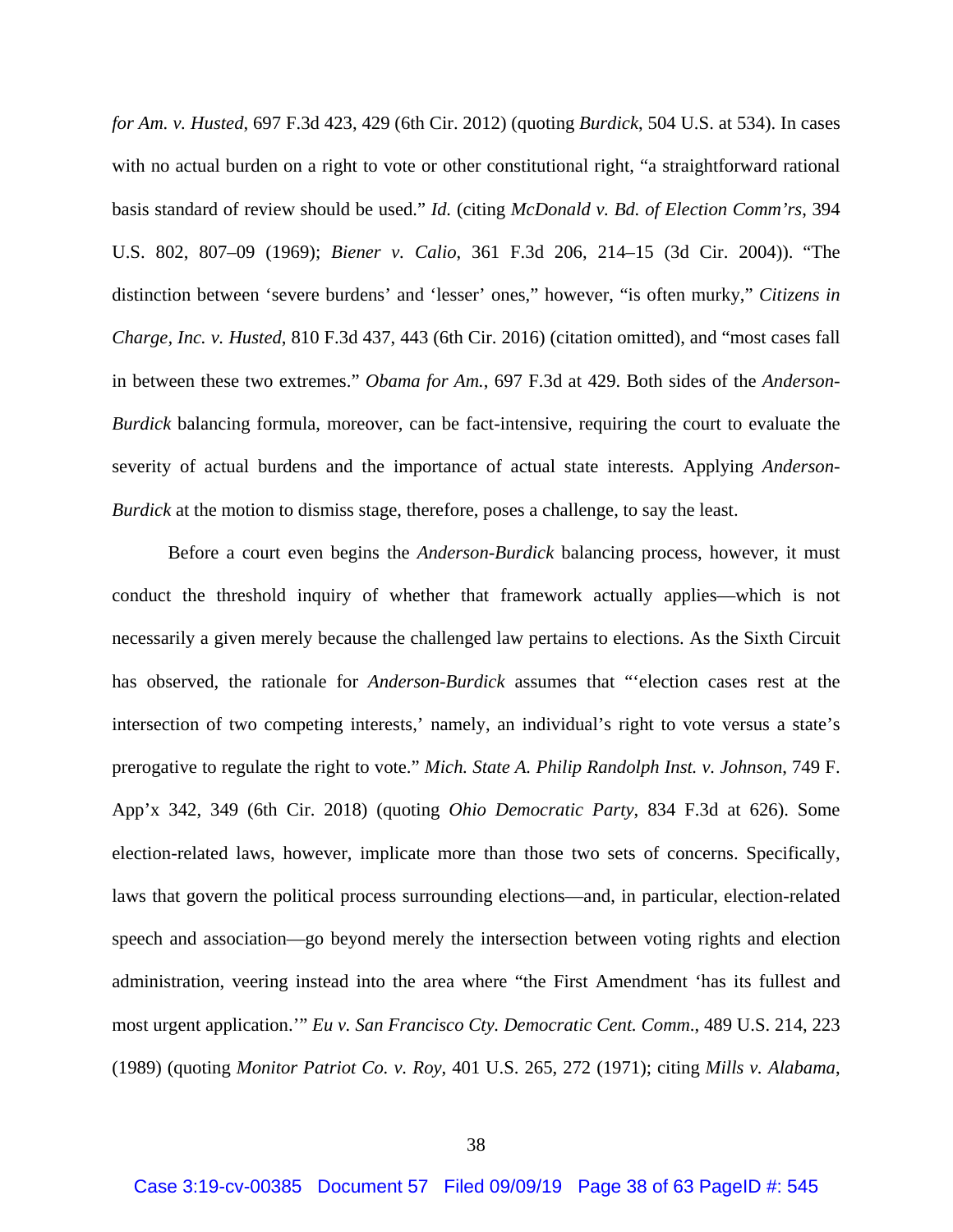*for Am. v. Husted*, 697 F.3d 423, 429 (6th Cir. 2012) (quoting *Burdick*, 504 U.S. at 534). In cases with no actual burden on a right to vote or other constitutional right, "a straightforward rational basis standard of review should be used." *Id.* (citing *McDonald v. Bd. of Election Comm'rs*, 394 U.S. 802, 807–09 (1969); *Biener v. Calio*, 361 F.3d 206, 214–15 (3d Cir. 2004)). "The distinction between 'severe burdens' and 'lesser' ones," however, "is often murky," *Citizens in Charge, Inc. v. Husted*, 810 F.3d 437, 443 (6th Cir. 2016) (citation omitted), and "most cases fall in between these two extremes." *Obama for Am.*, 697 F.3d at 429. Both sides of the *Anderson-Burdick* balancing formula, moreover, can be fact-intensive, requiring the court to evaluate the severity of actual burdens and the importance of actual state interests. Applying *Anderson-Burdick* at the motion to dismiss stage, therefore, poses a challenge, to say the least.

Before a court even begins the *Anderson-Burdick* balancing process, however, it must conduct the threshold inquiry of whether that framework actually applies—which is not necessarily a given merely because the challenged law pertains to elections. As the Sixth Circuit has observed, the rationale for *Anderson-Burdick* assumes that "'election cases rest at the intersection of two competing interests,' namely, an individual's right to vote versus a state's prerogative to regulate the right to vote." *Mich. State A. Philip Randolph Inst. v. Johnson*, 749 F. App'x 342, 349 (6th Cir. 2018) (quoting *Ohio Democratic Party*, 834 F.3d at 626). Some election-related laws, however, implicate more than those two sets of concerns. Specifically, laws that govern the political process surrounding elections—and, in particular, election-related speech and association—go beyond merely the intersection between voting rights and election administration, veering instead into the area where "the First Amendment 'has its fullest and most urgent application.'" *Eu v. San Francisco Cty. Democratic Cent. Comm.*, 489 U.S. 214, 223 (1989) (quoting *Monitor Patriot Co. v. Roy*, 401 U.S. 265, 272 (1971); citing *Mills v. Alabama*,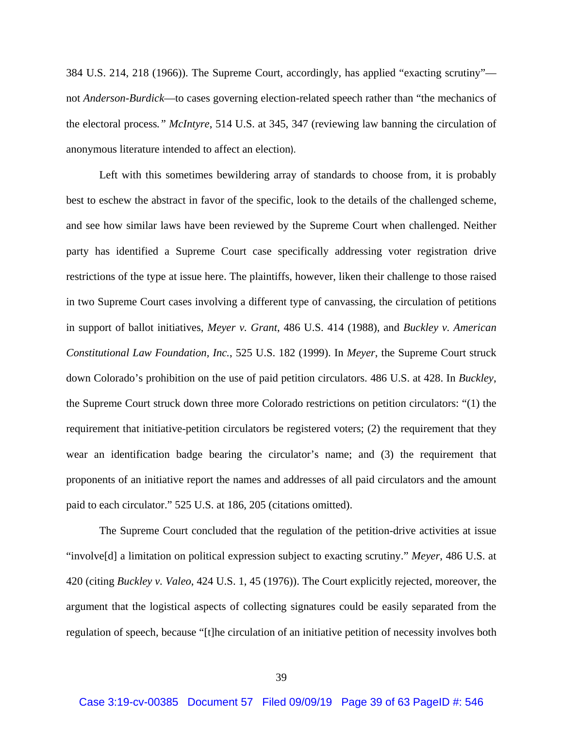384 U.S. 214, 218 (1966)). The Supreme Court, accordingly, has applied "exacting scrutiny"—not *Anderson-Burdick*—to cases governing election-related speech rather than "the mechanics of the electoral process*.*" *McIntyre*, 514 U.S. at 345, 347 (reviewing law banning the circulation of anonymous literature intended to affect an election).

Left with this sometimes bewildering array of standards to choose from, it is probably best to eschew the abstract in favor of the specific, look to the details of the challenged scheme, and see how similar laws have been reviewed by the Supreme Court when challenged. Neither party has identified a Supreme Court case specifically addressing voter registration drive restrictions of the type at issue here. The plaintiffs, however, liken their challenge to those raised in two Supreme Court cases involving a different type of canvassing, the circulation of petitions in support of ballot initiatives, *Meyer v. Grant*, 486 U.S. 414 (1988), and *Buckley v. American Constitutional Law Foundation, Inc.*, 525 U.S. 182 (1999). In *Meyer*, the Supreme Court struck down Colorado's prohibition on the use of paid petition circulators. 486 U.S. at 428. In *Buckley*, the Supreme Court struck down three more Colorado restrictions on petition circulators: "(1) the requirement that initiative-petition circulators be registered voters; (2) the requirement that they wear an identification badge bearing the circulator's name; and (3) the requirement that proponents of an initiative report the names and addresses of all paid circulators and the amount paid to each circulator." 525 U.S. at 186, 205 (citations omitted).

The Supreme Court concluded that the regulation of the petition-drive activities at issue "involve[d] a limitation on political expression subject to exacting scrutiny." *Meyer*, 486 U.S. at 420 (citing *Buckley v. Valeo*, 424 U.S. 1, 45 (1976)). The Court explicitly rejected, moreover, the argument that the logistical aspects of collecting signatures could be easily separated from the regulation of speech, because "[t]he circulation of an initiative petition of necessity involves both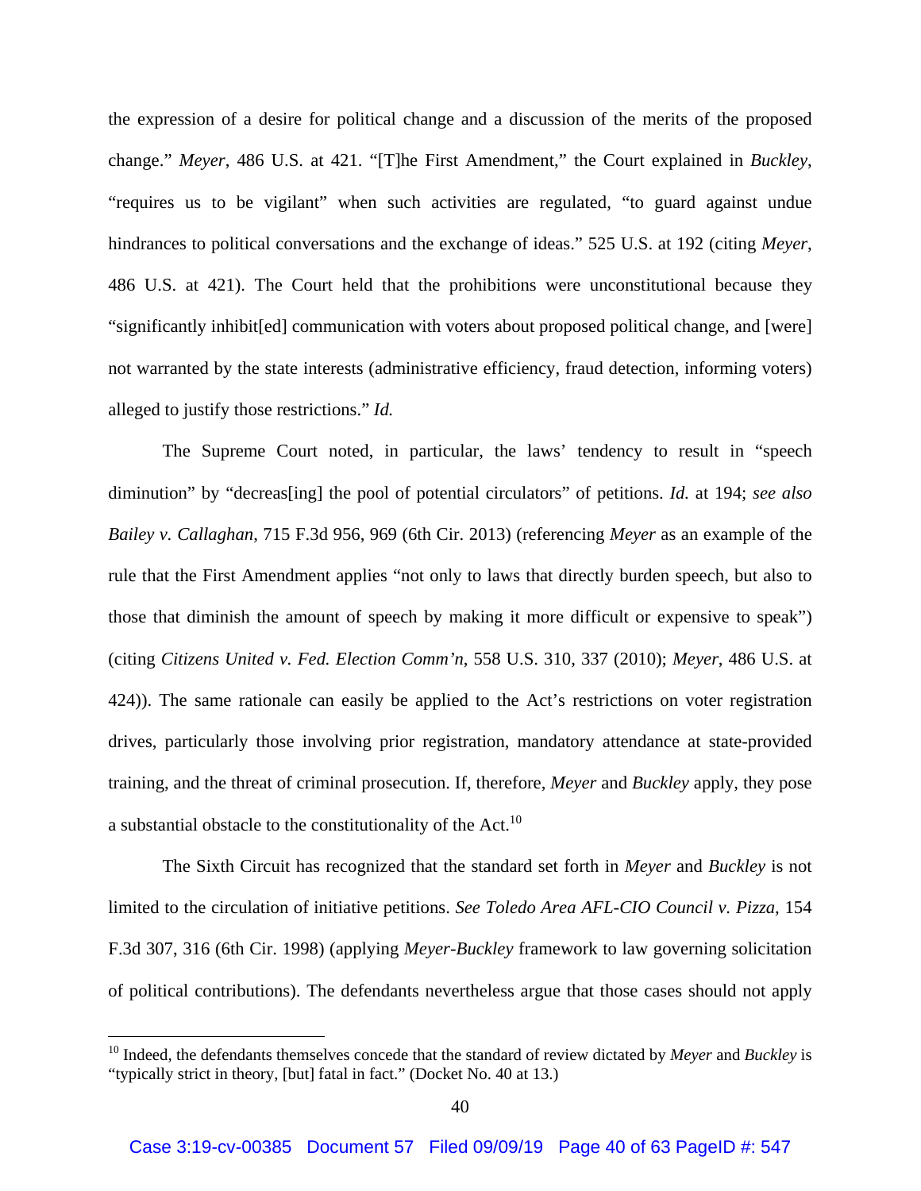the expression of a desire for political change and a discussion of the merits of the proposed change." *Meyer*, 486 U.S. at 421. "[T]he First Amendment," the Court explained in *Buckley*, "requires us to be vigilant" when such activities are regulated, "to guard against undue hindrances to political conversations and the exchange of ideas." 525 U.S. at 192 (citing *Meyer*, 486 U.S. at 421). The Court held that the prohibitions were unconstitutional because they "significantly inhibit[ed] communication with voters about proposed political change, and [were] not warranted by the state interests (administrative efficiency, fraud detection, informing voters) alleged to justify those restrictions." *Id.*

The Supreme Court noted, in particular, the laws' tendency to result in "speech diminution" by "decreas[ing] the pool of potential circulators" of petitions. *Id.* at 194; *see also Bailey v. Callaghan*, 715 F.3d 956, 969 (6th Cir. 2013) (referencing *Meyer* as an example of the rule that the First Amendment applies "not only to laws that directly burden speech, but also to those that diminish the amount of speech by making it more difficult or expensive to speak") (citing *Citizens United v. Fed. Election Comm'n*, 558 U.S. 310, 337 (2010); *Meyer*, 486 U.S. at 424)). The same rationale can easily be applied to the Act's restrictions on voter registration drives, particularly those involving prior registration, mandatory attendance at state-provided training, and the threat of criminal prosecution. If, therefore, *Meyer* and *Buckley* apply, they pose a substantial obstacle to the constitutionality of the Act.[10]

The Sixth Circuit has recognized that the standard set forth in *Meyer* and *Buckley* is not limited to the circulation of initiative petitions. *See Toledo Area AFL-CIO Council v. Pizza*, 154 F.3d 307, 316 (6th Cir. 1998) (applying *Meyer*-*Buckley* framework to law governing solicitation of political contributions). The defendants nevertheless argue that those cases should not apply

---

[10] Indeed, the defendants themselves concede that the standard of review dictated by *Meyer* and *Buckley* is "typically strict in theory, [but] fatal in fact." (Docket No. 40 at 13.)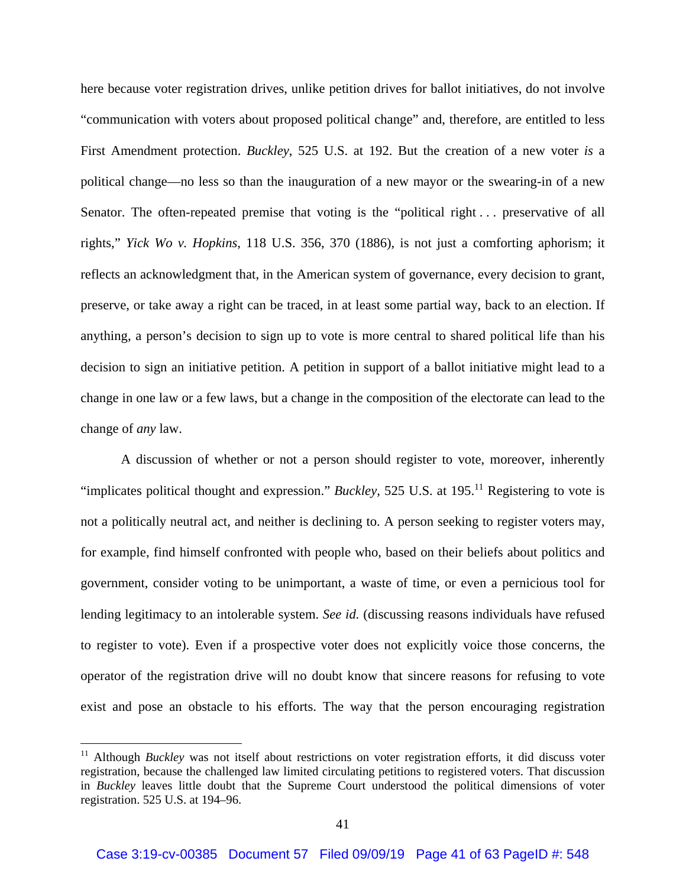here because voter registration drives, unlike petition drives for ballot initiatives, do not involve "communication with voters about proposed political change" and, therefore, are entitled to less First Amendment protection. *Buckley*, 525 U.S. at 192. But the creation of a new voter *is* a political change—no less so than the inauguration of a new mayor or the swearing-in of a new Senator. The often-repeated premise that voting is the "political right . . . preservative of all rights," *Yick Wo v. Hopkins*, 118 U.S. 356, 370 (1886), is not just a comforting aphorism; it reflects an acknowledgment that, in the American system of governance, every decision to grant, preserve, or take away a right can be traced, in at least some partial way, back to an election. If anything, a person's decision to sign up to vote is more central to shared political life than his decision to sign an initiative petition. A petition in support of a ballot initiative might lead to a change in one law or a few laws, but a change in the composition of the electorate can lead to the change of *any* law.

A discussion of whether or not a person should register to vote, moreover, inherently "implicates political thought and expression." *Buckley*, 525 U.S. at 195.[11] Registering to vote is not a politically neutral act, and neither is declining to. A person seeking to register voters may, for example, find himself confronted with people who, based on their beliefs about politics and government, consider voting to be unimportant, a waste of time, or even a pernicious tool for lending legitimacy to an intolerable system. *See id.* (discussing reasons individuals have refused to register to vote). Even if a prospective voter does not explicitly voice those concerns, the operator of the registration drive will no doubt know that sincere reasons for refusing to vote exist and pose an obstacle to his efforts. The way that the person encouraging registration

---

[11] Although *Buckley* was not itself about restrictions on voter registration efforts, it did discuss voter registration, because the challenged law limited circulating petitions to registered voters. That discussion in *Buckley* leaves little doubt that the Supreme Court understood the political dimensions of voter registration. 525 U.S. at 194–96.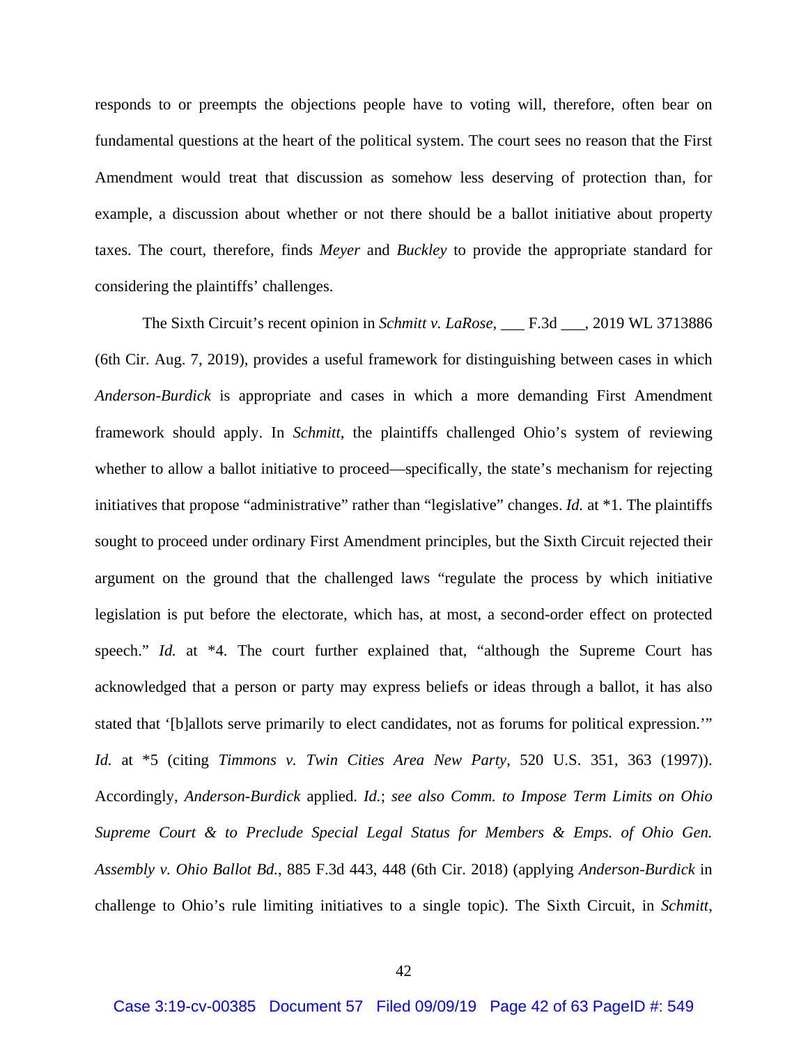responds to or preempts the objections people have to voting will, therefore, often bear on fundamental questions at the heart of the political system. The court sees no reason that the First Amendment would treat that discussion as somehow less deserving of protection than, for example, a discussion about whether or not there should be a ballot initiative about property taxes. The court, therefore, finds *Meyer* and *Buckley* to provide the appropriate standard for considering the plaintiffs' challenges.

The Sixth Circuit's recent opinion in *Schmitt v. LaRose*, ___ F.3d ___, 2019 WL 3713886 (6th Cir. Aug. 7, 2019), provides a useful framework for distinguishing between cases in which *Anderson-Burdick* is appropriate and cases in which a more demanding First Amendment framework should apply. In *Schmitt*, the plaintiffs challenged Ohio's system of reviewing whether to allow a ballot initiative to proceed—specifically, the state's mechanism for rejecting initiatives that propose "administrative" rather than "legislative" changes. *Id.* at *1. The plaintiffs sought to proceed under ordinary First Amendment principles, but the Sixth Circuit rejected their argument on the ground that the challenged laws "regulate the process by which initiative legislation is put before the electorate, which has, at most, a second-order effect on protected speech." *Id.* at *4. The court further explained that, "although the Supreme Court has acknowledged that a person or party may express beliefs or ideas through a ballot, it has also stated that '[b]allots serve primarily to elect candidates, not as forums for political expression.'" *Id.* at *5 (citing *Timmons v. Twin Cities Area New Party*, 520 U.S. 351, 363 (1997)). Accordingly, *Anderson-Burdick* applied. *Id.*; *see also Comm. to Impose Term Limits on Ohio Supreme Court & to Preclude Special Legal Status for Members & Emps. of Ohio Gen. Assembly v. Ohio Ballot Bd.*, 885 F.3d 443, 448 (6th Cir. 2018) (applying *Anderson-Burdick* in challenge to Ohio's rule limiting initiatives to a single topic). The Sixth Circuit, in *Schmitt*,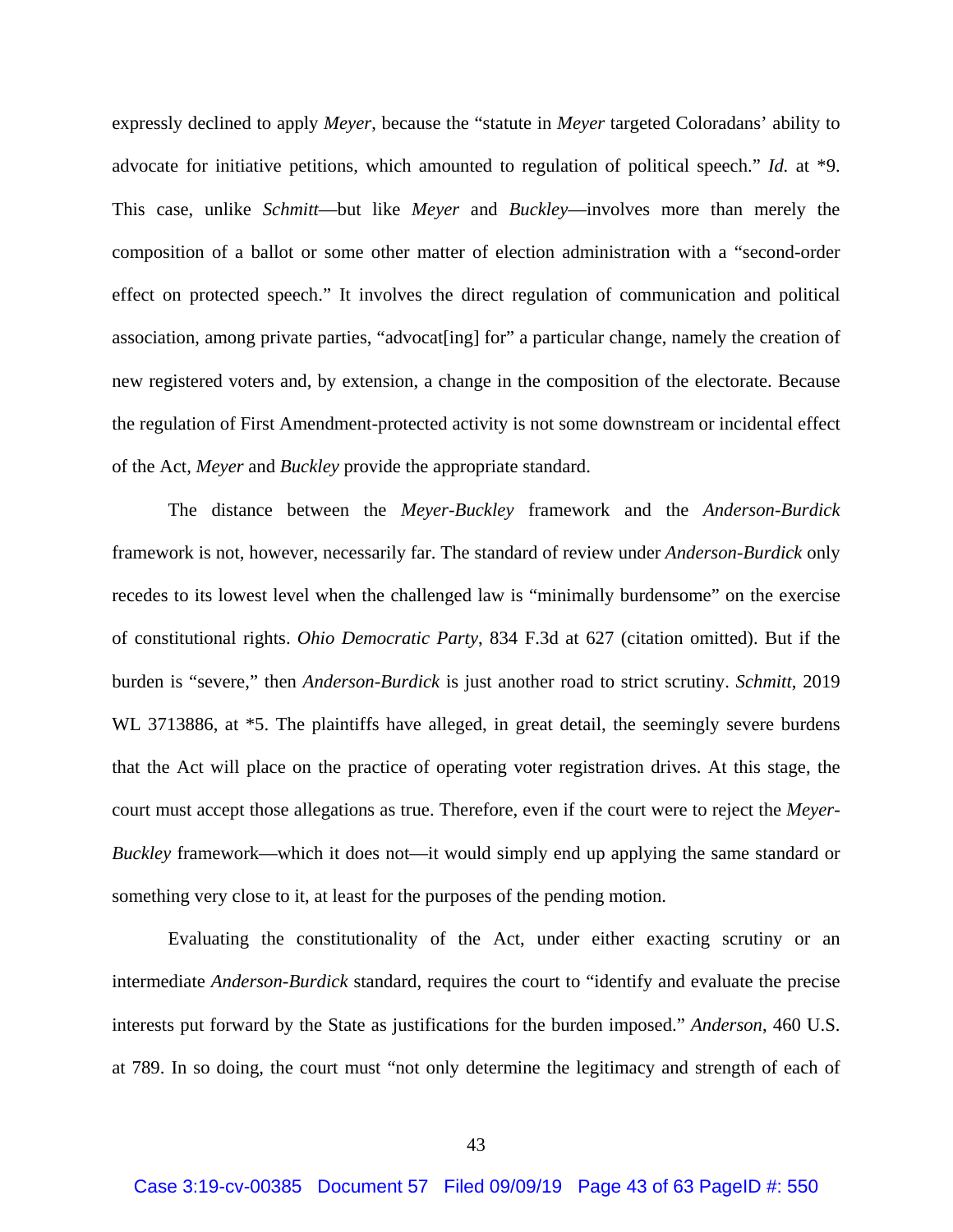expressly declined to apply *Meyer*, because the "statute in *Meyer* targeted Coloradans' ability to advocate for initiative petitions, which amounted to regulation of political speech." *Id.* at *9. This case, unlike *Schmitt*—but like *Meyer* and *Buckley*—involves more than merely the composition of a ballot or some other matter of election administration with a "second-order effect on protected speech." It involves the direct regulation of communication and political association, among private parties, "advocat[ing] for" a particular change, namely the creation of new registered voters and, by extension, a change in the composition of the electorate. Because the regulation of First Amendment-protected activity is not some downstream or incidental effect of the Act, *Meyer* and *Buckley* provide the appropriate standard.

The distance between the *Meyer-Buckley* framework and the *Anderson-Burdick* framework is not, however, necessarily far. The standard of review under *Anderson-Burdick* only recedes to its lowest level when the challenged law is "minimally burdensome" on the exercise of constitutional rights. *Ohio Democratic Party*, 834 F.3d at 627 (citation omitted). But if the burden is "severe," then *Anderson-Burdick* is just another road to strict scrutiny. *Schmitt*, 2019 WL 3713886, at *5. The plaintiffs have alleged, in great detail, the seemingly severe burdens that the Act will place on the practice of operating voter registration drives. At this stage, the court must accept those allegations as true. Therefore, even if the court were to reject the *Meyer-Buckley* framework—which it does not—it would simply end up applying the same standard or something very close to it, at least for the purposes of the pending motion.

Evaluating the constitutionality of the Act, under either exacting scrutiny or an intermediate *Anderson-Burdick* standard, requires the court to "identify and evaluate the precise interests put forward by the State as justifications for the burden imposed." *Anderson*, 460 U.S. at 789. In so doing, the court must "not only determine the legitimacy and strength of each of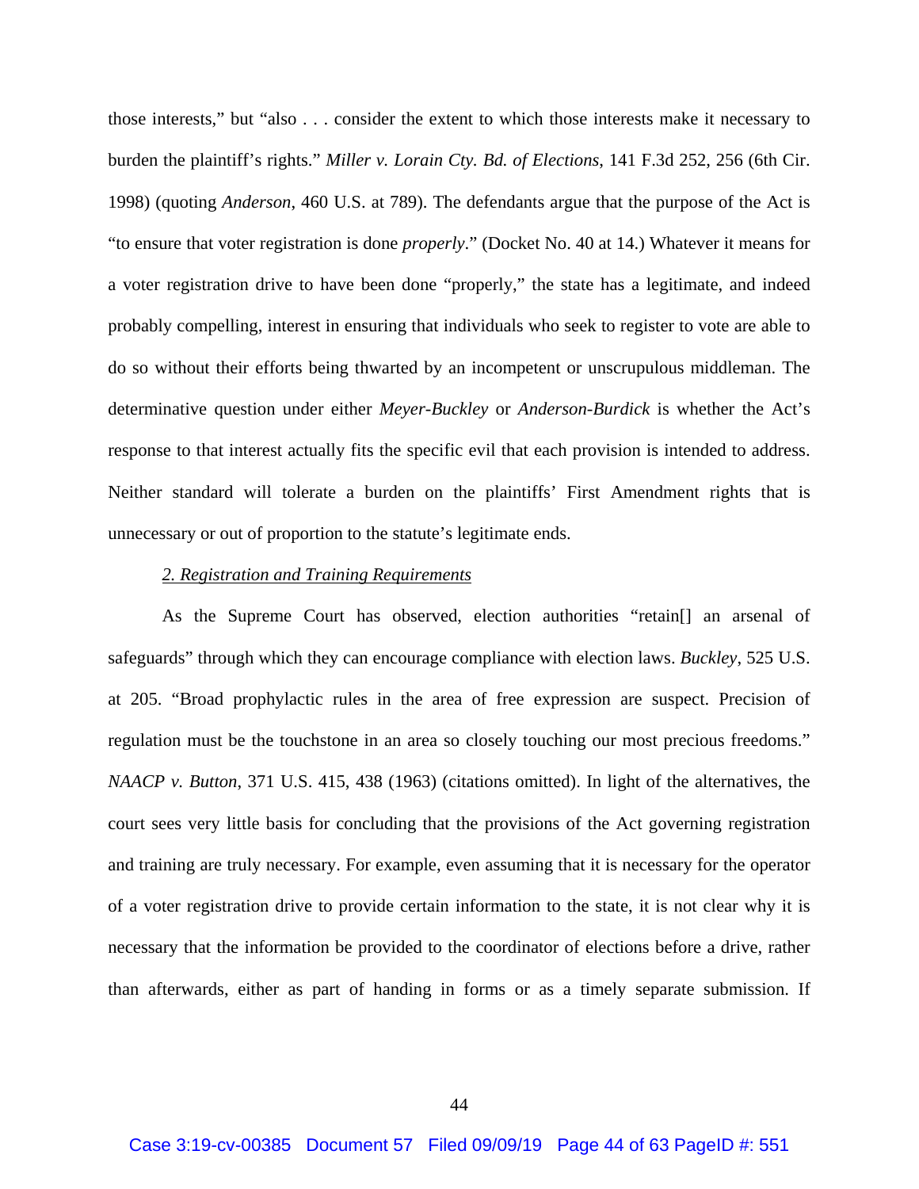those interests," but "also . . . consider the extent to which those interests make it necessary to burden the plaintiff's rights." *Miller v. Lorain Cty. Bd. of Elections*, 141 F.3d 252, 256 (6th Cir. 1998) (quoting *Anderson*, 460 U.S. at 789). The defendants argue that the purpose of the Act is "to ensure that voter registration is done *properly*." (Docket No. 40 at 14.) Whatever it means for a voter registration drive to have been done "properly," the state has a legitimate, and indeed probably compelling, interest in ensuring that individuals who seek to register to vote are able to do so without their efforts being thwarted by an incompetent or unscrupulous middleman. The determinative question under either *Meyer-Buckley* or *Anderson-Burdick* is whether the Act's response to that interest actually fits the specific evil that each provision is intended to address. Neither standard will tolerate a burden on the plaintiffs' First Amendment rights that is unnecessary or out of proportion to the statute's legitimate ends.

### *2. Registration and Training Requirements*

As the Supreme Court has observed, election authorities "retain[] an arsenal of safeguards" through which they can encourage compliance with election laws. *Buckley*, 525 U.S. at 205. "Broad prophylactic rules in the area of free expression are suspect. Precision of regulation must be the touchstone in an area so closely touching our most precious freedoms." *NAACP v. Button*, 371 U.S. 415, 438 (1963) (citations omitted). In light of the alternatives, the court sees very little basis for concluding that the provisions of the Act governing registration and training are truly necessary. For example, even assuming that it is necessary for the operator of a voter registration drive to provide certain information to the state, it is not clear why it is necessary that the information be provided to the coordinator of elections before a drive, rather than afterwards, either as part of handing in forms or as a timely separate submission. If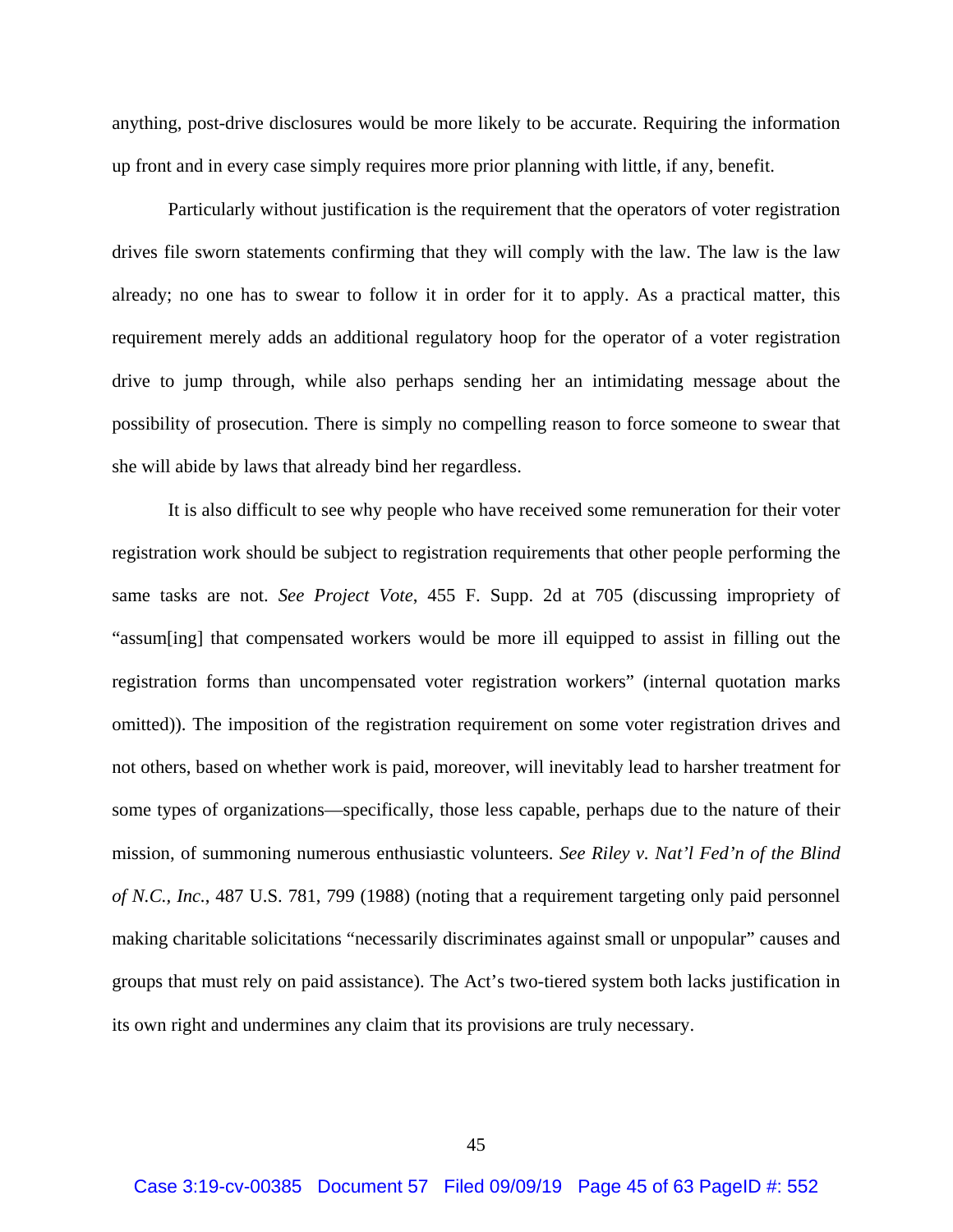anything, post-drive disclosures would be more likely to be accurate. Requiring the information up front and in every case simply requires more prior planning with little, if any, benefit.

Particularly without justification is the requirement that the operators of voter registration drives file sworn statements confirming that they will comply with the law. The law is the law already; no one has to swear to follow it in order for it to apply. As a practical matter, this requirement merely adds an additional regulatory hoop for the operator of a voter registration drive to jump through, while also perhaps sending her an intimidating message about the possibility of prosecution. There is simply no compelling reason to force someone to swear that she will abide by laws that already bind her regardless.

It is also difficult to see why people who have received some remuneration for their voter registration work should be subject to registration requirements that other people performing the same tasks are not. *See Project Vote*, 455 F. Supp. 2d at 705 (discussing impropriety of "assum[ing] that compensated workers would be more ill equipped to assist in filling out the registration forms than uncompensated voter registration workers" (internal quotation marks omitted)). The imposition of the registration requirement on some voter registration drives and not others, based on whether work is paid, moreover, will inevitably lead to harsher treatment for some types of organizations—specifically, those less capable, perhaps due to the nature of their mission, of summoning numerous enthusiastic volunteers. *See Riley v. Nat'l Fed'n of the Blind of N.C., Inc.*, 487 U.S. 781, 799 (1988) (noting that a requirement targeting only paid personnel making charitable solicitations "necessarily discriminates against small or unpopular" causes and groups that must rely on paid assistance). The Act's two-tiered system both lacks justification in its own right and undermines any claim that its provisions are truly necessary.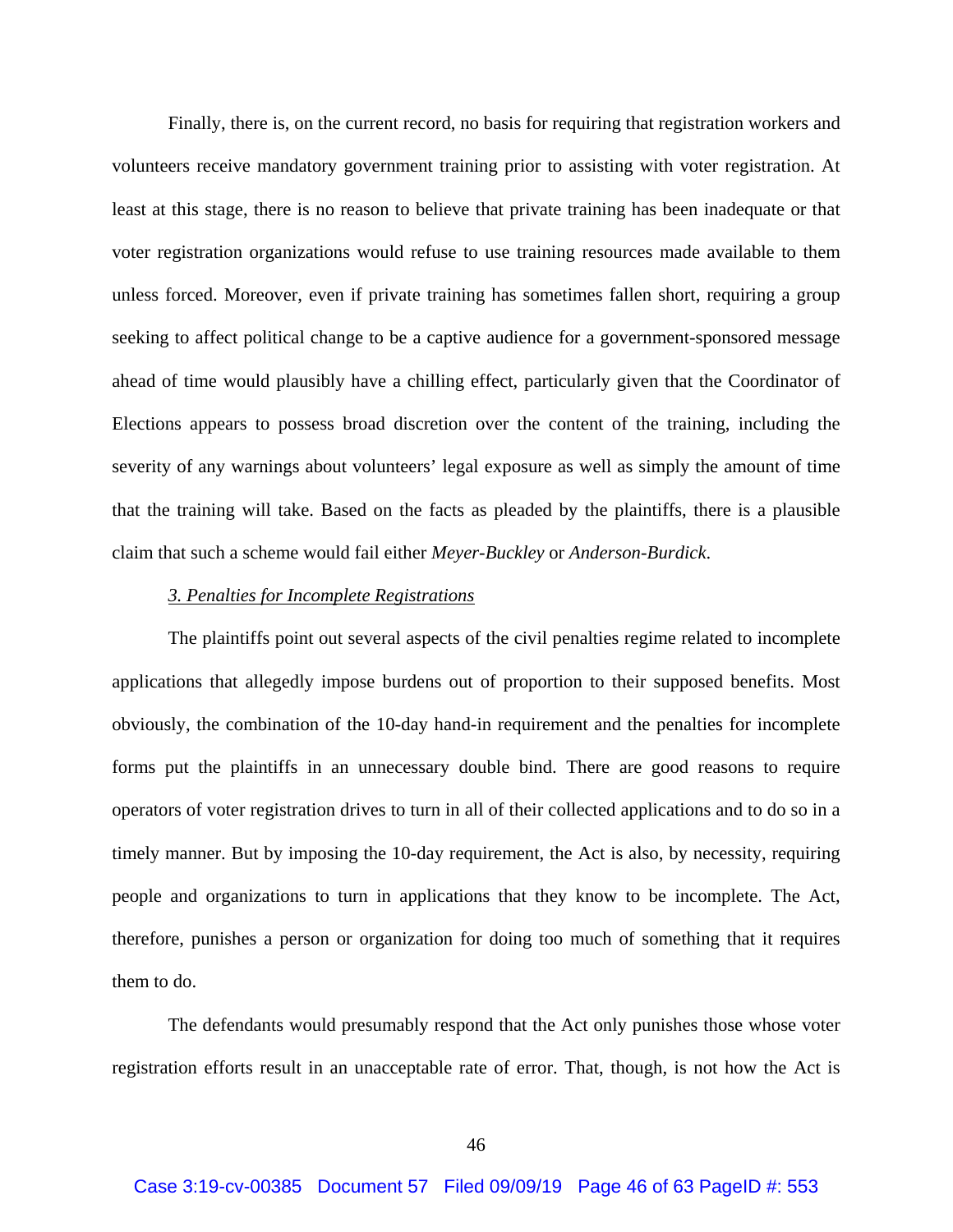Finally, there is, on the current record, no basis for requiring that registration workers and volunteers receive mandatory government training prior to assisting with voter registration. At least at this stage, there is no reason to believe that private training has been inadequate or that voter registration organizations would refuse to use training resources made available to them unless forced. Moreover, even if private training has sometimes fallen short, requiring a group seeking to affect political change to be a captive audience for a government-sponsored message ahead of time would plausibly have a chilling effect, particularly given that the Coordinator of Elections appears to possess broad discretion over the content of the training, including the severity of any warnings about volunteers' legal exposure as well as simply the amount of time that the training will take. Based on the facts as pleaded by the plaintiffs, there is a plausible claim that such a scheme would fail either *Meyer-Buckley* or *Anderson-Burdick*.

### *3. Penalties for Incomplete Registrations*

The plaintiffs point out several aspects of the civil penalties regime related to incomplete applications that allegedly impose burdens out of proportion to their supposed benefits. Most obviously, the combination of the 10-day hand-in requirement and the penalties for incomplete forms put the plaintiffs in an unnecessary double bind. There are good reasons to require operators of voter registration drives to turn in all of their collected applications and to do so in a timely manner. But by imposing the 10-day requirement, the Act is also, by necessity, requiring people and organizations to turn in applications that they know to be incomplete. The Act, therefore, punishes a person or organization for doing too much of something that it requires them to do.

The defendants would presumably respond that the Act only punishes those whose voter registration efforts result in an unacceptable rate of error. That, though, is not how the Act is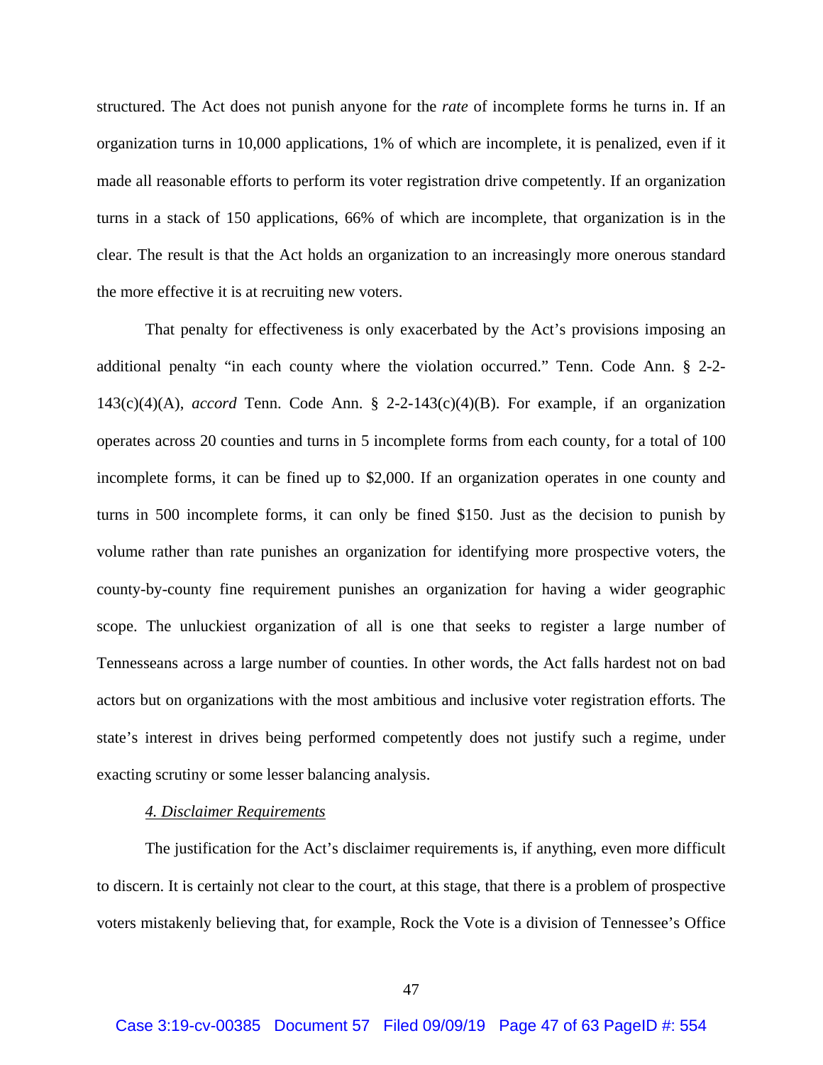structured. The Act does not punish anyone for the *rate* of incomplete forms he turns in. If an organization turns in 10,000 applications, 1% of which are incomplete, it is penalized, even if it made all reasonable efforts to perform its voter registration drive competently. If an organization turns in a stack of 150 applications, 66% of which are incomplete, that organization is in the clear. The result is that the Act holds an organization to an increasingly more onerous standard the more effective it is at recruiting new voters.

That penalty for effectiveness is only exacerbated by the Act's provisions imposing an additional penalty "in each county where the violation occurred." Tenn. Code Ann. § 2-2-143(c)(4)(A), *accord* Tenn. Code Ann. § 2-2-143(c)(4)(B). For example, if an organization operates across 20 counties and turns in 5 incomplete forms from each county, for a total of 100 incomplete forms, it can be fined up to $2,000. If an organization operates in one county and turns in 500 incomplete forms, it can only be fined $150. Just as the decision to punish by volume rather than rate punishes an organization for identifying more prospective voters, the county-by-county fine requirement punishes an organization for having a wider geographic scope. The unluckiest organization of all is one that seeks to register a large number of Tennesseans across a large number of counties. In other words, the Act falls hardest not on bad actors but on organizations with the most ambitious and inclusive voter registration efforts. The state's interest in drives being performed competently does not justify such a regime, under exacting scrutiny or some lesser balancing analysis.

*4. Disclaimer Requirements*

The justification for the Act's disclaimer requirements is, if anything, even more difficult to discern. It is certainly not clear to the court, at this stage, that there is a problem of prospective voters mistakenly believing that, for example, Rock the Vote is a division of Tennessee's Office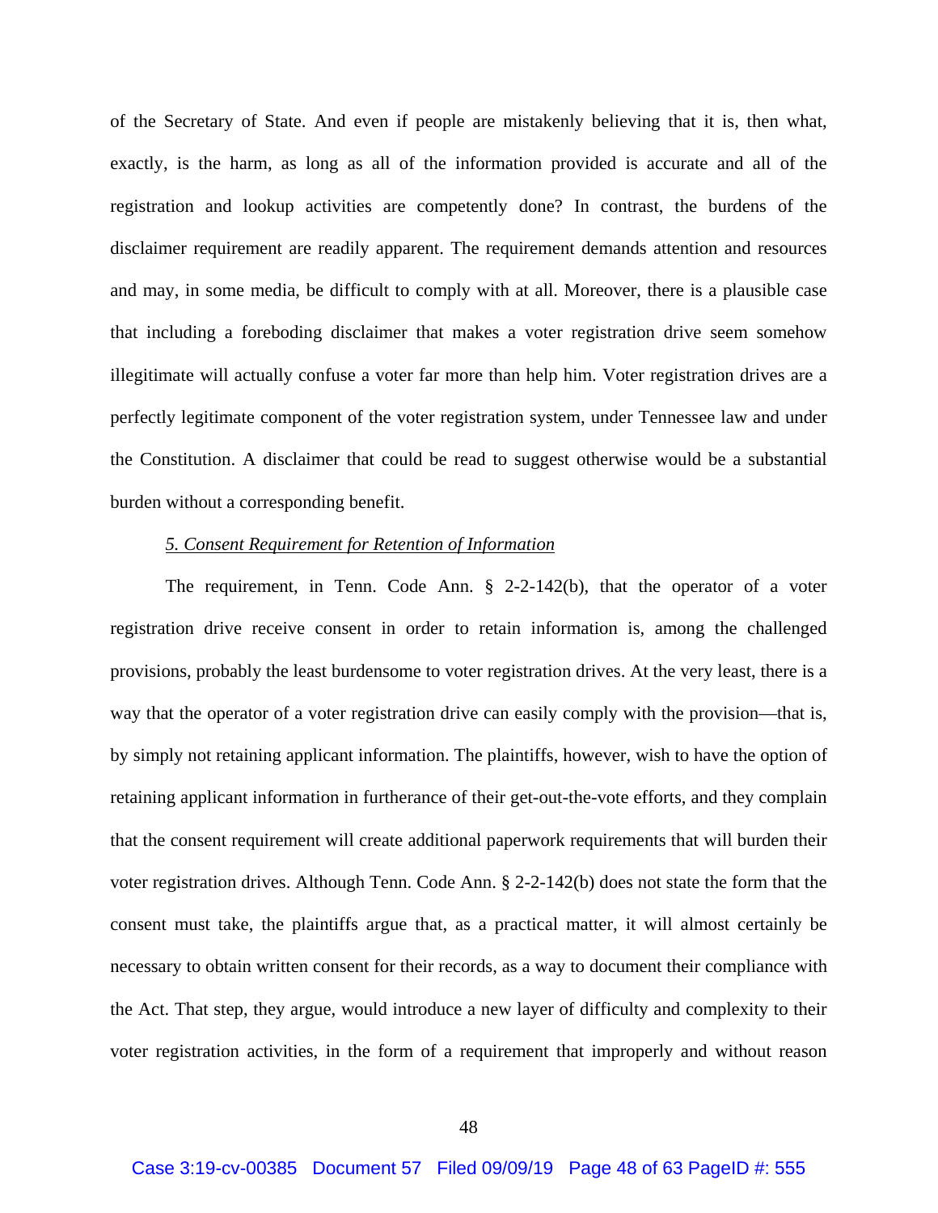of the Secretary of State. And even if people are mistakenly believing that it is, then what, exactly, is the harm, as long as all of the information provided is accurate and all of the registration and lookup activities are competently done? In contrast, the burdens of the disclaimer requirement are readily apparent. The requirement demands attention and resources and may, in some media, be difficult to comply with at all. Moreover, there is a plausible case that including a foreboding disclaimer that makes a voter registration drive seem somehow illegitimate will actually confuse a voter far more than help him. Voter registration drives are a perfectly legitimate component of the voter registration system, under Tennessee law and under the Constitution. A disclaimer that could be read to suggest otherwise would be a substantial burden without a corresponding benefit.

*5. Consent Requirement for Retention of Information*

The requirement, in Tenn. Code Ann. § 2-2-142(b), that the operator of a voter registration drive receive consent in order to retain information is, among the challenged provisions, probably the least burdensome to voter registration drives. At the very least, there is a way that the operator of a voter registration drive can easily comply with the provision—that is, by simply not retaining applicant information. The plaintiffs, however, wish to have the option of retaining applicant information in furtherance of their get-out-the-vote efforts, and they complain that the consent requirement will create additional paperwork requirements that will burden their voter registration drives. Although Tenn. Code Ann. § 2-2-142(b) does not state the form that the consent must take, the plaintiffs argue that, as a practical matter, it will almost certainly be necessary to obtain written consent for their records, as a way to document their compliance with the Act. That step, they argue, would introduce a new layer of difficulty and complexity to their voter registration activities, in the form of a requirement that improperly and without reason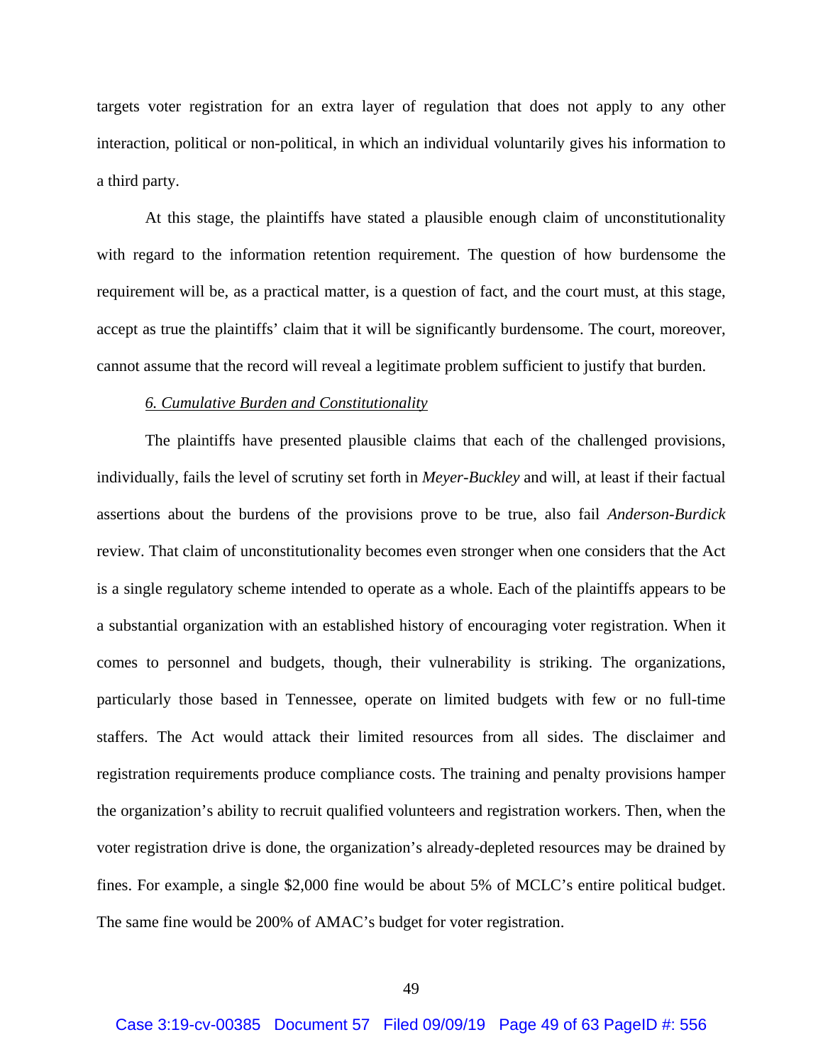targets voter registration for an extra layer of regulation that does not apply to any other interaction, political or non-political, in which an individual voluntarily gives his information to a third party.

At this stage, the plaintiffs have stated a plausible enough claim of unconstitutionality with regard to the information retention requirement. The question of how burdensome the requirement will be, as a practical matter, is a question of fact, and the court must, at this stage, accept as true the plaintiffs' claim that it will be significantly burdensome. The court, moreover, cannot assume that the record will reveal a legitimate problem sufficient to justify that burden.

### *6. Cumulative Burden and Constitutionality*

The plaintiffs have presented plausible claims that each of the challenged provisions, individually, fails the level of scrutiny set forth in *Meyer-Buckley* and will, at least if their factual assertions about the burdens of the provisions prove to be true, also fail *Anderson-Burdick* review. That claim of unconstitutionality becomes even stronger when one considers that the Act is a single regulatory scheme intended to operate as a whole. Each of the plaintiffs appears to be a substantial organization with an established history of encouraging voter registration. When it comes to personnel and budgets, though, their vulnerability is striking. The organizations, particularly those based in Tennessee, operate on limited budgets with few or no full-time staffers. The Act would attack their limited resources from all sides. The disclaimer and registration requirements produce compliance costs. The training and penalty provisions hamper the organization's ability to recruit qualified volunteers and registration workers. Then, when the voter registration drive is done, the organization's already-depleted resources may be drained by fines. For example, a single $2,000 fine would be about 5% of MCLC's entire political budget. The same fine would be 200% of AMAC's budget for voter registration.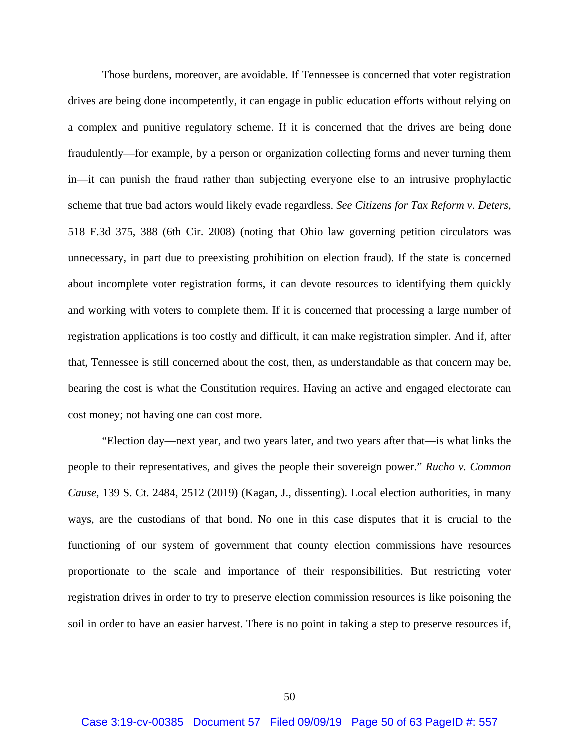Those burdens, moreover, are avoidable. If Tennessee is concerned that voter registration drives are being done incompetently, it can engage in public education efforts without relying on a complex and punitive regulatory scheme. If it is concerned that the drives are being done fraudulently—for example, by a person or organization collecting forms and never turning them in—it can punish the fraud rather than subjecting everyone else to an intrusive prophylactic scheme that true bad actors would likely evade regardless. *See Citizens for Tax Reform v. Deters*, 518 F.3d 375, 388 (6th Cir. 2008) (noting that Ohio law governing petition circulators was unnecessary, in part due to preexisting prohibition on election fraud). If the state is concerned about incomplete voter registration forms, it can devote resources to identifying them quickly and working with voters to complete them. If it is concerned that processing a large number of registration applications is too costly and difficult, it can make registration simpler. And if, after that, Tennessee is still concerned about the cost, then, as understandable as that concern may be, bearing the cost is what the Constitution requires. Having an active and engaged electorate can cost money; not having one can cost more.

"Election day—next year, and two years later, and two years after that—is what links the people to their representatives, and gives the people their sovereign power." *Rucho v. Common Cause*, 139 S. Ct. 2484, 2512 (2019) (Kagan, J., dissenting). Local election authorities, in many ways, are the custodians of that bond. No one in this case disputes that it is crucial to the functioning of our system of government that county election commissions have resources proportionate to the scale and importance of their responsibilities. But restricting voter registration drives in order to try to preserve election commission resources is like poisoning the soil in order to have an easier harvest. There is no point in taking a step to preserve resources if,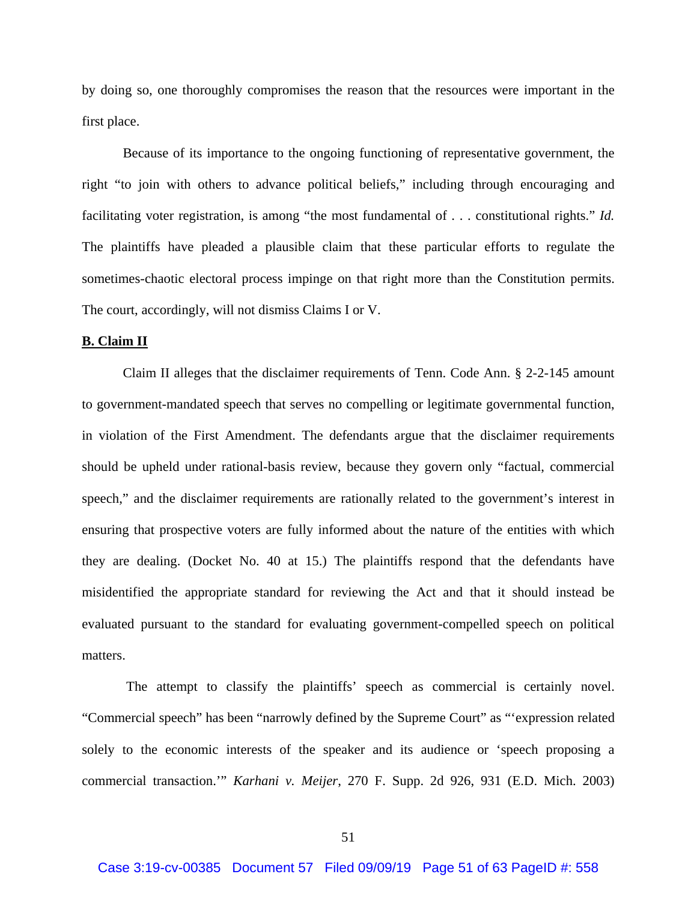by doing so, one thoroughly compromises the reason that the resources were important in the first place.

Because of its importance to the ongoing functioning of representative government, the right "to join with others to advance political beliefs," including through encouraging and facilitating voter registration, is among "the most fundamental of . . . constitutional rights." *Id.* The plaintiffs have pleaded a plausible claim that these particular efforts to regulate the sometimes-chaotic electoral process impinge on that right more than the Constitution permits. The court, accordingly, will not dismiss Claims I or V.

**B. Claim II**

Claim II alleges that the disclaimer requirements of Tenn. Code Ann. § 2-2-145 amount to government-mandated speech that serves no compelling or legitimate governmental function, in violation of the First Amendment. The defendants argue that the disclaimer requirements should be upheld under rational-basis review, because they govern only "factual, commercial speech," and the disclaimer requirements are rationally related to the government's interest in ensuring that prospective voters are fully informed about the nature of the entities with which they are dealing. (Docket No. 40 at 15.) The plaintiffs respond that the defendants have misidentified the appropriate standard for reviewing the Act and that it should instead be evaluated pursuant to the standard for evaluating government-compelled speech on political matters.

The attempt to classify the plaintiffs' speech as commercial is certainly novel. "Commercial speech" has been "narrowly defined by the Supreme Court" as "'expression related solely to the economic interests of the speaker and its audience or 'speech proposing a commercial transaction.'" *Karhani v. Meijer*, 270 F. Supp. 2d 926, 931 (E.D. Mich. 2003)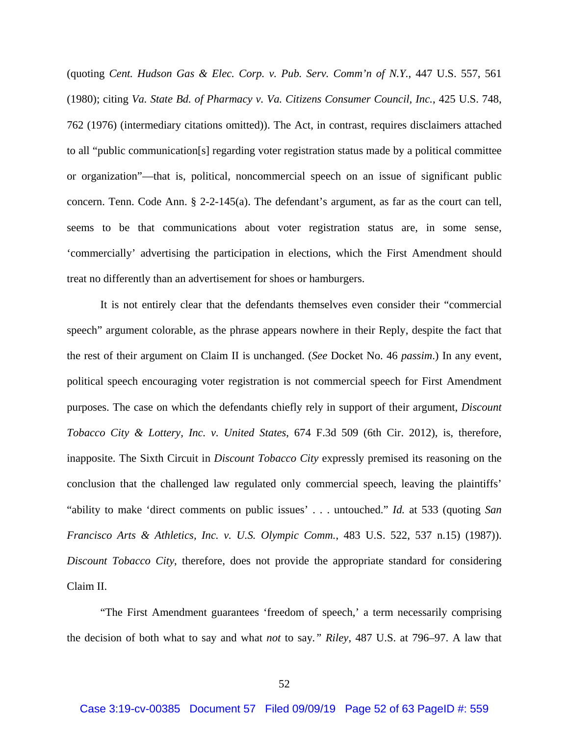(quoting *Cent. Hudson Gas & Elec. Corp. v. Pub. Serv. Comm'n of N.Y.*, 447 U.S. 557, 561 (1980); citing *Va. State Bd. of Pharmacy v. Va. Citizens Consumer Council, Inc.*, 425 U.S. 748, 762 (1976) (intermediary citations omitted)). The Act, in contrast, requires disclaimers attached to all "public communication[s] regarding voter registration status made by a political committee or organization"—that is, political, noncommercial speech on an issue of significant public concern. Tenn. Code Ann. § 2-2-145(a). The defendant's argument, as far as the court can tell, seems to be that communications about voter registration status are, in some sense, 'commercially' advertising the participation in elections, which the First Amendment should treat no differently than an advertisement for shoes or hamburgers.

It is not entirely clear that the defendants themselves even consider their "commercial speech" argument colorable, as the phrase appears nowhere in their Reply, despite the fact that the rest of their argument on Claim II is unchanged. (*See* Docket No. 46 *passim*.) In any event, political speech encouraging voter registration is not commercial speech for First Amendment purposes. The case on which the defendants chiefly rely in support of their argument, *Discount Tobacco City & Lottery, Inc. v. United States*, 674 F.3d 509 (6th Cir. 2012), is, therefore, inapposite. The Sixth Circuit in *Discount Tobacco City* expressly premised its reasoning on the conclusion that the challenged law regulated only commercial speech, leaving the plaintiffs' "ability to make 'direct comments on public issues' . . . untouched." *Id.* at 533 (quoting *San Francisco Arts & Athletics, Inc. v. U.S. Olympic Comm.*, 483 U.S. 522, 537 n.15) (1987)). *Discount Tobacco City*, therefore, does not provide the appropriate standard for considering Claim II.

"The First Amendment guarantees 'freedom of speech,' a term necessarily comprising the decision of both what to say and what *not* to say." *Riley*, 487 U.S. at 796–97. A law that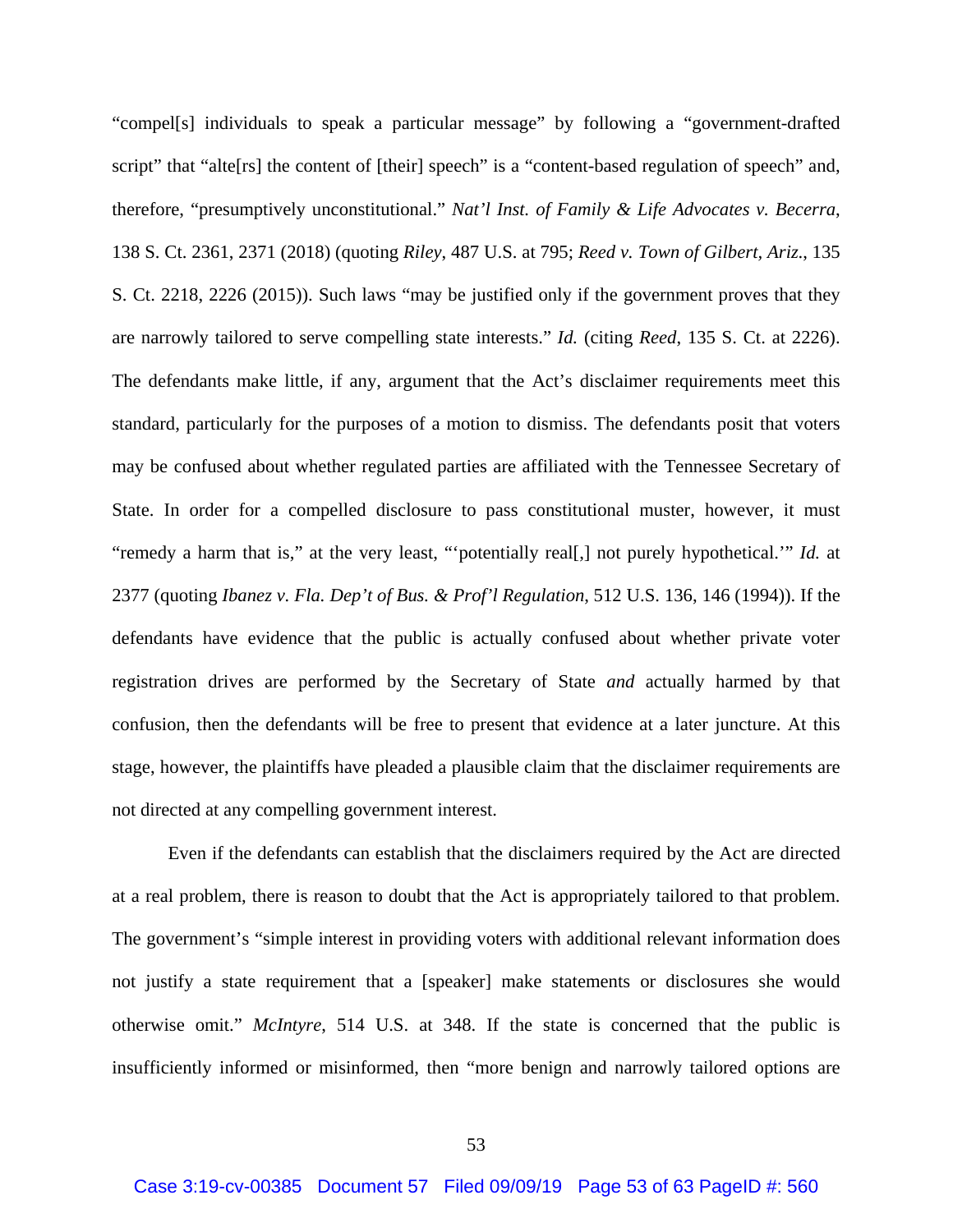"compel[s] individuals to speak a particular message" by following a "government-drafted script" that "alte[rs] the content of [their] speech" is a "content-based regulation of speech" and, therefore, "presumptively unconstitutional." *Nat'l Inst. of Family & Life Advocates v. Becerra*, 138 S. Ct. 2361, 2371 (2018) (quoting *Riley*, 487 U.S. at 795; *Reed v. Town of Gilbert, Ariz.*, 135 S. Ct. 2218, 2226 (2015)). Such laws "may be justified only if the government proves that they are narrowly tailored to serve compelling state interests." *Id.* (citing *Reed*, 135 S. Ct. at 2226). The defendants make little, if any, argument that the Act's disclaimer requirements meet this standard, particularly for the purposes of a motion to dismiss. The defendants posit that voters may be confused about whether regulated parties are affiliated with the Tennessee Secretary of State. In order for a compelled disclosure to pass constitutional muster, however, it must "remedy a harm that is," at the very least, "'potentially real[,] not purely hypothetical.'" *Id.* at 2377 (quoting *Ibanez v. Fla. Dep't of Bus. & Prof'l Regulation*, 512 U.S. 136, 146 (1994)). If the defendants have evidence that the public is actually confused about whether private voter registration drives are performed by the Secretary of State *and* actually harmed by that confusion, then the defendants will be free to present that evidence at a later juncture. At this stage, however, the plaintiffs have pleaded a plausible claim that the disclaimer requirements are not directed at any compelling government interest.

Even if the defendants can establish that the disclaimers required by the Act are directed at a real problem, there is reason to doubt that the Act is appropriately tailored to that problem. The government's "simple interest in providing voters with additional relevant information does not justify a state requirement that a [speaker] make statements or disclosures she would otherwise omit." *McIntyre*, 514 U.S. at 348. If the state is concerned that the public is insufficiently informed or misinformed, then "more benign and narrowly tailored options are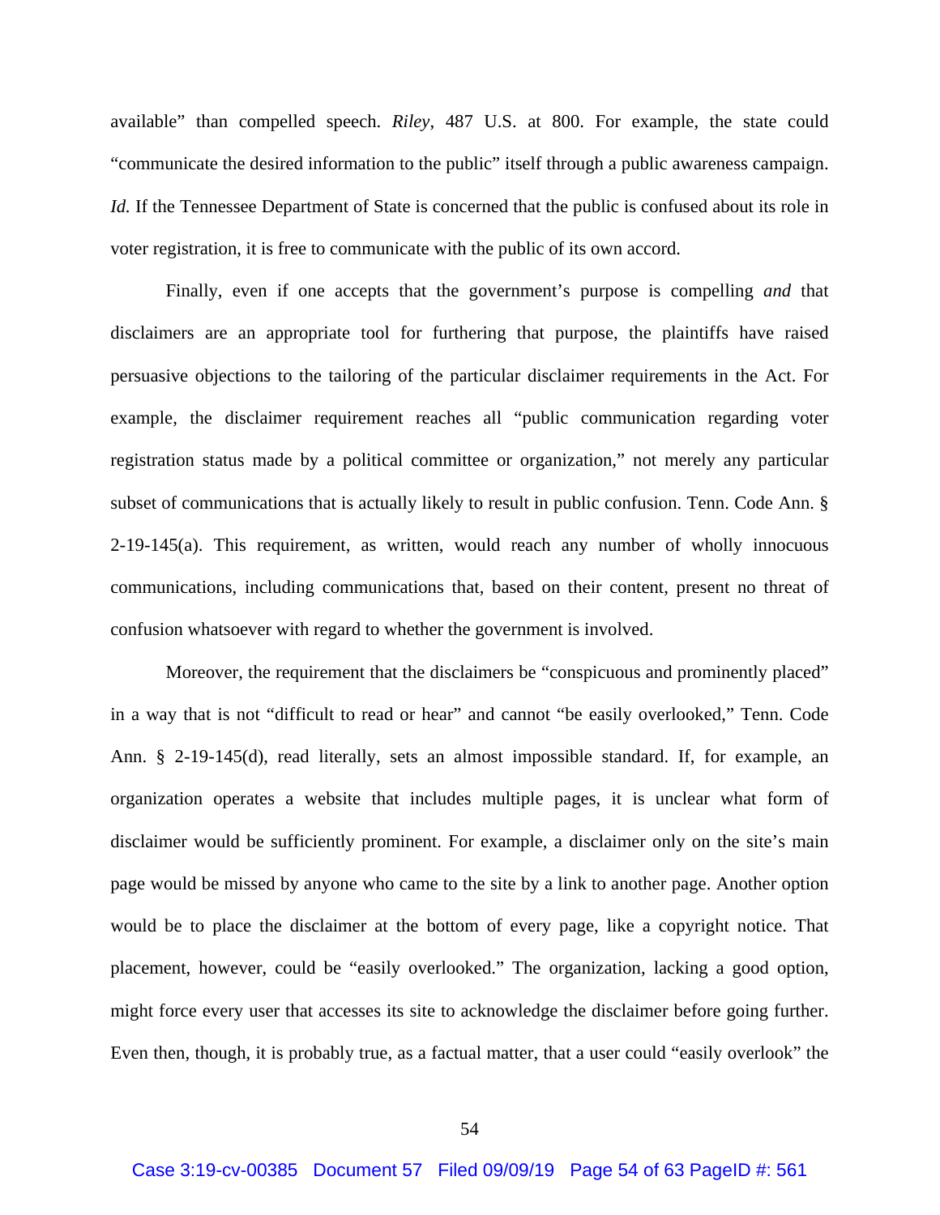available" than compelled speech. *Riley*, 487 U.S. at 800. For example, the state could "communicate the desired information to the public" itself through a public awareness campaign. *Id.* If the Tennessee Department of State is concerned that the public is confused about its role in voter registration, it is free to communicate with the public of its own accord.

Finally, even if one accepts that the government's purpose is compelling *and* that disclaimers are an appropriate tool for furthering that purpose, the plaintiffs have raised persuasive objections to the tailoring of the particular disclaimer requirements in the Act. For example, the disclaimer requirement reaches all "public communication regarding voter registration status made by a political committee or organization," not merely any particular subset of communications that is actually likely to result in public confusion. Tenn. Code Ann. § 2-19-145(a). This requirement, as written, would reach any number of wholly innocuous communications, including communications that, based on their content, present no threat of confusion whatsoever with regard to whether the government is involved.

Moreover, the requirement that the disclaimers be "conspicuous and prominently placed" in a way that is not "difficult to read or hear" and cannot "be easily overlooked," Tenn. Code Ann. § 2-19-145(d), read literally, sets an almost impossible standard. If, for example, an organization operates a website that includes multiple pages, it is unclear what form of disclaimer would be sufficiently prominent. For example, a disclaimer only on the site's main page would be missed by anyone who came to the site by a link to another page. Another option would be to place the disclaimer at the bottom of every page, like a copyright notice. That placement, however, could be "easily overlooked." The organization, lacking a good option, might force every user that accesses its site to acknowledge the disclaimer before going further. Even then, though, it is probably true, as a factual matter, that a user could "easily overlook" the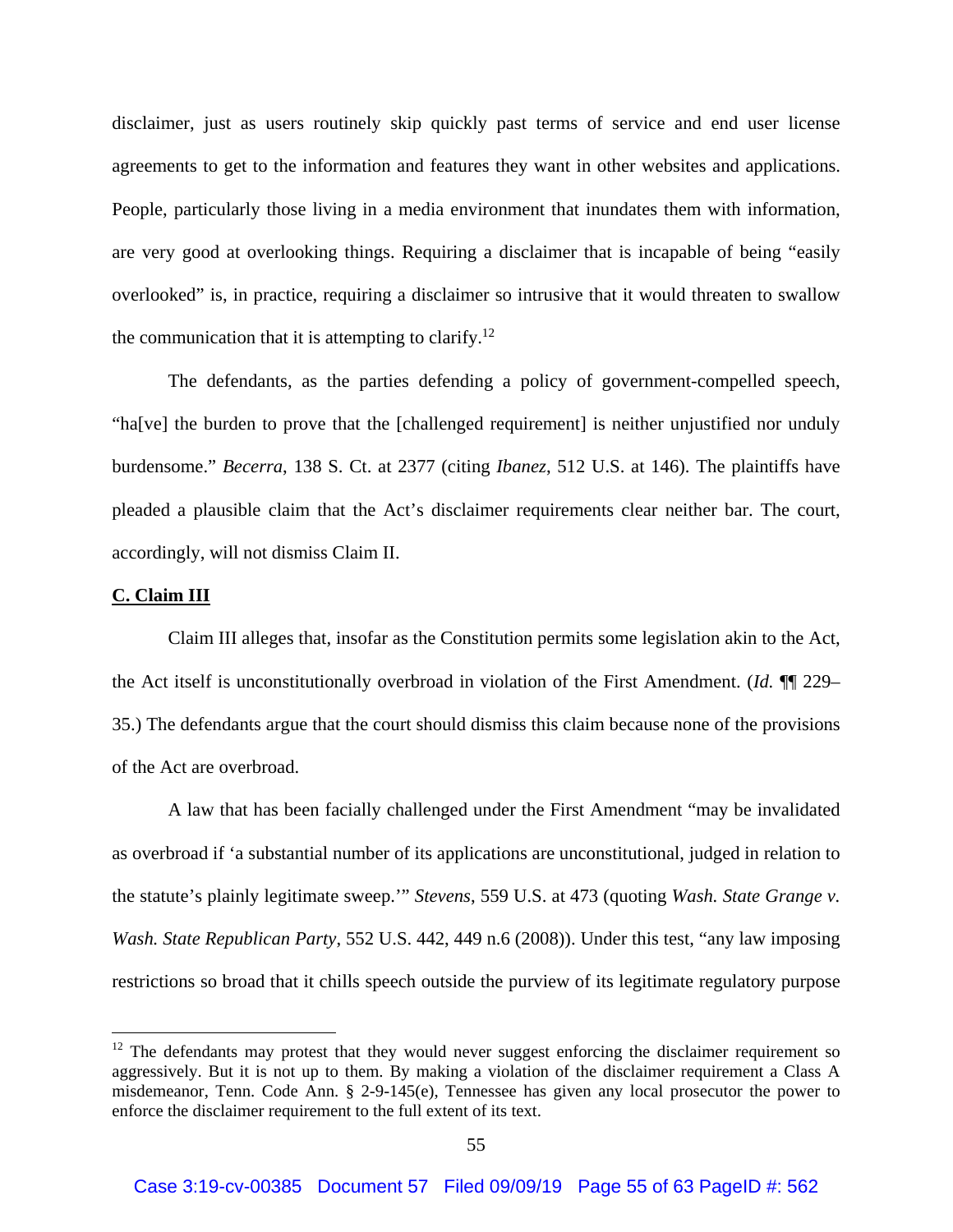disclaimer, just as users routinely skip quickly past terms of service and end user license agreements to get to the information and features they want in other websites and applications. People, particularly those living in a media environment that inundates them with information, are very good at overlooking things. Requiring a disclaimer that is incapable of being "easily overlooked" is, in practice, requiring a disclaimer so intrusive that it would threaten to swallow the communication that it is attempting to clarify.[12]

The defendants, as the parties defending a policy of government-compelled speech, "ha[ve] the burden to prove that the [challenged requirement] is neither unjustified nor unduly burdensome." *Becerra*, 138 S. Ct. at 2377 (citing *Ibanez*, 512 U.S. at 146). The plaintiffs have pleaded a plausible claim that the Act's disclaimer requirements clear neither bar. The court, accordingly, will not dismiss Claim II.

**C. Claim III**

Claim III alleges that, insofar as the Constitution permits some legislation akin to the Act, the Act itself is unconstitutionally overbroad in violation of the First Amendment. (*Id.* ¶¶ 229–35.) The defendants argue that the court should dismiss this claim because none of the provisions of the Act are overbroad.

A law that has been facially challenged under the First Amendment "may be invalidated as overbroad if 'a substantial number of its applications are unconstitutional, judged in relation to the statute's plainly legitimate sweep.'" *Stevens*, 559 U.S. at 473 (quoting *Wash. State Grange v. Wash. State Republican Party*, 552 U.S. 442, 449 n.6 (2008)). Under this test, "any law imposing restrictions so broad that it chills speech outside the purview of its legitimate regulatory purpose

---

[12] The defendants may protest that they would never suggest enforcing the disclaimer requirement so aggressively. But it is not up to them. By making a violation of the disclaimer requirement a Class A misdemeanor, Tenn. Code Ann. § 2-9-145(e), Tennessee has given any local prosecutor the power to enforce the disclaimer requirement to the full extent of its text.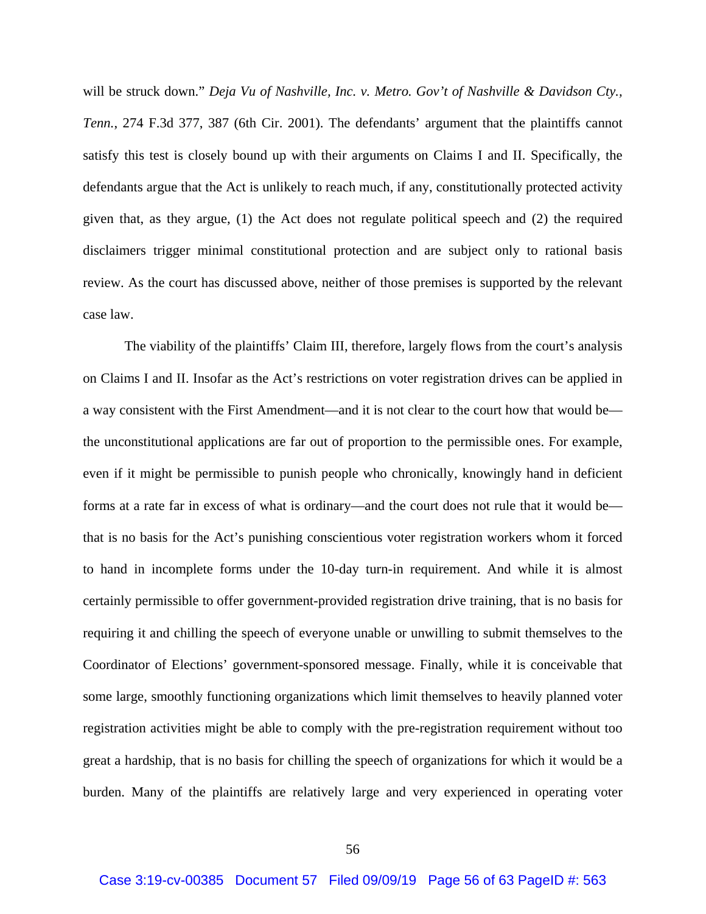will be struck down." *Deja Vu of Nashville, Inc. v. Metro. Gov't of Nashville & Davidson Cty., Tenn.*, 274 F.3d 377, 387 (6th Cir. 2001). The defendants' argument that the plaintiffs cannot satisfy this test is closely bound up with their arguments on Claims I and II. Specifically, the defendants argue that the Act is unlikely to reach much, if any, constitutionally protected activity given that, as they argue, (1) the Act does not regulate political speech and (2) the required disclaimers trigger minimal constitutional protection and are subject only to rational basis review. As the court has discussed above, neither of those premises is supported by the relevant case law.

The viability of the plaintiffs' Claim III, therefore, largely flows from the court's analysis on Claims I and II. Insofar as the Act's restrictions on voter registration drives can be applied in a way consistent with the First Amendment—and it is not clear to the court how that would be—the unconstitutional applications are far out of proportion to the permissible ones. For example, even if it might be permissible to punish people who chronically, knowingly hand in deficient forms at a rate far in excess of what is ordinary—and the court does not rule that it would be—that is no basis for the Act's punishing conscientious voter registration workers whom it forced to hand in incomplete forms under the 10-day turn-in requirement. And while it is almost certainly permissible to offer government-provided registration drive training, that is no basis for requiring it and chilling the speech of everyone unable or unwilling to submit themselves to the Coordinator of Elections' government-sponsored message. Finally, while it is conceivable that some large, smoothly functioning organizations which limit themselves to heavily planned voter registration activities might be able to comply with the pre-registration requirement without too great a hardship, that is no basis for chilling the speech of organizations for which it would be a burden. Many of the plaintiffs are relatively large and very experienced in operating voter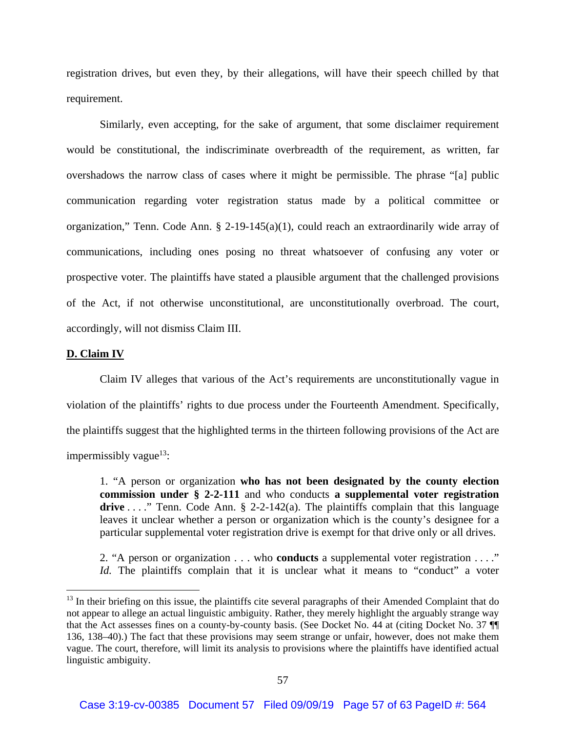registration drives, but even they, by their allegations, will have their speech chilled by that requirement.

Similarly, even accepting, for the sake of argument, that some disclaimer requirement would be constitutional, the indiscriminate overbreadth of the requirement, as written, far overshadows the narrow class of cases where it might be permissible. The phrase "[a] public communication regarding voter registration status made by a political committee or organization," Tenn. Code Ann. § 2-19-145(a)(1), could reach an extraordinarily wide array of communications, including ones posing no threat whatsoever of confusing any voter or prospective voter. The plaintiffs have stated a plausible argument that the challenged provisions of the Act, if not otherwise unconstitutional, are unconstitutionally overbroad. The court, accordingly, will not dismiss Claim III.

**D. Claim IV**

Claim IV alleges that various of the Act's requirements are unconstitutionally vague in violation of the plaintiffs' rights to due process under the Fourteenth Amendment. Specifically, the plaintiffs suggest that the highlighted terms in the thirteen following provisions of the Act are impermissibly vague[13]:

> 1. "A person or organization **who has not been designated by the county election commission under § 2-2-111** and who conducts **a supplemental voter registration drive** . . . ." Tenn. Code Ann. § 2-2-142(a). The plaintiffs complain that this language leaves it unclear whether a person or organization which is the county's designee for a particular supplemental voter registration drive is exempt for that drive only or all drives.
>
> 2. "A person or organization . . . who **conducts** a supplemental voter registration . . . ." *Id.* The plaintiffs complain that it is unclear what it means to "conduct" a voter

[13] In their briefing on this issue, the plaintiffs cite several paragraphs of their Amended Complaint that do not appear to allege an actual linguistic ambiguity. Rather, they merely highlight the arguably strange way that the Act assesses fines on a county-by-county basis. (See Docket No. 44 at (citing Docket No. 37 ¶¶ 136, 138–40).) The fact that these provisions may seem strange or unfair, however, does not make them vague. The court, therefore, will limit its analysis to provisions where the plaintiffs have identified actual linguistic ambiguity.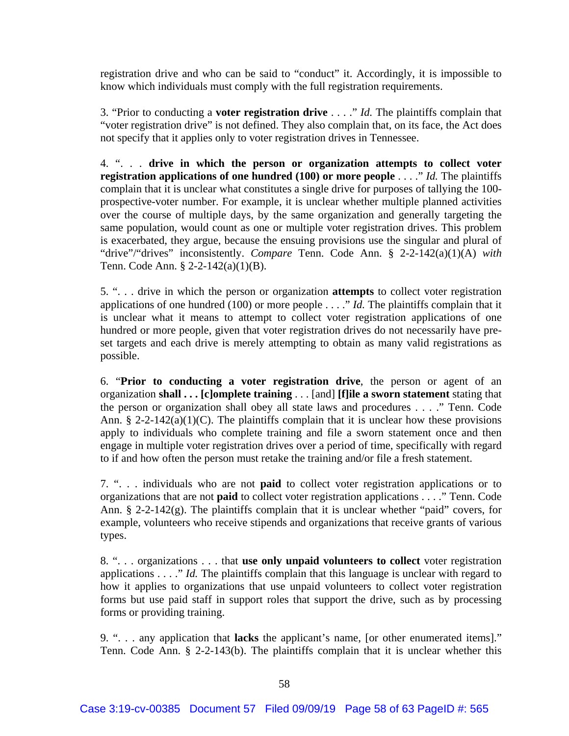registration drive and who can be said to "conduct" it. Accordingly, it is impossible to know which individuals must comply with the full registration requirements.

3. "Prior to conducting a **voter registration drive** . . . ." *Id.* The plaintiffs complain that "voter registration drive" is not defined. They also complain that, on its face, the Act does not specify that it applies only to voter registration drives in Tennessee.

4. ". . . **drive in which the person or organization attempts to collect voter registration applications of one hundred (100) or more people** . . . ." *Id.* The plaintiffs complain that it is unclear what constitutes a single drive for purposes of tallying the 100-prospective-voter number. For example, it is unclear whether multiple planned activities over the course of multiple days, by the same organization and generally targeting the same population, would count as one or multiple voter registration drives. This problem is exacerbated, they argue, because the ensuing provisions use the singular and plural of "drive"/"drives" inconsistently. *Compare* Tenn. Code Ann. § 2-2-142(a)(1)(A) *with* Tenn. Code Ann. § 2-2-142(a)(1)(B).

5. ". . . drive in which the person or organization **attempts** to collect voter registration applications of one hundred (100) or more people . . . ." *Id.* The plaintiffs complain that it is unclear what it means to attempt to collect voter registration applications of one hundred or more people, given that voter registration drives do not necessarily have pre-set targets and each drive is merely attempting to obtain as many valid registrations as possible.

6. "**Prior to conducting a voter registration drive**, the person or agent of an organization **shall . . . [c]omplete training** . . . [and] **[f]ile a sworn statement** stating that the person or organization shall obey all state laws and procedures . . . ." Tenn. Code Ann. § 2-2-142(a)(1)(C). The plaintiffs complain that it is unclear how these provisions apply to individuals who complete training and file a sworn statement once and then engage in multiple voter registration drives over a period of time, specifically with regard to if and how often the person must retake the training and/or file a fresh statement.

7. ". . . individuals who are not **paid** to collect voter registration applications or to organizations that are not **paid** to collect voter registration applications . . . ." Tenn. Code Ann. § 2-2-142(g). The plaintiffs complain that it is unclear whether "paid" covers, for example, volunteers who receive stipends and organizations that receive grants of various types.

8. ". . . organizations . . . that **use only unpaid volunteers to collect** voter registration applications . . . ." *Id.* The plaintiffs complain that this language is unclear with regard to how it applies to organizations that use unpaid volunteers to collect voter registration forms but use paid staff in support roles that support the drive, such as by processing forms or providing training.

9. ". . . any application that **lacks** the applicant's name, [or other enumerated items]." Tenn. Code Ann. § 2-2-143(b). The plaintiffs complain that it is unclear whether this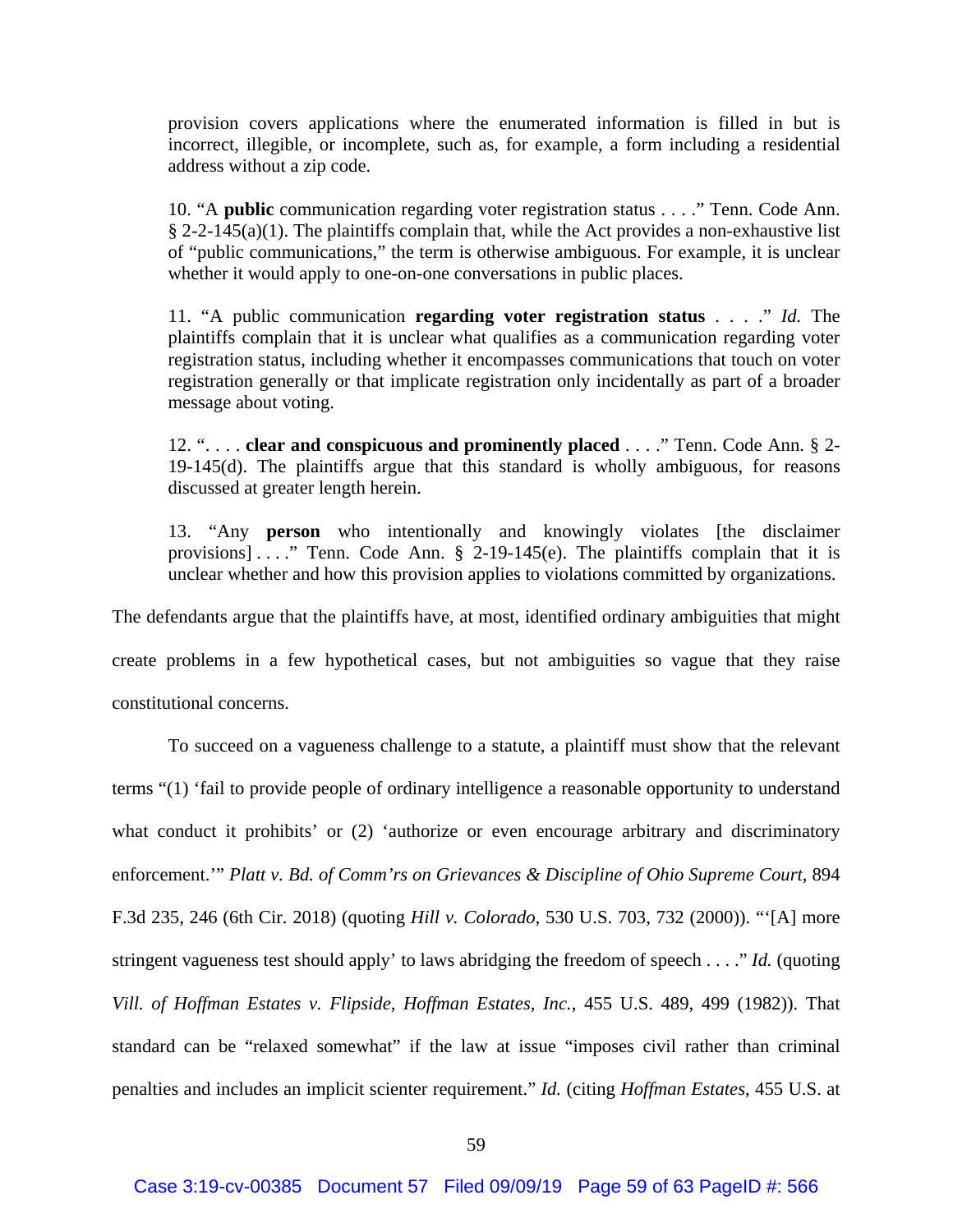provision covers applications where the enumerated information is filled in but is incorrect, illegible, or incomplete, such as, for example, a form including a residential address without a zip code.

> 10. "A **public** communication regarding voter registration status . . . ." Tenn. Code Ann. § 2-2-145(a)(1). The plaintiffs complain that, while the Act provides a non-exhaustive list of "public communications," the term is otherwise ambiguous. For example, it is unclear whether it would apply to one-on-one conversations in public places.
>
> 11. "A public communication **regarding voter registration status** . . . ." *Id.* The plaintiffs complain that it is unclear what qualifies as a communication regarding voter registration status, including whether it encompasses communications that touch on voter registration generally or that implicate registration only incidentally as part of a broader message about voting.
>
> 12. ". . . . **clear and conspicuous and prominently placed** . . . ." Tenn. Code Ann. § 2-19-145(d). The plaintiffs argue that this standard is wholly ambiguous, for reasons discussed at greater length herein.
>
> 13. "Any **person** who intentionally and knowingly violates [the disclaimer provisions] . . . ." Tenn. Code Ann. § 2-19-145(e). The plaintiffs complain that it is unclear whether and how this provision applies to violations committed by organizations.

The defendants argue that the plaintiffs have, at most, identified ordinary ambiguities that might create problems in a few hypothetical cases, but not ambiguities so vague that they raise constitutional concerns.

To succeed on a vagueness challenge to a statute, a plaintiff must show that the relevant terms "(1) 'fail to provide people of ordinary intelligence a reasonable opportunity to understand what conduct it prohibits' or (2) 'authorize or even encourage arbitrary and discriminatory enforcement.'" *Platt v. Bd. of Comm'rs on Grievances & Discipline of Ohio Supreme Court*, 894 F.3d 235, 246 (6th Cir. 2018) (quoting *Hill v. Colorado*, 530 U.S. 703, 732 (2000)). "'[A] more stringent vagueness test should apply' to laws abridging the freedom of speech . . . ." *Id.* (quoting *Vill. of Hoffman Estates v. Flipside, Hoffman Estates, Inc.*, 455 U.S. 489, 499 (1982)). That standard can be "relaxed somewhat" if the law at issue "imposes civil rather than criminal penalties and includes an implicit scienter requirement." *Id.* (citing *Hoffman Estates*, 455 U.S. at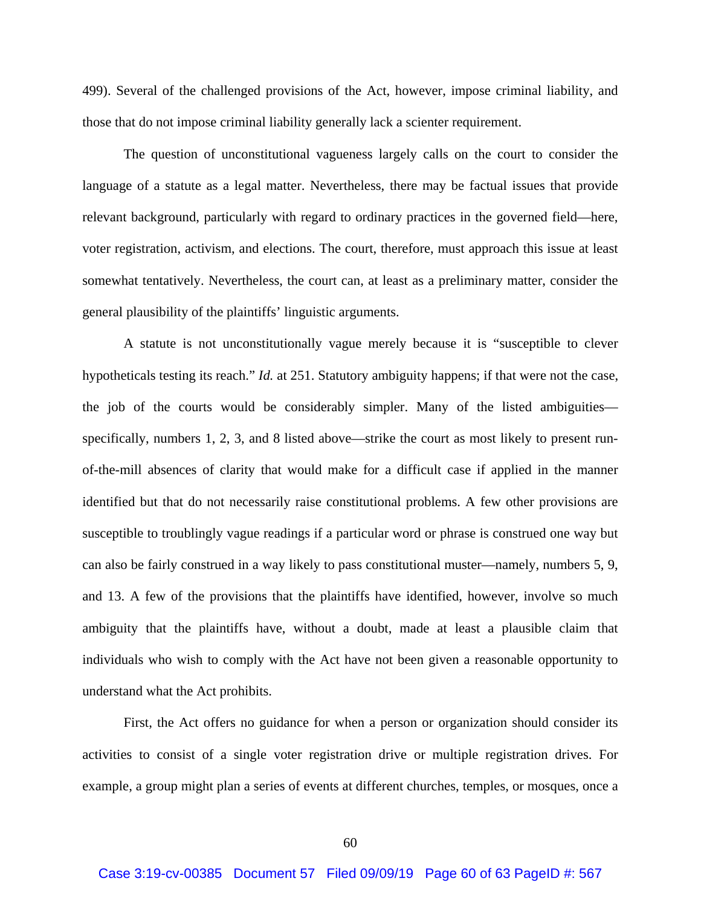499). Several of the challenged provisions of the Act, however, impose criminal liability, and those that do not impose criminal liability generally lack a scienter requirement.

The question of unconstitutional vagueness largely calls on the court to consider the language of a statute as a legal matter. Nevertheless, there may be factual issues that provide relevant background, particularly with regard to ordinary practices in the governed field—here, voter registration, activism, and elections. The court, therefore, must approach this issue at least somewhat tentatively. Nevertheless, the court can, at least as a preliminary matter, consider the general plausibility of the plaintiffs' linguistic arguments.

A statute is not unconstitutionally vague merely because it is "susceptible to clever hypotheticals testing its reach." *Id.* at 251. Statutory ambiguity happens; if that were not the case, the job of the courts would be considerably simpler. Many of the listed ambiguities—specifically, numbers 1, 2, 3, and 8 listed above—strike the court as most likely to present run-of-the-mill absences of clarity that would make for a difficult case if applied in the manner identified but that do not necessarily raise constitutional problems. A few other provisions are susceptible to troublingly vague readings if a particular word or phrase is construed one way but can also be fairly construed in a way likely to pass constitutional muster—namely, numbers 5, 9, and 13. A few of the provisions that the plaintiffs have identified, however, involve so much ambiguity that the plaintiffs have, without a doubt, made at least a plausible claim that individuals who wish to comply with the Act have not been given a reasonable opportunity to understand what the Act prohibits.

First, the Act offers no guidance for when a person or organization should consider its activities to consist of a single voter registration drive or multiple registration drives. For example, a group might plan a series of events at different churches, temples, or mosques, once a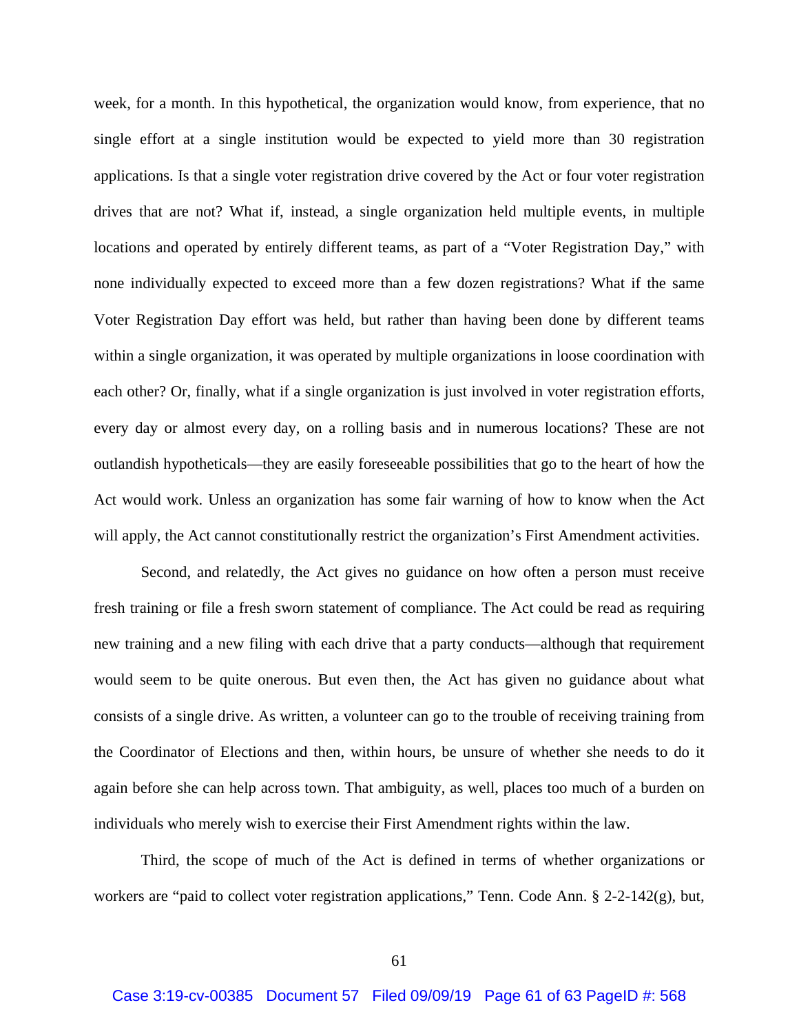week, for a month. In this hypothetical, the organization would know, from experience, that no single effort at a single institution would be expected to yield more than 30 registration applications. Is that a single voter registration drive covered by the Act or four voter registration drives that are not? What if, instead, a single organization held multiple events, in multiple locations and operated by entirely different teams, as part of a "Voter Registration Day," with none individually expected to exceed more than a few dozen registrations? What if the same Voter Registration Day effort was held, but rather than having been done by different teams within a single organization, it was operated by multiple organizations in loose coordination with each other? Or, finally, what if a single organization is just involved in voter registration efforts, every day or almost every day, on a rolling basis and in numerous locations? These are not outlandish hypotheticals—they are easily foreseeable possibilities that go to the heart of how the Act would work. Unless an organization has some fair warning of how to know when the Act will apply, the Act cannot constitutionally restrict the organization's First Amendment activities.

Second, and relatedly, the Act gives no guidance on how often a person must receive fresh training or file a fresh sworn statement of compliance. The Act could be read as requiring new training and a new filing with each drive that a party conducts—although that requirement would seem to be quite onerous. But even then, the Act has given no guidance about what consists of a single drive. As written, a volunteer can go to the trouble of receiving training from the Coordinator of Elections and then, within hours, be unsure of whether she needs to do it again before she can help across town. That ambiguity, as well, places too much of a burden on individuals who merely wish to exercise their First Amendment rights within the law.

Third, the scope of much of the Act is defined in terms of whether organizations or workers are "paid to collect voter registration applications," Tenn. Code Ann. § 2-2-142(g), but,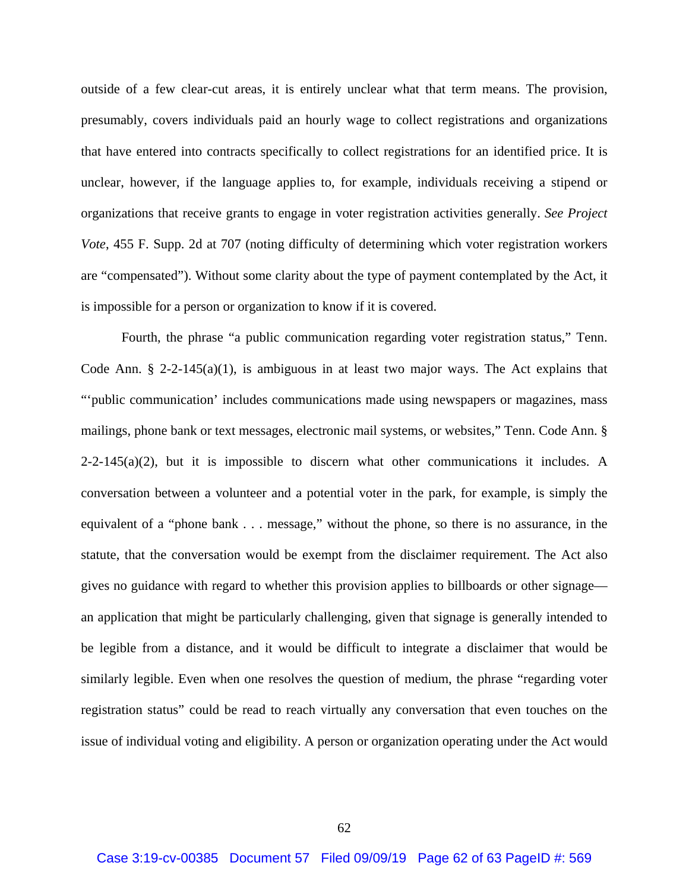outside of a few clear-cut areas, it is entirely unclear what that term means. The provision, presumably, covers individuals paid an hourly wage to collect registrations and organizations that have entered into contracts specifically to collect registrations for an identified price. It is unclear, however, if the language applies to, for example, individuals receiving a stipend or organizations that receive grants to engage in voter registration activities generally. *See Project Vote*, 455 F. Supp. 2d at 707 (noting difficulty of determining which voter registration workers are "compensated"). Without some clarity about the type of payment contemplated by the Act, it is impossible for a person or organization to know if it is covered.

Fourth, the phrase "a public communication regarding voter registration status," Tenn. Code Ann. § 2-2-145(a)(1), is ambiguous in at least two major ways. The Act explains that "'public communication' includes communications made using newspapers or magazines, mass mailings, phone bank or text messages, electronic mail systems, or websites," Tenn. Code Ann. § 2-2-145(a)(2), but it is impossible to discern what other communications it includes. A conversation between a volunteer and a potential voter in the park, for example, is simply the equivalent of a "phone bank . . . message," without the phone, so there is no assurance, in the statute, that the conversation would be exempt from the disclaimer requirement. The Act also gives no guidance with regard to whether this provision applies to billboards or other signage—an application that might be particularly challenging, given that signage is generally intended to be legible from a distance, and it would be difficult to integrate a disclaimer that would be similarly legible. Even when one resolves the question of medium, the phrase "regarding voter registration status" could be read to reach virtually any conversation that even touches on the issue of individual voting and eligibility. A person or organization operating under the Act would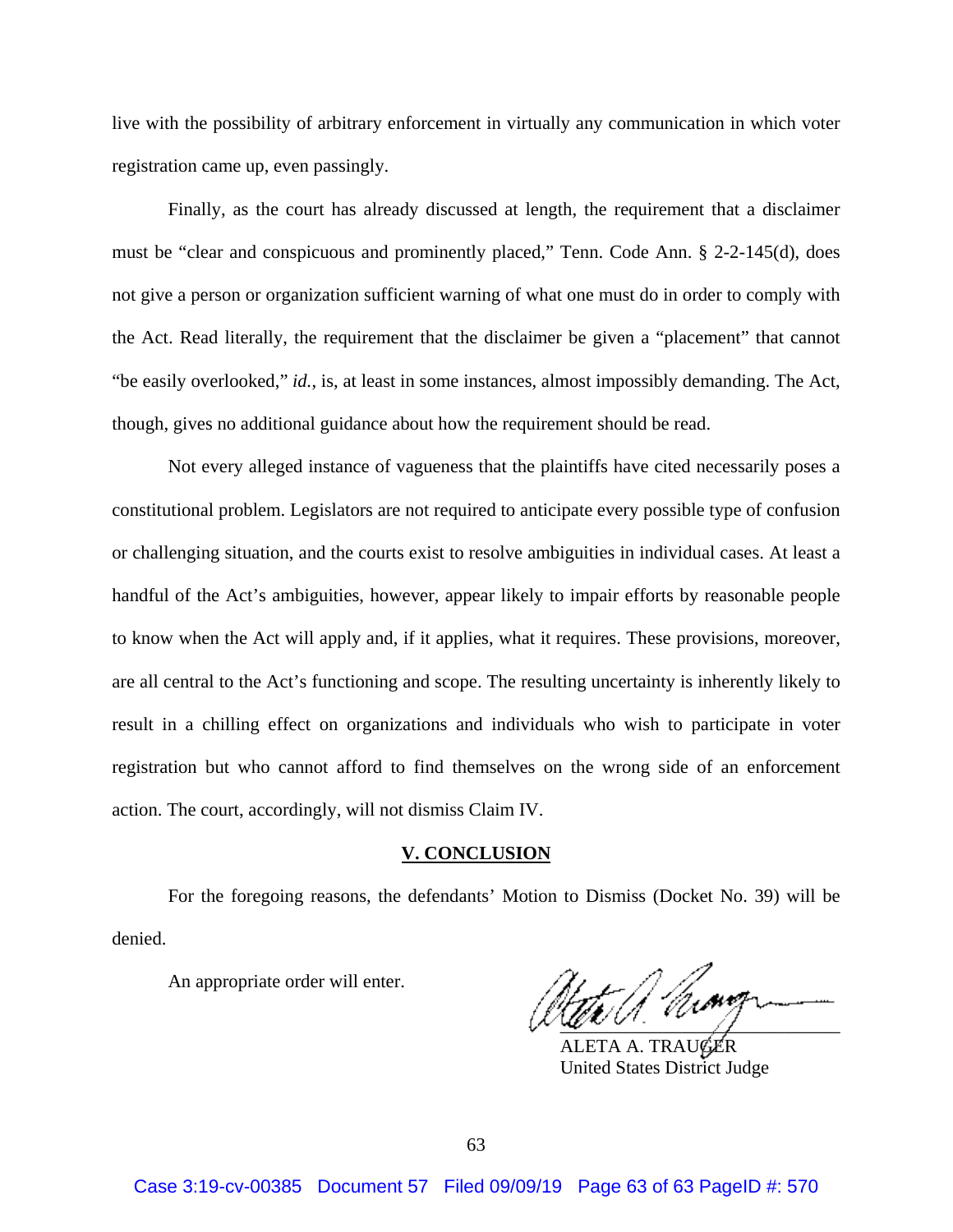live with the possibility of arbitrary enforcement in virtually any communication in which voter registration came up, even passingly.

Finally, as the court has already discussed at length, the requirement that a disclaimer must be "clear and conspicuous and prominently placed," Tenn. Code Ann. § 2-2-145(d), does not give a person or organization sufficient warning of what one must do in order to comply with the Act. Read literally, the requirement that the disclaimer be given a "placement" that cannot "be easily overlooked," *id.*, is, at least in some instances, almost impossibly demanding. The Act, though, gives no additional guidance about how the requirement should be read.

Not every alleged instance of vagueness that the plaintiffs have cited necessarily poses a constitutional problem. Legislators are not required to anticipate every possible type of confusion or challenging situation, and the courts exist to resolve ambiguities in individual cases. At least a handful of the Act's ambiguities, however, appear likely to impair efforts by reasonable people to know when the Act will apply and, if it applies, what it requires. These provisions, moreover, are all central to the Act's functioning and scope. The resulting uncertainty is inherently likely to result in a chilling effect on organizations and individuals who wish to participate in voter registration but who cannot afford to find themselves on the wrong side of an enforcement action. The court, accordingly, will not dismiss Claim IV.

## V. CONCLUSION

For the foregoing reasons, the defendants' Motion to Dismiss (Docket No. 39) will be denied.

An appropriate order will enter.

ALETA A. TRAUGER
United States District Judge